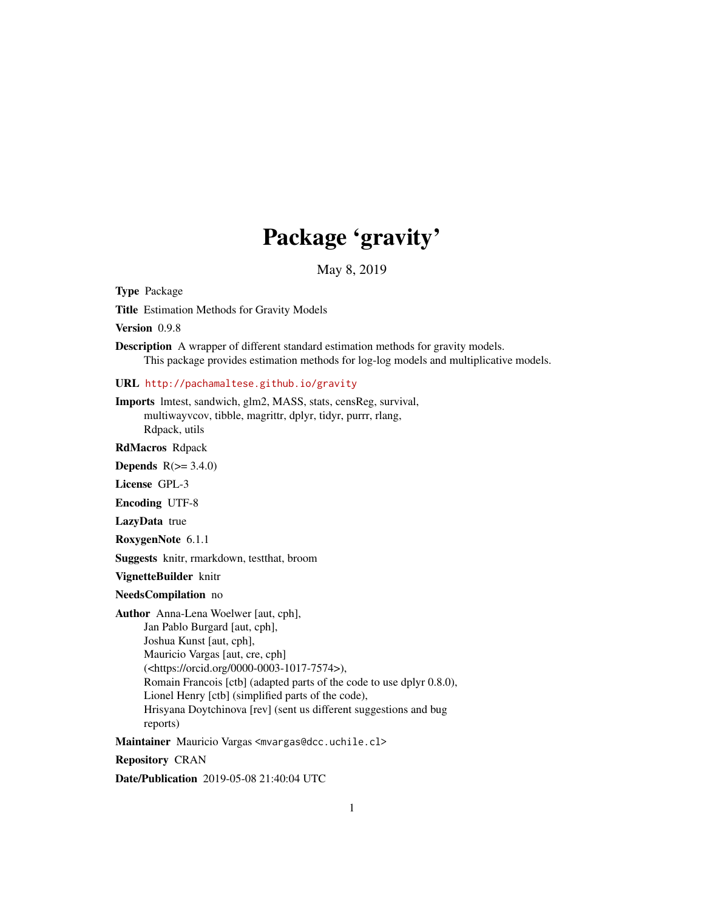# Package 'gravity'

May 8, 2019

**Type** Package

**Title** Estimation Methods for Gravity Models

**Version** 0.9.8

**Description** A wrapper of different standard estimation methods for gravity models.
This package provides estimation methods for log-log models and multiplicative models.

**URL** http://pachamaltese.github.io/gravity

**Imports** lmtest, sandwich, glm2, MASS, stats, censReg, survival, multiwayvcov, tibble, magrittr, dplyr, tidyr, purrr, rlang, Rdpack, utils

**RdMacros** Rdpack

**Depends** R(>= 3.4.0)

**License** GPL-3

**Encoding** UTF-8

**LazyData** true

**RoxygenNote** 6.1.1

**Suggests** knitr, rmarkdown, testthat, broom

**VignetteBuilder** knitr

**NeedsCompilation** no

**Author** Anna-Lena Woelwer [aut, cph],
Jan Pablo Burgard [aut, cph],
Joshua Kunst [aut, cph],
Mauricio Vargas [aut, cre, cph]
(<https://orcid.org/0000-0003-1017-7574>),
Romain Francois [ctb] (adapted parts of the code to use dplyr 0.8.0),
Lionel Henry [ctb] (simplified parts of the code),
Hrisyana Doytchinova [rev] (sent us different suggestions and bug reports)

**Maintainer** Mauricio Vargas <mvargas@dcc.uchile.cl>

**Repository** CRAN

**Date/Publication** 2019-05-08 21:40:04 UTC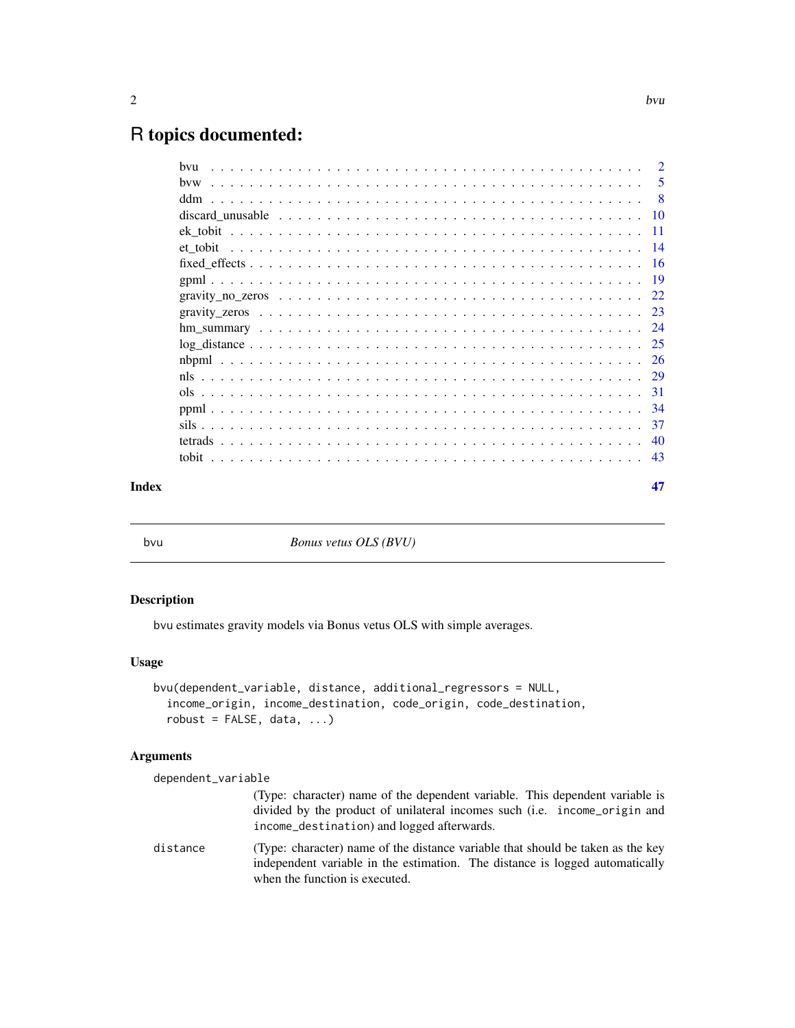# R topics documented:

| | |
|---|---|
| bvu | 2 |
| bvw | 5 |
| ddm | 8 |
| discard_unusable | 10 |
| ek_tobit | 11 |
| et_tobit | 14 |
| fixed_effects | 16 |
| gpml | 19 |
| gravity_no_zeros | 22 |
| gravity_zeros | 23 |
| hm_summary | 24 |
| log_distance | 25 |
| nbpml | 26 |
| nls | 29 |
| ols | 31 |
| ppml | 34 |
| sils | 37 |
| tetrads | 40 |
| tobit | 43 |

**Index** 47

---

bvu *Bonus vetus OLS (BVU)*

---

## Description

bvu estimates gravity models via Bonus vetus OLS with simple averages.

## Usage

```
bvu(dependent_variable, distance, additional_regressors = NULL,
  income_origin, income_destination, code_origin, code_destination,
  robust = FALSE, data, ...)
```

## Arguments

`dependent_variable`
: (Type: character) name of the dependent variable. This dependent variable is divided by the product of unilateral incomes such (i.e. `income_origin` and `income_destination`) and logged afterwards.

`distance`
: (Type: character) name of the distance variable that should be taken as the key independent variable in the estimation. The distance is logged automatically when the function is executed.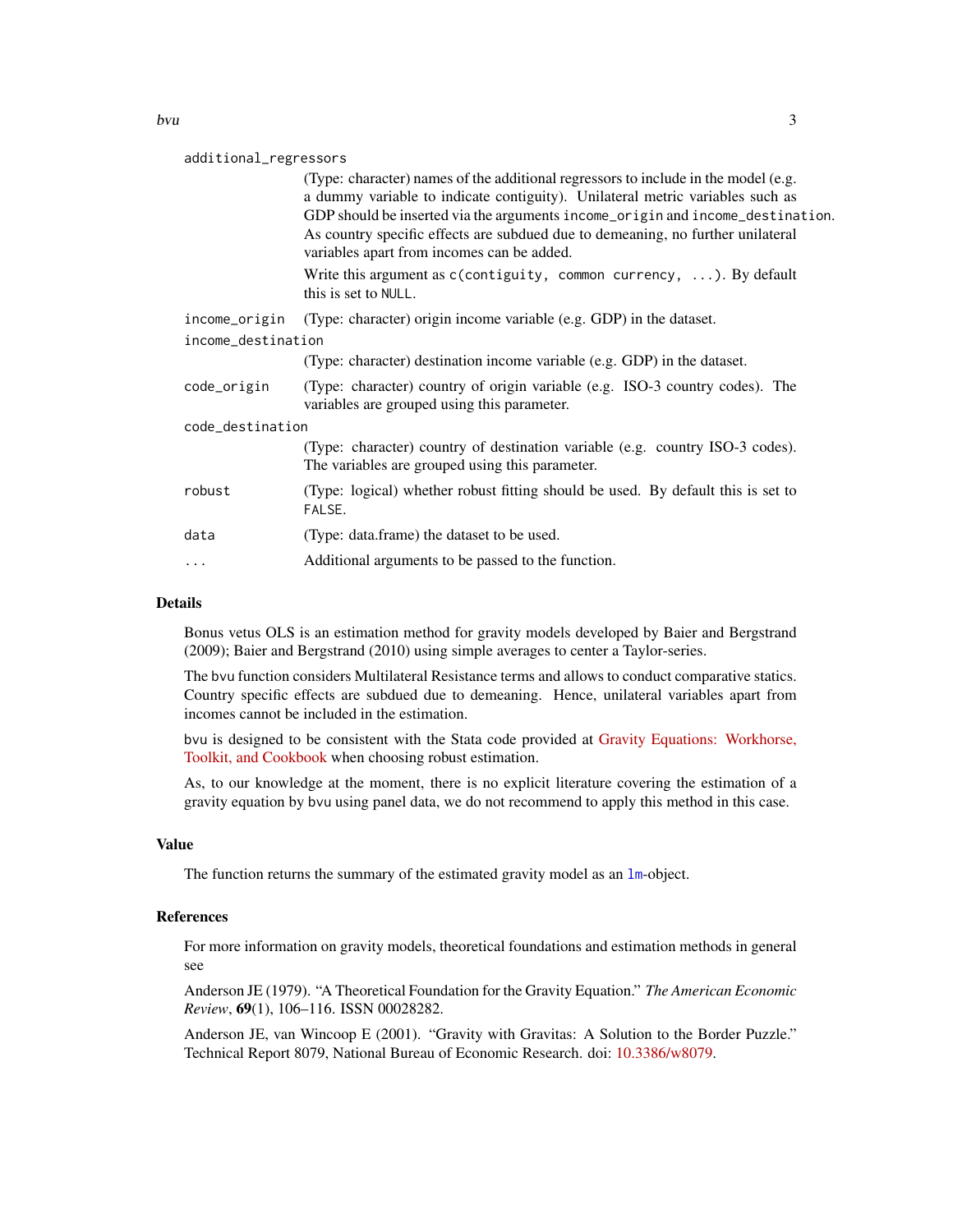`additional_regressors`
: (Type: character) names of the additional regressors to include in the model (e.g. a dummy variable to indicate contiguity). Unilateral metric variables such as GDP should be inserted via the arguments `income_origin` and `income_destination`. As country specific effects are subdued due to demeaning, no further unilateral variables apart from incomes can be added.

  Write this argument as `c(contiguity, common currency, ...)`. By default this is set to `NULL`.

`income_origin`
: (Type: character) origin income variable (e.g. GDP) in the dataset.

`income_destination`
: (Type: character) destination income variable (e.g. GDP) in the dataset.

`code_origin`
: (Type: character) country of origin variable (e.g. ISO-3 country codes). The variables are grouped using this parameter.

`code_destination`
: (Type: character) country of destination variable (e.g. country ISO-3 codes). The variables are grouped using this parameter.

`robust`
: (Type: logical) whether robust fitting should be used. By default this is set to `FALSE`.

`data`
: (Type: data.frame) the dataset to be used.

`...`
: Additional arguments to be passed to the function.

## Details

Bonus vetus OLS is an estimation method for gravity models developed by Baier and Bergstrand (2009); Baier and Bergstrand (2010) using simple averages to center a Taylor-series.

The `bvu` function considers Multilateral Resistance terms and allows to conduct comparative statics. Country specific effects are subdued due to demeaning. Hence, unilateral variables apart from incomes cannot be included in the estimation.

`bvu` is designed to be consistent with the Stata code provided at Gravity Equations: Workhorse, Toolkit, and Cookbook when choosing robust estimation.

As, to our knowledge at the moment, there is no explicit literature covering the estimation of a gravity equation by `bvu` using panel data, we do not recommend to apply this method in this case.

## Value

The function returns the summary of the estimated gravity model as an `lm`-object.

## References

For more information on gravity models, theoretical foundations and estimation methods in general see

Anderson JE (1979). "A Theoretical Foundation for the Gravity Equation." *The American Economic Review*, **69**(1), 106–116. ISSN 00028282.

Anderson JE, van Wincoop E (2001). "Gravity with Gravitas: A Solution to the Border Puzzle." Technical Report 8079, National Bureau of Economic Research. doi: 10.3386/w8079.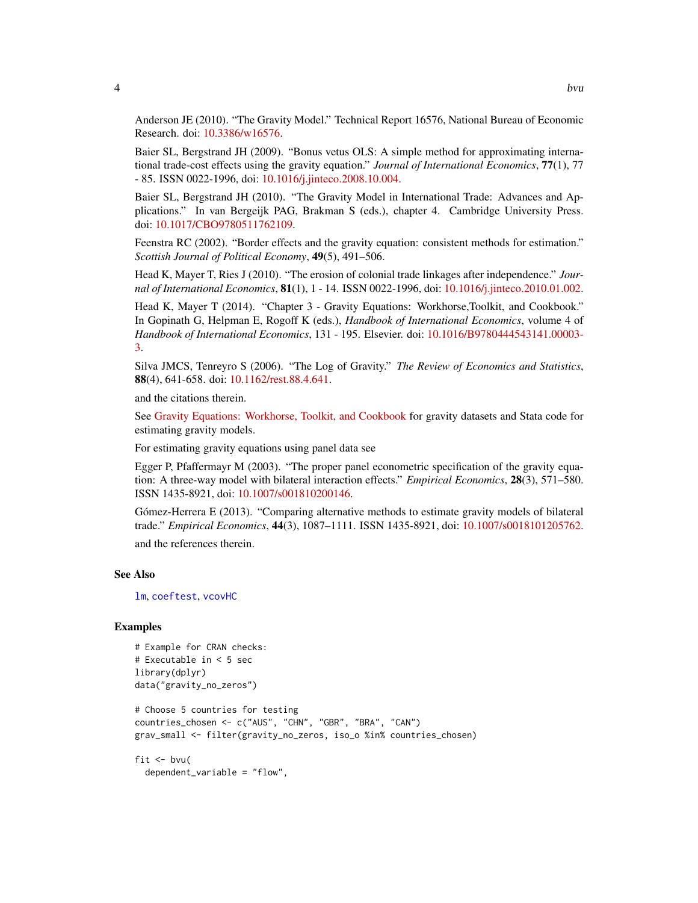Anderson JE (2010). "The Gravity Model." Technical Report 16576, National Bureau of Economic Research. doi: 10.3386/w16576.

Baier SL, Bergstrand JH (2009). "Bonus vetus OLS: A simple method for approximating international trade-cost effects using the gravity equation." *Journal of International Economics*, **77**(1), 77 - 85. ISSN 0022-1996, doi: 10.1016/j.jinteco.2008.10.004.

Baier SL, Bergstrand JH (2010). "The Gravity Model in International Trade: Advances and Applications." In van Bergeijk PAG, Brakman S (eds.), chapter 4. Cambridge University Press. doi: 10.1017/CBO9780511762109.

Feenstra RC (2002). "Border effects and the gravity equation: consistent methods for estimation." *Scottish Journal of Political Economy*, **49**(5), 491–506.

Head K, Mayer T, Ries J (2010). "The erosion of colonial trade linkages after independence." *Journal of International Economics*, **81**(1), 1 - 14. ISSN 0022-1996, doi: 10.1016/j.jinteco.2010.01.002.

Head K, Mayer T (2014). "Chapter 3 - Gravity Equations: Workhorse,Toolkit, and Cookbook." In Gopinath G, Helpman E, Rogoff K (eds.), *Handbook of International Economics*, volume 4 of *Handbook of International Economics*, 131 - 195. Elsevier. doi: 10.1016/B9780444543141.00003-3.

Silva JMCS, Tenreyro S (2006). "The Log of Gravity." *The Review of Economics and Statistics*, **88**(4), 641-658. doi: 10.1162/rest.88.4.641.

and the citations therein.

See Gravity Equations: Workhorse, Toolkit, and Cookbook for gravity datasets and Stata code for estimating gravity models.

For estimating gravity equations using panel data see

Egger P, Pfaffermayr M (2003). "The proper panel econometric specification of the gravity equation: A three-way model with bilateral interaction effects." *Empirical Economics*, **28**(3), 571–580. ISSN 1435-8921, doi: 10.1007/s001810200146.

Gómez-Herrera E (2013). "Comparing alternative methods to estimate gravity models of bilateral trade." *Empirical Economics*, **44**(3), 1087–1111. ISSN 1435-8921, doi: 10.1007/s0018101205762.

and the references therein.

## See Also

`lm`, `coeftest`, `vcovHC`

## Examples

```
# Example for CRAN checks:
# Executable in < 5 sec
library(dplyr)
data("gravity_no_zeros")

# Choose 5 countries for testing
countries_chosen <- c("AUS", "CHN", "GBR", "BRA", "CAN")
grav_small <- filter(gravity_no_zeros, iso_o %in% countries_chosen)

fit <- bvu(
  dependent_variable = "flow",
```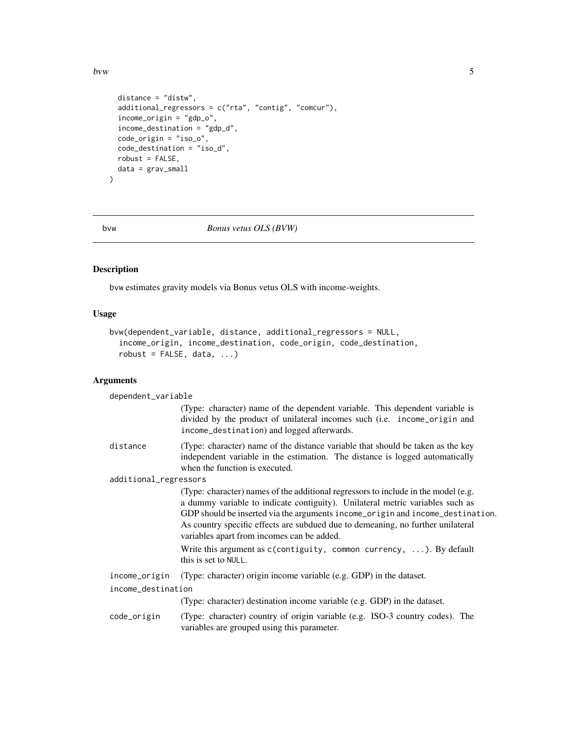```
  distance = "distw",
  additional_regressors = c("rta", "contig", "comcur"),
  income_origin = "gdp_o",
  income_destination = "gdp_d",
  code_origin = "iso_o",
  code_destination = "iso_d",
  robust = FALSE,
  data = grav_small
)
```

---

bvw *Bonus vetus OLS (BVW)*

---

## Description

bvw estimates gravity models via Bonus vetus OLS with income-weights.

## Usage

```
bvw(dependent_variable, distance, additional_regressors = NULL,
  income_origin, income_destination, code_origin, code_destination,
  robust = FALSE, data, ...)
```

## Arguments

`dependent_variable`
: (Type: character) name of the dependent variable. This dependent variable is divided by the product of unilateral incomes such (i.e. `income_origin` and `income_destination`) and logged afterwards.

`distance`
: (Type: character) name of the distance variable that should be taken as the key independent variable in the estimation. The distance is logged automatically when the function is executed.

`additional_regressors`
: (Type: character) names of the additional regressors to include in the model (e.g. a dummy variable to indicate contiguity). Unilateral metric variables such as GDP should be inserted via the arguments `income_origin` and `income_destination`. As country specific effects are subdued due to demeaning, no further unilateral variables apart from incomes can be added.

  Write this argument as `c(contiguity, common currency, ...)`. By default this is set to `NULL`.

`income_origin`
: (Type: character) origin income variable (e.g. GDP) in the dataset.

`income_destination`
: (Type: character) destination income variable (e.g. GDP) in the dataset.

`code_origin`
: (Type: character) country of origin variable (e.g. ISO-3 country codes). The variables are grouped using this parameter.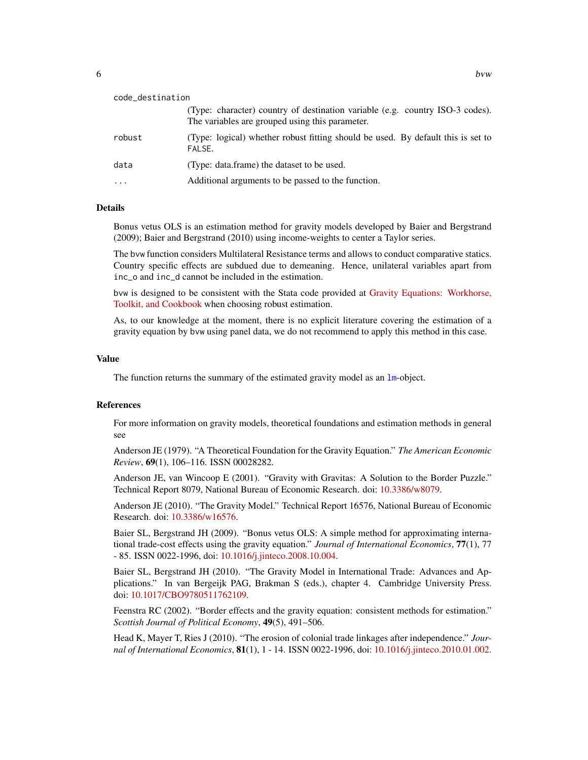code_destination
: (Type: character) country of destination variable (e.g. country ISO-3 codes). The variables are grouped using this parameter.

robust
: (Type: logical) whether robust fitting should be used. By default this is set to `FALSE`.

data
: (Type: data.frame) the dataset to be used.

...
: Additional arguments to be passed to the function.

## Details

Bonus vetus OLS is an estimation method for gravity models developed by Baier and Bergstrand (2009); Baier and Bergstrand (2010) using income-weights to center a Taylor series.

The `bvw` function considers Multilateral Resistance terms and allows to conduct comparative statics. Country specific effects are subdued due to demeaning. Hence, unilateral variables apart from `inc_o` and `inc_d` cannot be included in the estimation.

`bvw` is designed to be consistent with the Stata code provided at Gravity Equations: Workhorse, Toolkit, and Cookbook when choosing robust estimation.

As, to our knowledge at the moment, there is no explicit literature covering the estimation of a gravity equation by `bvw` using panel data, we do not recommend to apply this method in this case.

## Value

The function returns the summary of the estimated gravity model as an `lm`-object.

## References

For more information on gravity models, theoretical foundations and estimation methods in general see

Anderson JE (1979). "A Theoretical Foundation for the Gravity Equation." *The American Economic Review*, **69**(1), 106–116. ISSN 00028282.

Anderson JE, van Wincoop E (2001). "Gravity with Gravitas: A Solution to the Border Puzzle." Technical Report 8079, National Bureau of Economic Research. doi: 10.3386/w8079.

Anderson JE (2010). "The Gravity Model." Technical Report 16576, National Bureau of Economic Research. doi: 10.3386/w16576.

Baier SL, Bergstrand JH (2009). "Bonus vetus OLS: A simple method for approximating international trade-cost effects using the gravity equation." *Journal of International Economics*, **77**(1), 77 - 85. ISSN 0022-1996, doi: 10.1016/j.jinteco.2008.10.004.

Baier SL, Bergstrand JH (2010). "The Gravity Model in International Trade: Advances and Applications." In van Bergeijk PAG, Brakman S (eds.), chapter 4. Cambridge University Press. doi: 10.1017/CBO9780511762109.

Feenstra RC (2002). "Border effects and the gravity equation: consistent methods for estimation." *Scottish Journal of Political Economy*, **49**(5), 491–506.

Head K, Mayer T, Ries J (2010). "The erosion of colonial trade linkages after independence." *Journal of International Economics*, **81**(1), 1 - 14. ISSN 0022-1996, doi: 10.1016/j.jinteco.2010.01.002.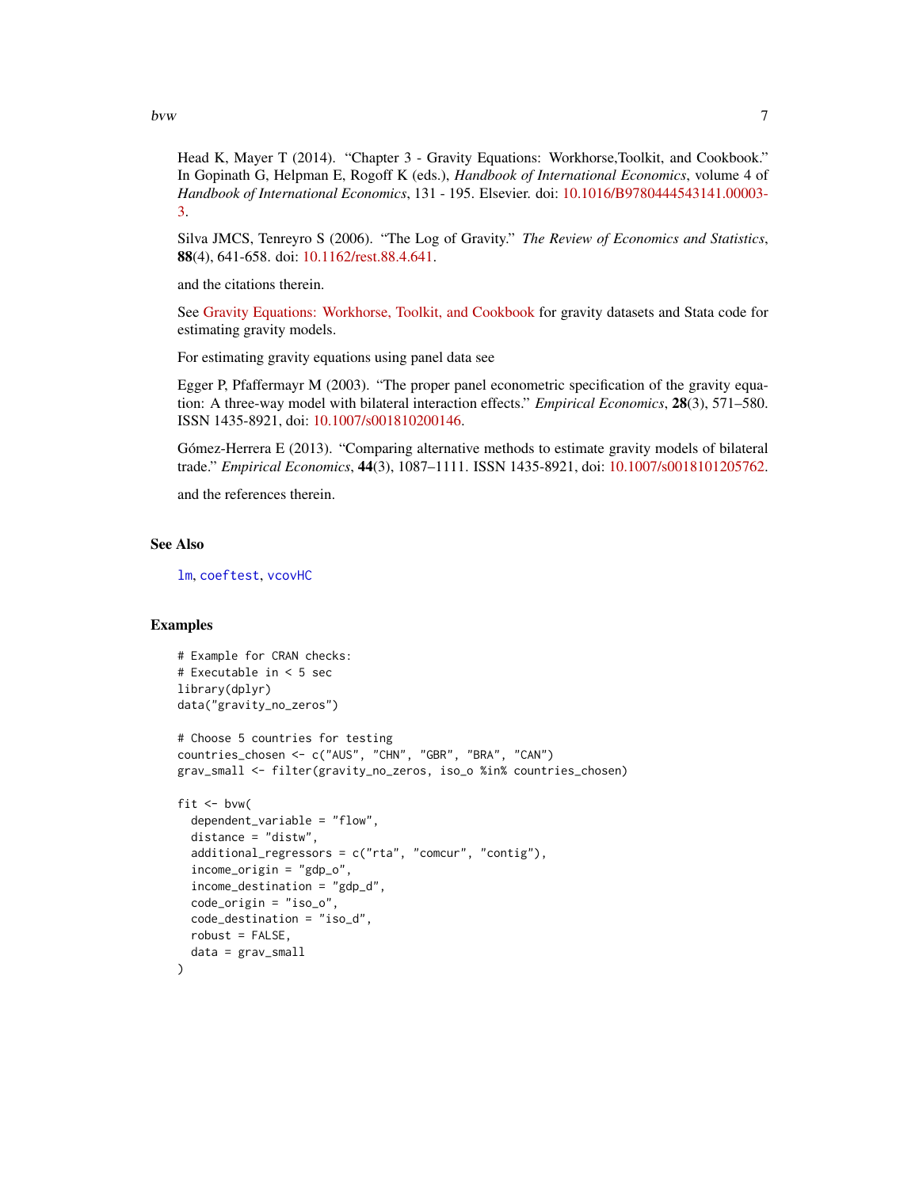Head K, Mayer T (2014). "Chapter 3 - Gravity Equations: Workhorse,Toolkit, and Cookbook." In Gopinath G, Helpman E, Rogoff K (eds.), *Handbook of International Economics*, volume 4 of *Handbook of International Economics*, 131 - 195. Elsevier. doi: 10.1016/B9780444543141.00003-3.

Silva JMCS, Tenreyro S (2006). "The Log of Gravity." *The Review of Economics and Statistics*, **88**(4), 641-658. doi: 10.1162/rest.88.4.641.

and the citations therein.

See Gravity Equations: Workhorse, Toolkit, and Cookbook for gravity datasets and Stata code for estimating gravity models.

For estimating gravity equations using panel data see

Egger P, Pfaffermayr M (2003). "The proper panel econometric specification of the gravity equation: A three-way model with bilateral interaction effects." *Empirical Economics*, **28**(3), 571–580. ISSN 1435-8921, doi: 10.1007/s001810200146.

Gómez-Herrera E (2013). "Comparing alternative methods to estimate gravity models of bilateral trade." *Empirical Economics*, **44**(3), 1087–1111. ISSN 1435-8921, doi: 10.1007/s0018101205762.

and the references therein.

## See Also

lm, coeftest, vcovHC

## Examples

```
# Example for CRAN checks:
# Executable in < 5 sec
library(dplyr)
data("gravity_no_zeros")

# Choose 5 countries for testing
countries_chosen <- c("AUS", "CHN", "GBR", "BRA", "CAN")
grav_small <- filter(gravity_no_zeros, iso_o %in% countries_chosen)

fit <- bvw(
  dependent_variable = "flow",
  distance = "distw",
  additional_regressors = c("rta", "comcur", "contig"),
  income_origin = "gdp_o",
  income_destination = "gdp_d",
  code_origin = "iso_o",
  code_destination = "iso_d",
  robust = FALSE,
  data = grav_small
)
```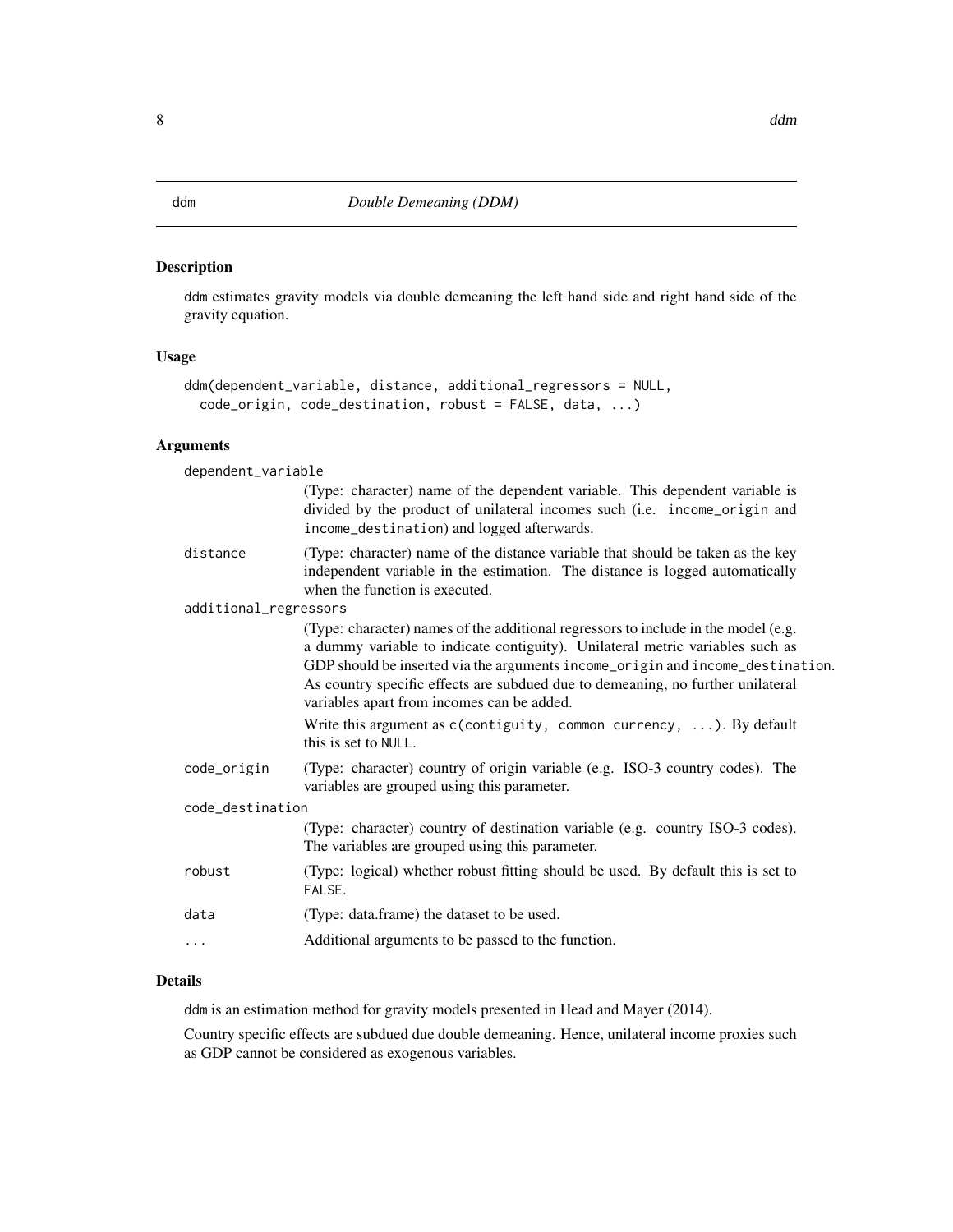# ddm — *Double Demeaning (DDM)*

## Description

ddm estimates gravity models via double demeaning the left hand side and right hand side of the gravity equation.

## Usage

```
ddm(dependent_variable, distance, additional_regressors = NULL,
  code_origin, code_destination, robust = FALSE, data, ...)
```

## Arguments

- `dependent_variable` — (Type: character) name of the dependent variable. This dependent variable is divided by the product of unilateral incomes such (i.e. `income_origin` and `income_destination`) and logged afterwards.
- `distance` — (Type: character) name of the distance variable that should be taken as the key independent variable in the estimation. The distance is logged automatically when the function is executed.
- `additional_regressors` — (Type: character) names of the additional regressors to include in the model (e.g. a dummy variable to indicate contiguity). Unilateral metric variables such as GDP should be inserted via the arguments `income_origin` and `income_destination`. As country specific effects are subdued due to demeaning, no further unilateral variables apart from incomes can be added.

  Write this argument as `c(contiguity, common currency, ...)`. By default this is set to `NULL`.
- `code_origin` — (Type: character) country of origin variable (e.g. ISO-3 country codes). The variables are grouped using this parameter.
- `code_destination` — (Type: character) country of destination variable (e.g. country ISO-3 codes). The variables are grouped using this parameter.
- `robust` — (Type: logical) whether robust fitting should be used. By default this is set to `FALSE`.
- `data` — (Type: data.frame) the dataset to be used.
- `...` — Additional arguments to be passed to the function.

## Details

ddm is an estimation method for gravity models presented in Head and Mayer (2014).

Country specific effects are subdued due double demeaning. Hence, unilateral income proxies such as GDP cannot be considered as exogenous variables.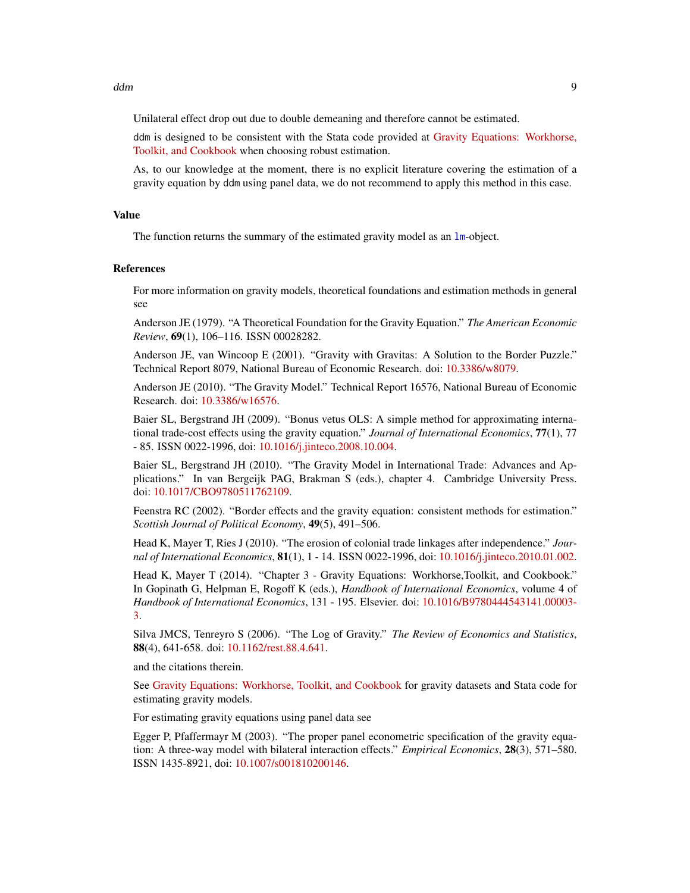Unilateral effect drop out due to double demeaning and therefore cannot be estimated.

`ddm` is designed to be consistent with the Stata code provided at Gravity Equations: Workhorse, Toolkit, and Cookbook when choosing robust estimation.

As, to our knowledge at the moment, there is no explicit literature covering the estimation of a gravity equation by `ddm` using panel data, we do not recommend to apply this method in this case.

## Value

The function returns the summary of the estimated gravity model as an `lm`-object.

## References

For more information on gravity models, theoretical foundations and estimation methods in general see

Anderson JE (1979). "A Theoretical Foundation for the Gravity Equation." *The American Economic Review*, **69**(1), 106–116. ISSN 00028282.

Anderson JE, van Wincoop E (2001). "Gravity with Gravitas: A Solution to the Border Puzzle." Technical Report 8079, National Bureau of Economic Research. doi: 10.3386/w8079.

Anderson JE (2010). "The Gravity Model." Technical Report 16576, National Bureau of Economic Research. doi: 10.3386/w16576.

Baier SL, Bergstrand JH (2009). "Bonus vetus OLS: A simple method for approximating international trade-cost effects using the gravity equation." *Journal of International Economics*, **77**(1), 77 - 85. ISSN 0022-1996, doi: 10.1016/j.jinteco.2008.10.004.

Baier SL, Bergstrand JH (2010). "The Gravity Model in International Trade: Advances and Applications." In van Bergeijk PAG, Brakman S (eds.), chapter 4. Cambridge University Press. doi: 10.1017/CBO9780511762109.

Feenstra RC (2002). "Border effects and the gravity equation: consistent methods for estimation." *Scottish Journal of Political Economy*, **49**(5), 491–506.

Head K, Mayer T, Ries J (2010). "The erosion of colonial trade linkages after independence." *Journal of International Economics*, **81**(1), 1 - 14. ISSN 0022-1996, doi: 10.1016/j.jinteco.2010.01.002.

Head K, Mayer T (2014). "Chapter 3 - Gravity Equations: Workhorse,Toolkit, and Cookbook." In Gopinath G, Helpman E, Rogoff K (eds.), *Handbook of International Economics*, volume 4 of *Handbook of International Economics*, 131 - 195. Elsevier. doi: 10.1016/B9780444543141.00003-3.

Silva JMCS, Tenreyro S (2006). "The Log of Gravity." *The Review of Economics and Statistics*, **88**(4), 641-658. doi: 10.1162/rest.88.4.641.

and the citations therein.

See Gravity Equations: Workhorse, Toolkit, and Cookbook for gravity datasets and Stata code for estimating gravity models.

For estimating gravity equations using panel data see

Egger P, Pfaffermayr M (2003). "The proper panel econometric specification of the gravity equation: A three-way model with bilateral interaction effects." *Empirical Economics*, **28**(3), 571–580. ISSN 1435-8921, doi: 10.1007/s001810200146.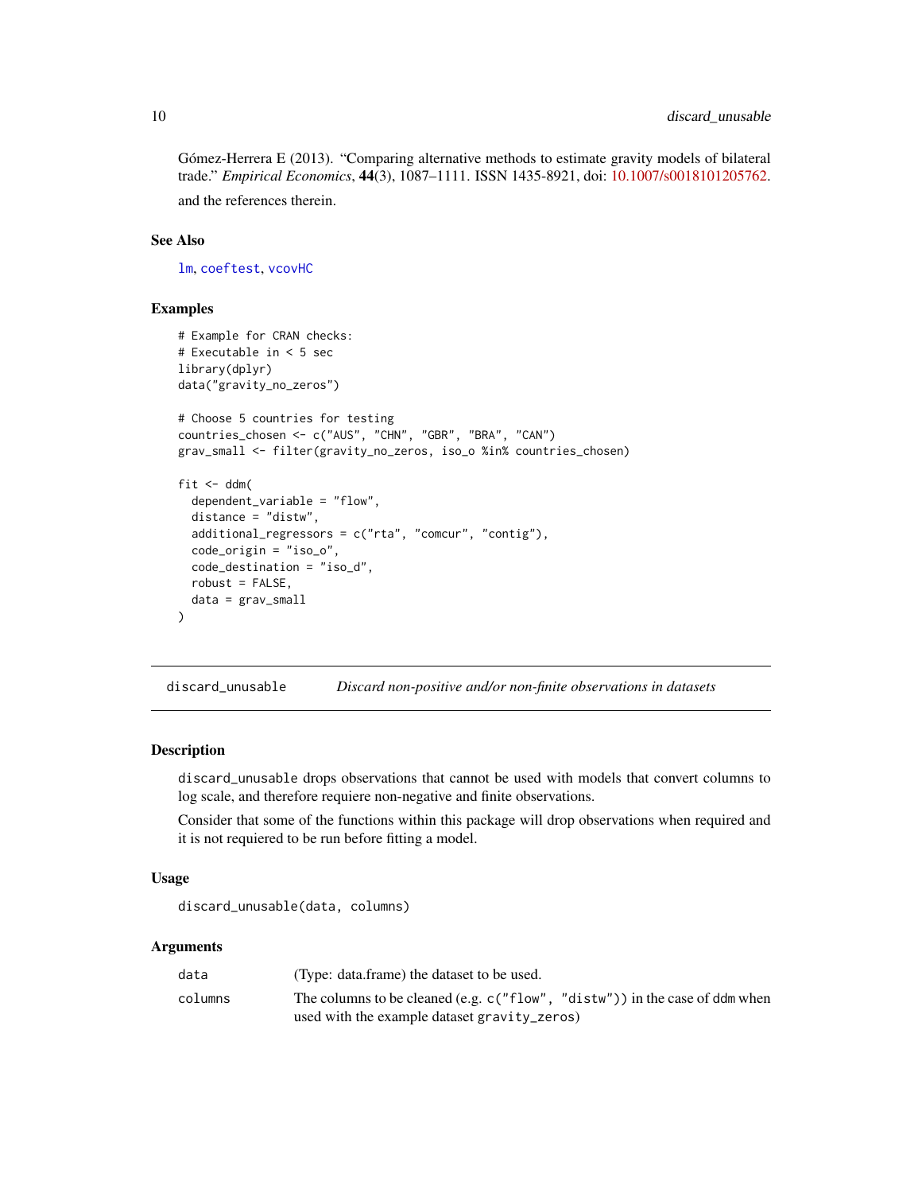Gómez-Herrera E (2013). "Comparing alternative methods to estimate gravity models of bilateral trade." *Empirical Economics*, **44**(3), 1087–1111. ISSN 1435-8921, doi: 10.1007/s0018101205762.

and the references therein.

### See Also

`lm`, `coeftest`, `vcovHC`

### Examples

```
# Example for CRAN checks:
# Executable in < 5 sec
library(dplyr)
data("gravity_no_zeros")

# Choose 5 countries for testing
countries_chosen <- c("AUS", "CHN", "GBR", "BRA", "CAN")
grav_small <- filter(gravity_no_zeros, iso_o %in% countries_chosen)

fit <- ddm(
  dependent_variable = "flow",
  distance = "distw",
  additional_regressors = c("rta", "comcur", "contig"),
  code_origin = "iso_o",
  code_destination = "iso_d",
  robust = FALSE,
  data = grav_small
)
```

---

## discard_unusable — *Discard non-positive and/or non-finite observations in datasets*

---

### Description

`discard_unusable` drops observations that cannot be used with models that convert columns to log scale, and therefore requiere non-negative and finite observations.

Consider that some of the functions within this package will drop observations when required and it is not requiered to be run before fitting a model.

### Usage

```
discard_unusable(data, columns)
```

### Arguments

| | |
|---|---|
| `data` | (Type: data.frame) the dataset to be used. |
| `columns` | The columns to be cleaned (e.g. `c("flow", "distw")`) in the case of `ddm` when used with the example dataset `gravity_zeros`) |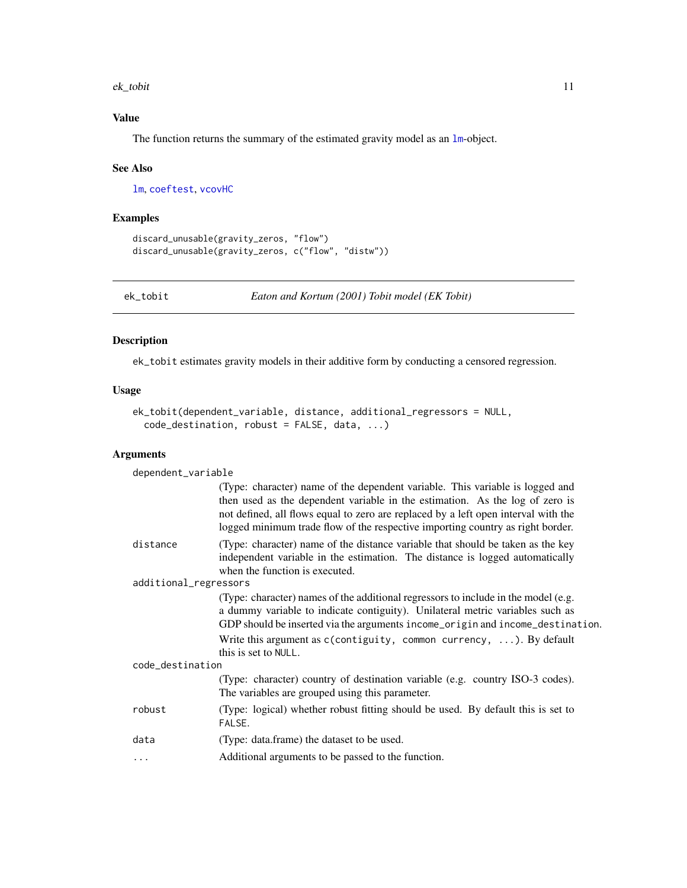## Value

The function returns the summary of the estimated gravity model as an lm-object.

## See Also

lm, coeftest, vcovHC

## Examples

```
discard_unusable(gravity_zeros, "flow")
discard_unusable(gravity_zeros, c("flow", "distw"))
```

---

# ek_tobit — *Eaton and Kortum (2001) Tobit model (EK Tobit)*

---

## Description

ek_tobit estimates gravity models in their additive form by conducting a censored regression.

## Usage

```
ek_tobit(dependent_variable, distance, additional_regressors = NULL,
  code_destination, robust = FALSE, data, ...)
```

## Arguments

- **dependent_variable**: (Type: character) name of the dependent variable. This variable is logged and then used as the dependent variable in the estimation. As the log of zero is not defined, all flows equal to zero are replaced by a left open interval with the logged minimum trade flow of the respective importing country as right border.
- **distance**: (Type: character) name of the distance variable that should be taken as the key independent variable in the estimation. The distance is logged automatically when the function is executed.
- **additional_regressors**: (Type: character) names of the additional regressors to include in the model (e.g. a dummy variable to indicate contiguity). Unilateral metric variables such as GDP should be inserted via the arguments `income_origin` and `income_destination`.

  Write this argument as `c(contiguity, common currency, ...)`. By default this is set to `NULL`.
- **code_destination**: (Type: character) country of destination variable (e.g. country ISO-3 codes). The variables are grouped using this parameter.
- **robust**: (Type: logical) whether robust fitting should be used. By default this is set to `FALSE`.
- **data**: (Type: data.frame) the dataset to be used.
- **...**: Additional arguments to be passed to the function.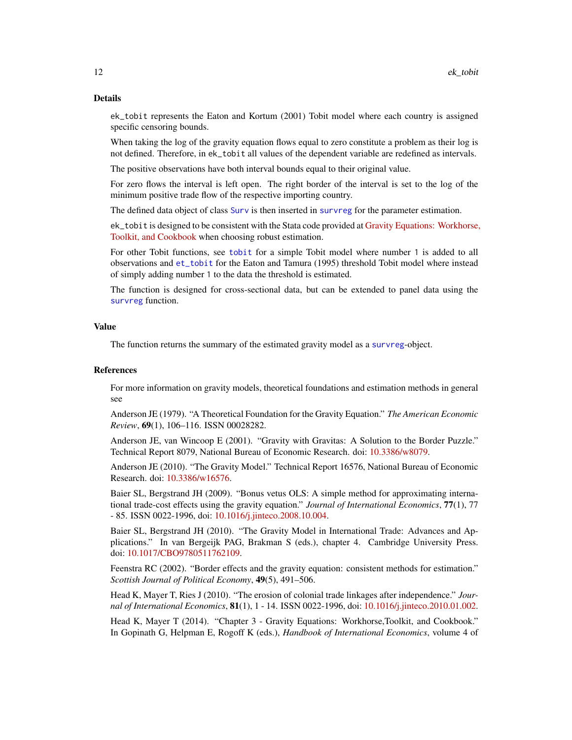## Details

ek_tobit represents the Eaton and Kortum (2001) Tobit model where each country is assigned specific censoring bounds.

When taking the log of the gravity equation flows equal to zero constitute a problem as their log is not defined. Therefore, in ek_tobit all values of the dependent variable are redefined as intervals.

The positive observations have both interval bounds equal to their original value.

For zero flows the interval is left open. The right border of the interval is set to the log of the minimum positive trade flow of the respective importing country.

The defined data object of class Surv is then inserted in survreg for the parameter estimation.

ek_tobit is designed to be consistent with the Stata code provided at Gravity Equations: Workhorse, Toolkit, and Cookbook when choosing robust estimation.

For other Tobit functions, see tobit for a simple Tobit model where number 1 is added to all observations and et_tobit for the Eaton and Tamura (1995) threshold Tobit model where instead of simply adding number 1 to the data the threshold is estimated.

The function is designed for cross-sectional data, but can be extended to panel data using the survreg function.

## Value

The function returns the summary of the estimated gravity model as a survreg-object.

## References

For more information on gravity models, theoretical foundations and estimation methods in general see

Anderson JE (1979). "A Theoretical Foundation for the Gravity Equation." *The American Economic Review*, **69**(1), 106–116. ISSN 00028282.

Anderson JE, van Wincoop E (2001). "Gravity with Gravitas: A Solution to the Border Puzzle." Technical Report 8079, National Bureau of Economic Research. doi: 10.3386/w8079.

Anderson JE (2010). "The Gravity Model." Technical Report 16576, National Bureau of Economic Research. doi: 10.3386/w16576.

Baier SL, Bergstrand JH (2009). "Bonus vetus OLS: A simple method for approximating international trade-cost effects using the gravity equation." *Journal of International Economics*, **77**(1), 77 - 85. ISSN 0022-1996, doi: 10.1016/j.jinteco.2008.10.004.

Baier SL, Bergstrand JH (2010). "The Gravity Model in International Trade: Advances and Applications." In van Bergeijk PAG, Brakman S (eds.), chapter 4. Cambridge University Press. doi: 10.1017/CBO9780511762109.

Feenstra RC (2002). "Border effects and the gravity equation: consistent methods for estimation." *Scottish Journal of Political Economy*, **49**(5), 491–506.

Head K, Mayer T, Ries J (2010). "The erosion of colonial trade linkages after independence." *Journal of International Economics*, **81**(1), 1 - 14. ISSN 0022-1996, doi: 10.1016/j.jinteco.2010.01.002.

Head K, Mayer T (2014). "Chapter 3 - Gravity Equations: Workhorse,Toolkit, and Cookbook." In Gopinath G, Helpman E, Rogoff K (eds.), *Handbook of International Economics*, volume 4 of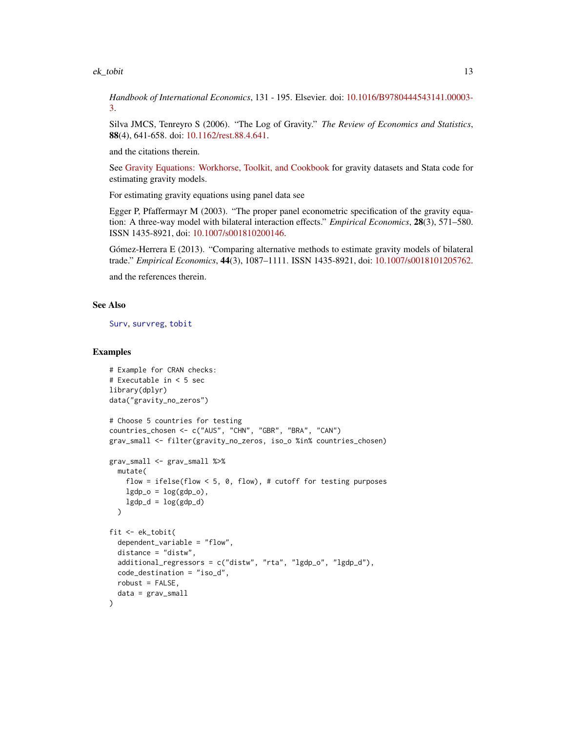*Handbook of International Economics*, 131 - 195. Elsevier. doi: 10.1016/B9780444543141.00003-3.

Silva JMCS, Tenreyro S (2006). "The Log of Gravity." *The Review of Economics and Statistics*, **88**(4), 641-658. doi: 10.1162/rest.88.4.641.

and the citations therein.

See Gravity Equations: Workhorse, Toolkit, and Cookbook for gravity datasets and Stata code for estimating gravity models.

For estimating gravity equations using panel data see

Egger P, Pfaffermayr M (2003). "The proper panel econometric specification of the gravity equation: A three-way model with bilateral interaction effects." *Empirical Economics*, **28**(3), 571–580. ISSN 1435-8921, doi: 10.1007/s001810200146.

Gómez-Herrera E (2013). "Comparing alternative methods to estimate gravity models of bilateral trade." *Empirical Economics*, **44**(3), 1087–1111. ISSN 1435-8921, doi: 10.1007/s0018101205762.

and the references therein.

## See Also

`Surv`, `survreg`, `tobit`

## Examples

```
# Example for CRAN checks:
# Executable in < 5 sec
library(dplyr)
data("gravity_no_zeros")

# Choose 5 countries for testing
countries_chosen <- c("AUS", "CHN", "GBR", "BRA", "CAN")
grav_small <- filter(gravity_no_zeros, iso_o %in% countries_chosen)

grav_small <- grav_small %>%
  mutate(
    flow = ifelse(flow < 5, 0, flow), # cutoff for testing purposes
    lgdp_o = log(gdp_o),
    lgdp_d = log(gdp_d)
  )

fit <- ek_tobit(
  dependent_variable = "flow",
  distance = "distw",
  additional_regressors = c("distw", "rta", "lgdp_o", "lgdp_d"),
  code_destination = "iso_d",
  robust = FALSE,
  data = grav_small
)
```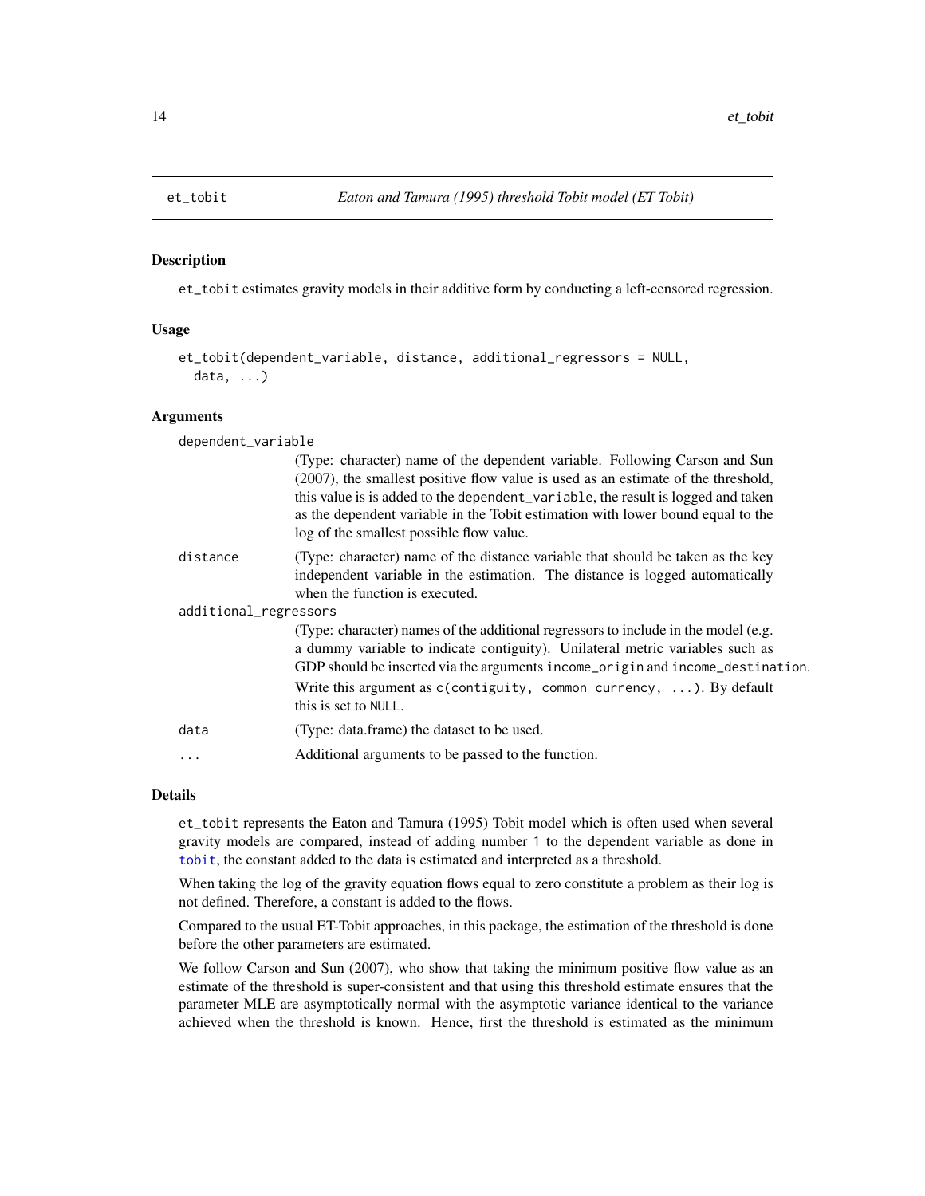# et_tobit *Eaton and Tamura (1995) threshold Tobit model (ET Tobit)*

## Description

et_tobit estimates gravity models in their additive form by conducting a left-censored regression.

## Usage

```
et_tobit(dependent_variable, distance, additional_regressors = NULL,
  data, ...)
```

## Arguments

**dependent_variable**
(Type: character) name of the dependent variable. Following Carson and Sun (2007), the smallest positive flow value is used as an estimate of the threshold, this value is is added to the dependent_variable, the result is logged and taken as the dependent variable in the Tobit estimation with lower bound equal to the log of the smallest possible flow value.

**distance**
(Type: character) name of the distance variable that should be taken as the key independent variable in the estimation. The distance is logged automatically when the function is executed.

**additional_regressors**
(Type: character) names of the additional regressors to include in the model (e.g. a dummy variable to indicate contiguity). Unilateral metric variables such as GDP should be inserted via the arguments income_origin and income_destination.

Write this argument as c(contiguity, common currency, ...). By default this is set to NULL.

**data**
(Type: data.frame) the dataset to be used.

**...**
Additional arguments to be passed to the function.

## Details

et_tobit represents the Eaton and Tamura (1995) Tobit model which is often used when several gravity models are compared, instead of adding number 1 to the dependent variable as done in tobit, the constant added to the data is estimated and interpreted as a threshold.

When taking the log of the gravity equation flows equal to zero constitute a problem as their log is not defined. Therefore, a constant is added to the flows.

Compared to the usual ET-Tobit approaches, in this package, the estimation of the threshold is done before the other parameters are estimated.

We follow Carson and Sun (2007), who show that taking the minimum positive flow value as an estimate of the threshold is super-consistent and that using this threshold estimate ensures that the parameter MLE are asymptotically normal with the asymptotic variance identical to the variance achieved when the threshold is known. Hence, first the threshold is estimated as the minimum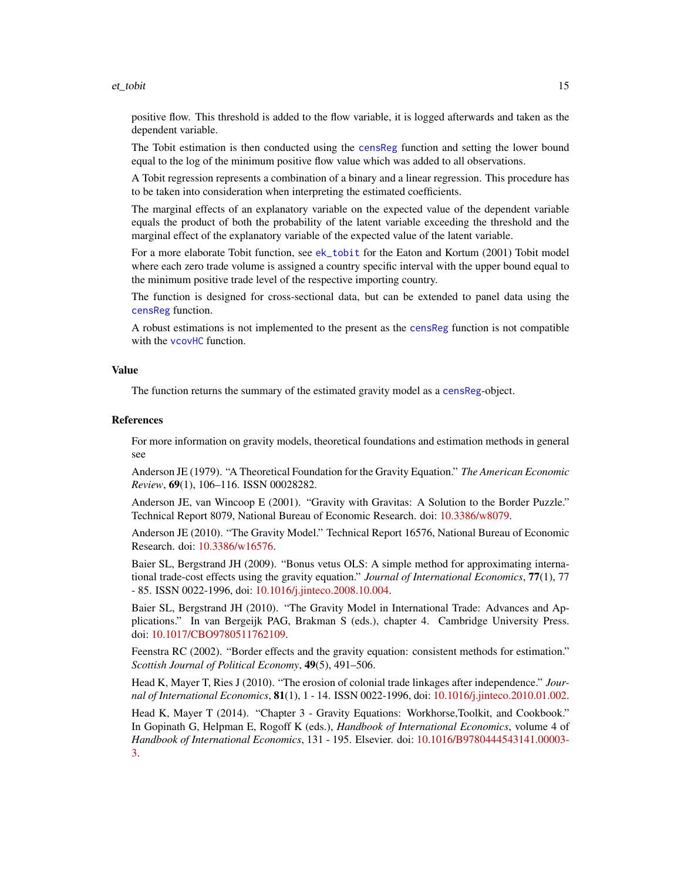positive flow. This threshold is added to the flow variable, it is logged afterwards and taken as the dependent variable.

The Tobit estimation is then conducted using the censReg function and setting the lower bound equal to the log of the minimum positive flow value which was added to all observations.

A Tobit regression represents a combination of a binary and a linear regression. This procedure has to be taken into consideration when interpreting the estimated coefficients.

The marginal effects of an explanatory variable on the expected value of the dependent variable equals the product of both the probability of the latent variable exceeding the threshold and the marginal effect of the explanatory variable of the expected value of the latent variable.

For a more elaborate Tobit function, see ek_tobit for the Eaton and Kortum (2001) Tobit model where each zero trade volume is assigned a country specific interval with the upper bound equal to the minimum positive trade level of the respective importing country.

The function is designed for cross-sectional data, but can be extended to panel data using the censReg function.

A robust estimations is not implemented to the present as the censReg function is not compatible with the vcovHC function.

## Value

The function returns the summary of the estimated gravity model as a censReg-object.

## References

For more information on gravity models, theoretical foundations and estimation methods in general see

Anderson JE (1979). "A Theoretical Foundation for the Gravity Equation." *The American Economic Review*, **69**(1), 106–116. ISSN 00028282.

Anderson JE, van Wincoop E (2001). "Gravity with Gravitas: A Solution to the Border Puzzle." Technical Report 8079, National Bureau of Economic Research. doi: 10.3386/w8079.

Anderson JE (2010). "The Gravity Model." Technical Report 16576, National Bureau of Economic Research. doi: 10.3386/w16576.

Baier SL, Bergstrand JH (2009). "Bonus vetus OLS: A simple method for approximating international trade-cost effects using the gravity equation." *Journal of International Economics*, **77**(1), 77 - 85. ISSN 0022-1996, doi: 10.1016/j.jinteco.2008.10.004.

Baier SL, Bergstrand JH (2010). "The Gravity Model in International Trade: Advances and Applications." In van Bergeijk PAG, Brakman S (eds.), chapter 4. Cambridge University Press. doi: 10.1017/CBO9780511762109.

Feenstra RC (2002). "Border effects and the gravity equation: consistent methods for estimation." *Scottish Journal of Political Economy*, **49**(5), 491–506.

Head K, Mayer T, Ries J (2010). "The erosion of colonial trade linkages after independence." *Journal of International Economics*, **81**(1), 1 - 14. ISSN 0022-1996, doi: 10.1016/j.jinteco.2010.01.002.

Head K, Mayer T (2014). "Chapter 3 - Gravity Equations: Workhorse,Toolkit, and Cookbook." In Gopinath G, Helpman E, Rogoff K (eds.), *Handbook of International Economics*, volume 4 of *Handbook of International Economics*, 131 - 195. Elsevier. doi: 10.1016/B9780444543141.00003-3.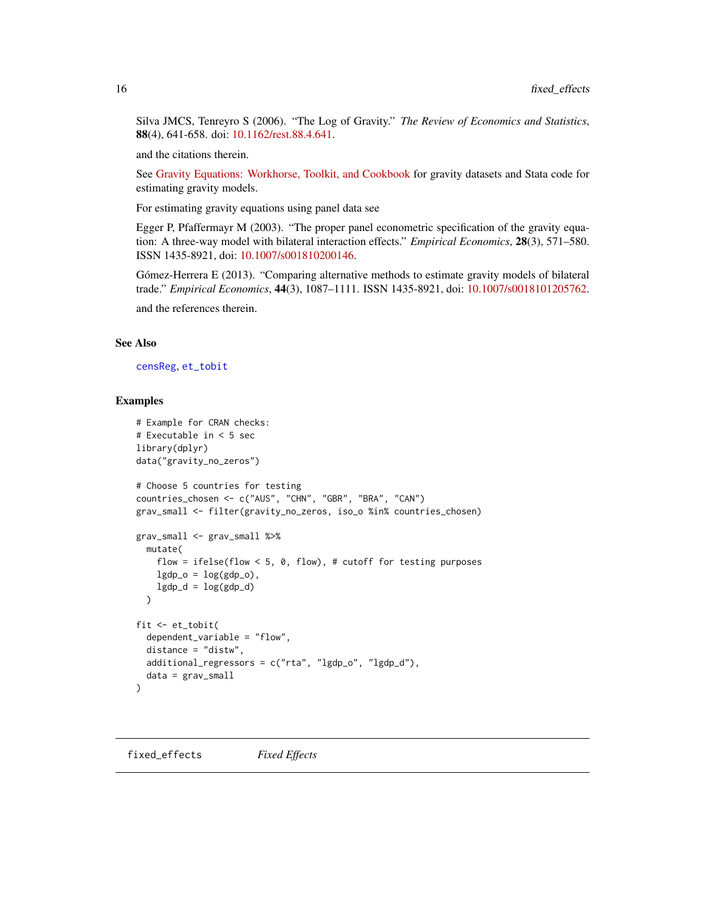Silva JMCS, Tenreyro S (2006). "The Log of Gravity." *The Review of Economics and Statistics*, **88**(4), 641-658. doi: 10.1162/rest.88.4.641.

and the citations therein.

See Gravity Equations: Workhorse, Toolkit, and Cookbook for gravity datasets and Stata code for estimating gravity models.

For estimating gravity equations using panel data see

Egger P, Pfaffermayr M (2003). "The proper panel econometric specification of the gravity equation: A three-way model with bilateral interaction effects." *Empirical Economics*, **28**(3), 571–580. ISSN 1435-8921, doi: 10.1007/s001810200146.

Gómez-Herrera E (2013). "Comparing alternative methods to estimate gravity models of bilateral trade." *Empirical Economics*, **44**(3), 1087–1111. ISSN 1435-8921, doi: 10.1007/s0018101205762.

and the references therein.

## See Also

censReg, et_tobit

## Examples

```
# Example for CRAN checks:
# Executable in < 5 sec
library(dplyr)
data("gravity_no_zeros")

# Choose 5 countries for testing
countries_chosen <- c("AUS", "CHN", "GBR", "BRA", "CAN")
grav_small <- filter(gravity_no_zeros, iso_o %in% countries_chosen)

grav_small <- grav_small %>%
  mutate(
    flow = ifelse(flow < 5, 0, flow), # cutoff for testing purposes
    lgdp_o = log(gdp_o),
    lgdp_d = log(gdp_d)
  )

fit <- et_tobit(
  dependent_variable = "flow",
  distance = "distw",
  additional_regressors = c("rta", "lgdp_o", "lgdp_d"),
  data = grav_small
)
```

---

# fixed_effects &nbsp;&nbsp;&nbsp;&nbsp; *Fixed Effects*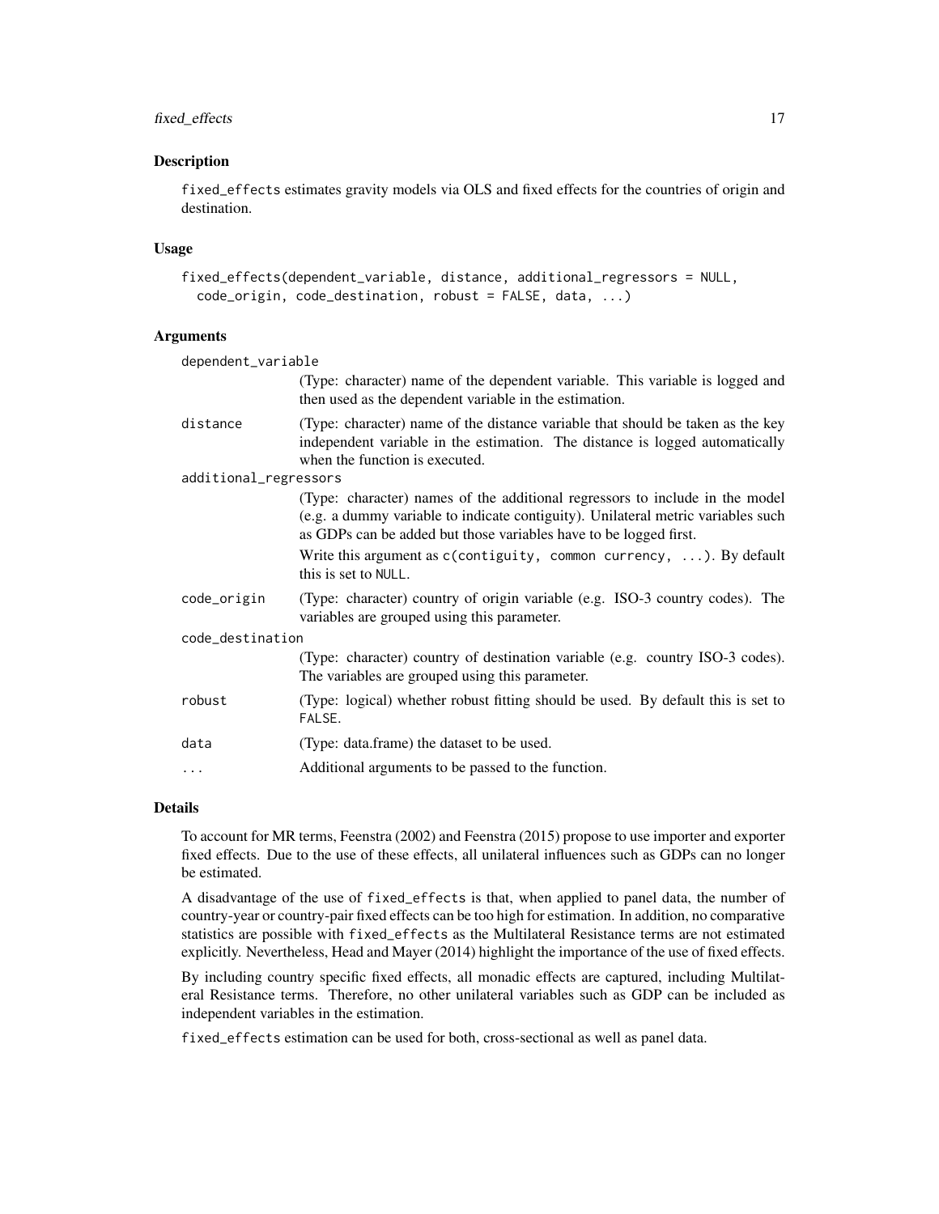## Description

fixed_effects estimates gravity models via OLS and fixed effects for the countries of origin and destination.

## Usage

```
fixed_effects(dependent_variable, distance, additional_regressors = NULL,
  code_origin, code_destination, robust = FALSE, data, ...)
```

## Arguments

- `dependent_variable`: (Type: character) name of the dependent variable. This variable is logged and then used as the dependent variable in the estimation.
- `distance`: (Type: character) name of the distance variable that should be taken as the key independent variable in the estimation. The distance is logged automatically when the function is executed.
- `additional_regressors`: (Type: character) names of the additional regressors to include in the model (e.g. a dummy variable to indicate contiguity). Unilateral metric variables such as GDPs can be added but those variables have to be logged first.

  Write this argument as `c(contiguity, common currency, ...)`. By default this is set to `NULL`.
- `code_origin`: (Type: character) country of origin variable (e.g. ISO-3 country codes). The variables are grouped using this parameter.
- `code_destination`: (Type: character) country of destination variable (e.g. country ISO-3 codes). The variables are grouped using this parameter.
- `robust`: (Type: logical) whether robust fitting should be used. By default this is set to `FALSE`.
- `data`: (Type: data.frame) the dataset to be used.
- `...`: Additional arguments to be passed to the function.

## Details

To account for MR terms, Feenstra (2002) and Feenstra (2015) propose to use importer and exporter fixed effects. Due to the use of these effects, all unilateral influences such as GDPs can no longer be estimated.

A disadvantage of the use of fixed_effects is that, when applied to panel data, the number of country-year or country-pair fixed effects can be too high for estimation. In addition, no comparative statistics are possible with fixed_effects as the Multilateral Resistance terms are not estimated explicitly. Nevertheless, Head and Mayer (2014) highlight the importance of the use of fixed effects.

By including country specific fixed effects, all monadic effects are captured, including Multilateral Resistance terms. Therefore, no other unilateral variables such as GDP can be included as independent variables in the estimation.

fixed_effects estimation can be used for both, cross-sectional as well as panel data.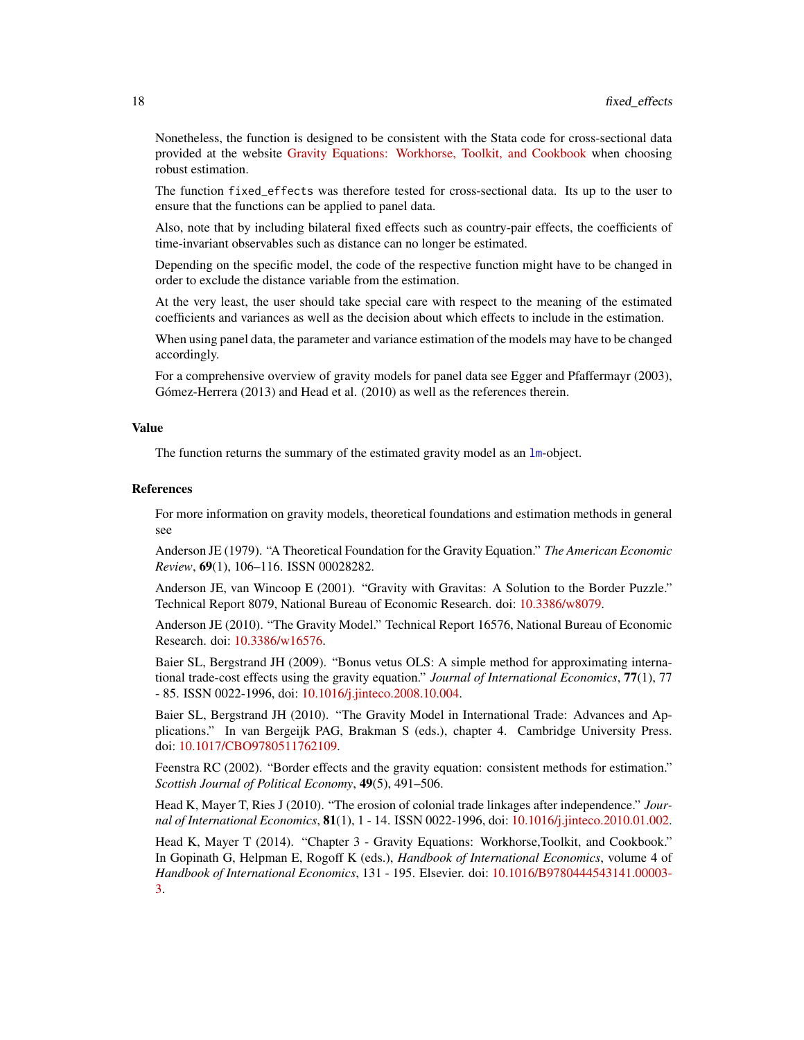Nonetheless, the function is designed to be consistent with the Stata code for cross-sectional data provided at the website Gravity Equations: Workhorse, Toolkit, and Cookbook when choosing robust estimation.

The function `fixed_effects` was therefore tested for cross-sectional data. Its up to the user to ensure that the functions can be applied to panel data.

Also, note that by including bilateral fixed effects such as country-pair effects, the coefficients of time-invariant observables such as distance can no longer be estimated.

Depending on the specific model, the code of the respective function might have to be changed in order to exclude the distance variable from the estimation.

At the very least, the user should take special care with respect to the meaning of the estimated coefficients and variances as well as the decision about which effects to include in the estimation.

When using panel data, the parameter and variance estimation of the models may have to be changed accordingly.

For a comprehensive overview of gravity models for panel data see Egger and Pfaffermayr (2003), Gómez-Herrera (2013) and Head et al. (2010) as well as the references therein.

## Value

The function returns the summary of the estimated gravity model as an `lm`-object.

## References

For more information on gravity models, theoretical foundations and estimation methods in general see

Anderson JE (1979). "A Theoretical Foundation for the Gravity Equation." *The American Economic Review*, **69**(1), 106–116. ISSN 00028282.

Anderson JE, van Wincoop E (2001). "Gravity with Gravitas: A Solution to the Border Puzzle." Technical Report 8079, National Bureau of Economic Research. doi: 10.3386/w8079.

Anderson JE (2010). "The Gravity Model." Technical Report 16576, National Bureau of Economic Research. doi: 10.3386/w16576.

Baier SL, Bergstrand JH (2009). "Bonus vetus OLS: A simple method for approximating international trade-cost effects using the gravity equation." *Journal of International Economics*, **77**(1), 77 - 85. ISSN 0022-1996, doi: 10.1016/j.jinteco.2008.10.004.

Baier SL, Bergstrand JH (2010). "The Gravity Model in International Trade: Advances and Applications." In van Bergeijk PAG, Brakman S (eds.), chapter 4. Cambridge University Press. doi: 10.1017/CBO9780511762109.

Feenstra RC (2002). "Border effects and the gravity equation: consistent methods for estimation." *Scottish Journal of Political Economy*, **49**(5), 491–506.

Head K, Mayer T, Ries J (2010). "The erosion of colonial trade linkages after independence." *Journal of International Economics*, **81**(1), 1 - 14. ISSN 0022-1996, doi: 10.1016/j.jinteco.2010.01.002.

Head K, Mayer T (2014). "Chapter 3 - Gravity Equations: Workhorse,Toolkit, and Cookbook." In Gopinath G, Helpman E, Rogoff K (eds.), *Handbook of International Economics*, volume 4 of *Handbook of International Economics*, 131 - 195. Elsevier. doi: 10.1016/B9780444543141.00003-3.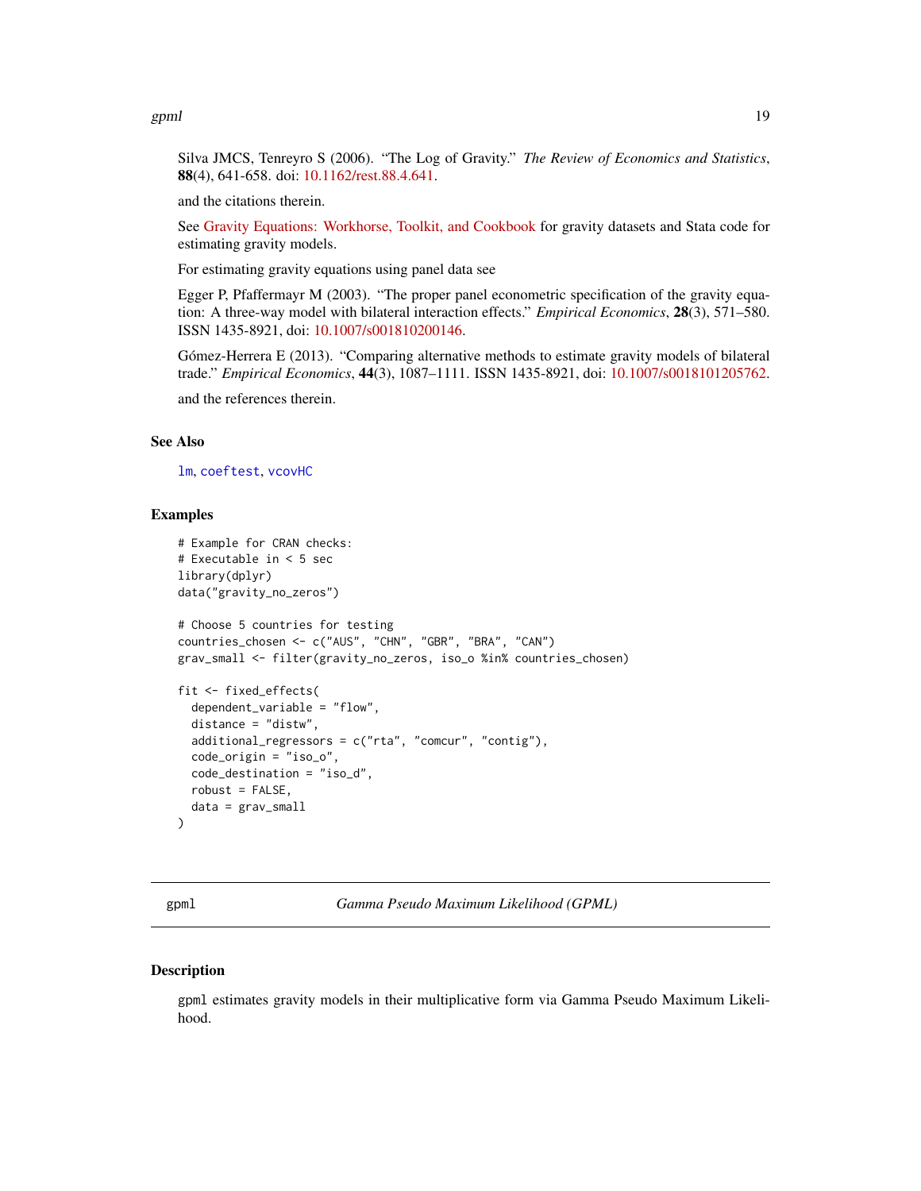Silva JMCS, Tenreyro S (2006). "The Log of Gravity." *The Review of Economics and Statistics*, **88**(4), 641-658. doi: 10.1162/rest.88.4.641.

and the citations therein.

See Gravity Equations: Workhorse, Toolkit, and Cookbook for gravity datasets and Stata code for estimating gravity models.

For estimating gravity equations using panel data see

Egger P, Pfaffermayr M (2003). "The proper panel econometric specification of the gravity equation: A three-way model with bilateral interaction effects." *Empirical Economics*, **28**(3), 571–580. ISSN 1435-8921, doi: 10.1007/s001810200146.

Gómez-Herrera E (2013). "Comparing alternative methods to estimate gravity models of bilateral trade." *Empirical Economics*, **44**(3), 1087–1111. ISSN 1435-8921, doi: 10.1007/s0018101205762.

and the references therein.

### See Also

`lm`, `coeftest`, `vcovHC`

### Examples

```
# Example for CRAN checks:
# Executable in < 5 sec
library(dplyr)
data("gravity_no_zeros")

# Choose 5 countries for testing
countries_chosen <- c("AUS", "CHN", "GBR", "BRA", "CAN")
grav_small <- filter(gravity_no_zeros, iso_o %in% countries_chosen)

fit <- fixed_effects(
  dependent_variable = "flow",
  distance = "distw",
  additional_regressors = c("rta", "comcur", "contig"),
  code_origin = "iso_o",
  code_destination = "iso_d",
  robust = FALSE,
  data = grav_small
)
```

---

## gpml — *Gamma Pseudo Maximum Likelihood (GPML)*

### Description

`gpml` estimates gravity models in their multiplicative form via Gamma Pseudo Maximum Likelihood.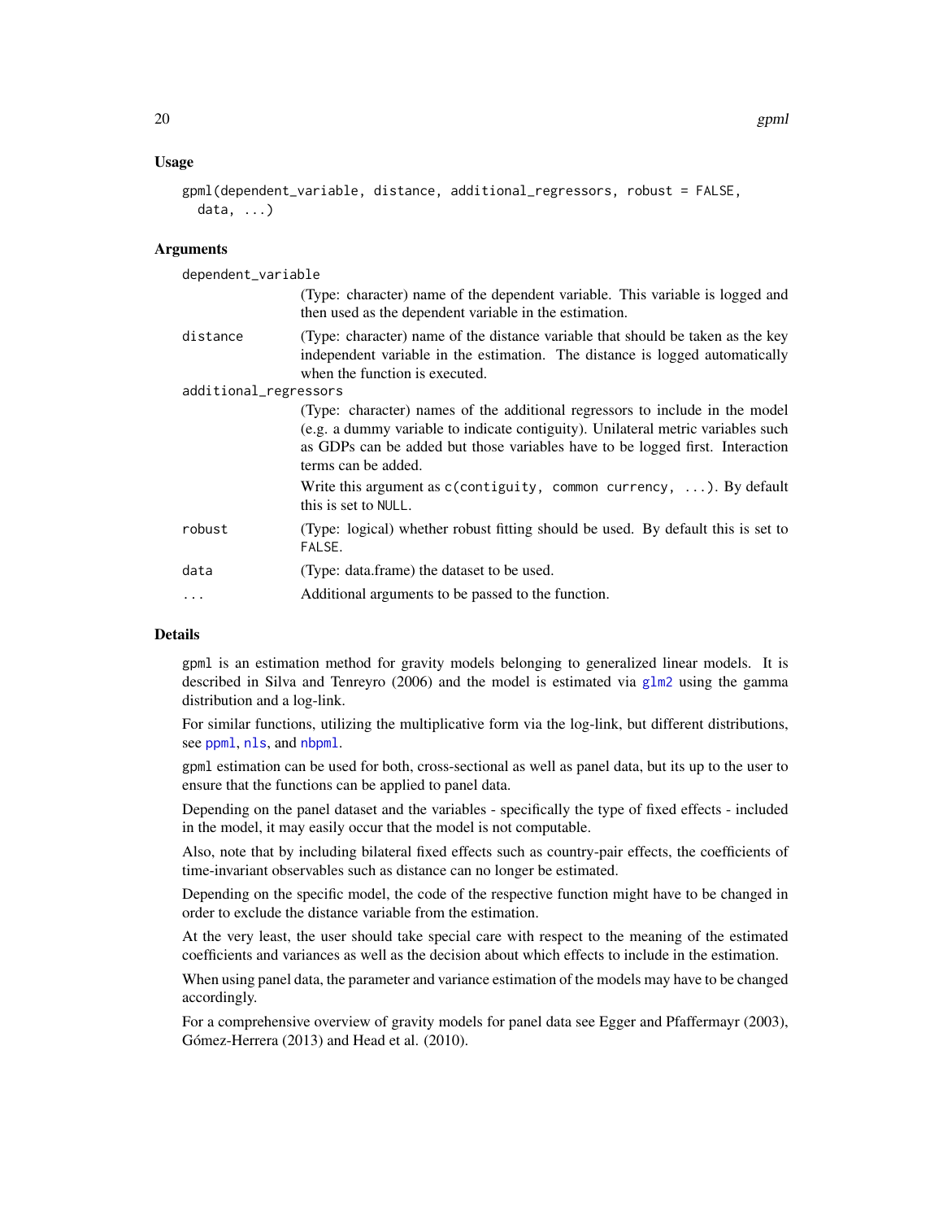## Usage

```
gpml(dependent_variable, distance, additional_regressors, robust = FALSE,
  data, ...)
```

## Arguments

**dependent_variable**
(Type: character) name of the dependent variable. This variable is logged and then used as the dependent variable in the estimation.

**distance**
(Type: character) name of the distance variable that should be taken as the key independent variable in the estimation. The distance is logged automatically when the function is executed.

**additional_regressors**
(Type: character) names of the additional regressors to include in the model (e.g. a dummy variable to indicate contiguity). Unilateral metric variables such as GDPs can be added but those variables have to be logged first. Interaction terms can be added.

Write this argument as `c(contiguity, common currency, ...)`. By default this is set to `NULL`.

**robust**
(Type: logical) whether robust fitting should be used. By default this is set to `FALSE`.

**data**
(Type: data.frame) the dataset to be used.

**...**
Additional arguments to be passed to the function.

## Details

`gpml` is an estimation method for gravity models belonging to generalized linear models. It is described in Silva and Tenreyro (2006) and the model is estimated via `glm2` using the gamma distribution and a log-link.

For similar functions, utilizing the multiplicative form via the log-link, but different distributions, see `ppml`, `nls`, and `nbpml`.

`gpml` estimation can be used for both, cross-sectional as well as panel data, but its up to the user to ensure that the functions can be applied to panel data.

Depending on the panel dataset and the variables - specifically the type of fixed effects - included in the model, it may easily occur that the model is not computable.

Also, note that by including bilateral fixed effects such as country-pair effects, the coefficients of time-invariant observables such as distance can no longer be estimated.

Depending on the specific model, the code of the respective function might have to be changed in order to exclude the distance variable from the estimation.

At the very least, the user should take special care with respect to the meaning of the estimated coefficients and variances as well as the decision about which effects to include in the estimation.

When using panel data, the parameter and variance estimation of the models may have to be changed accordingly.

For a comprehensive overview of gravity models for panel data see Egger and Pfaffermayr (2003), Gómez-Herrera (2013) and Head et al. (2010).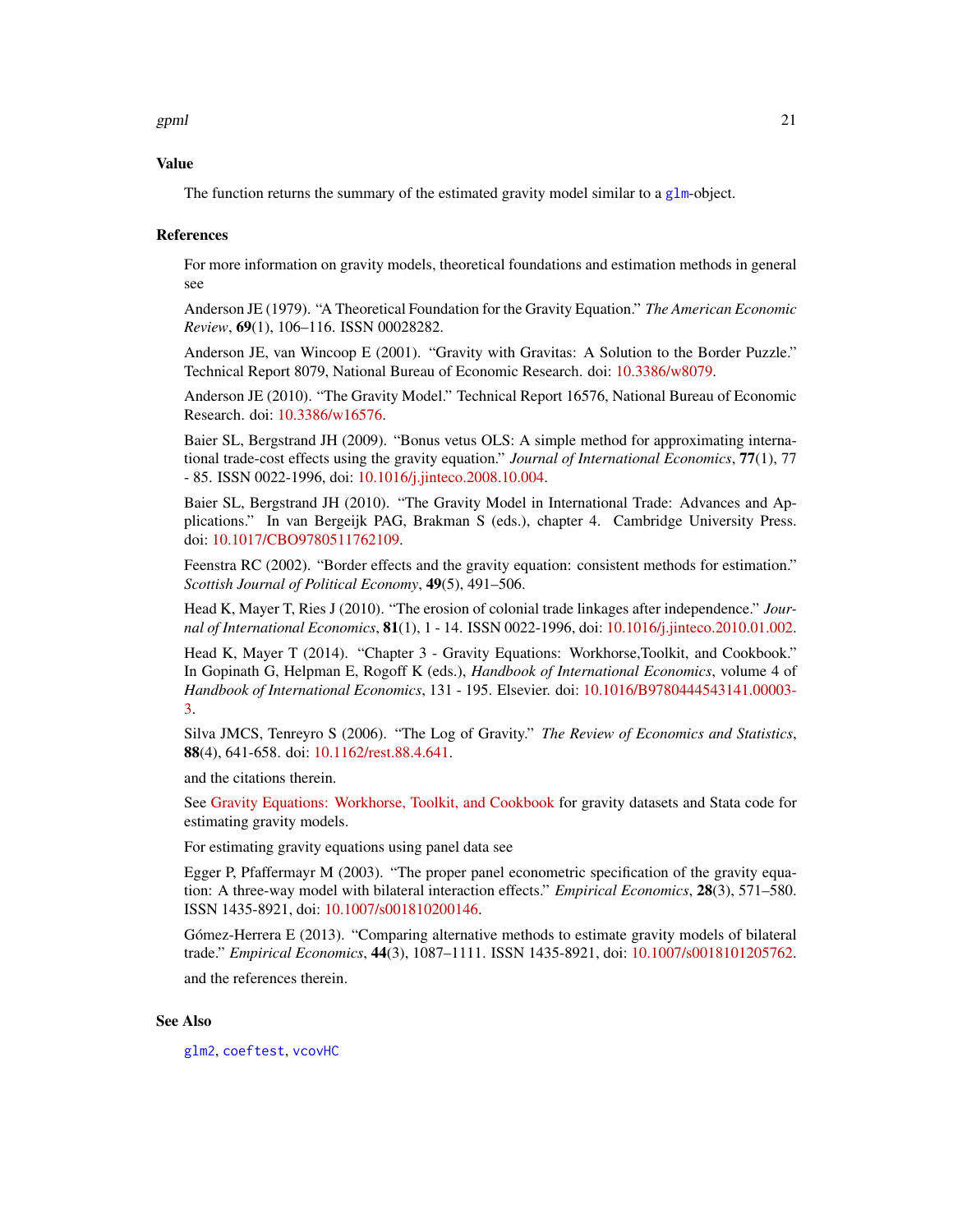## Value

The function returns the summary of the estimated gravity model similar to a glm-object.

## References

For more information on gravity models, theoretical foundations and estimation methods in general see

Anderson JE (1979). "A Theoretical Foundation for the Gravity Equation." *The American Economic Review*, **69**(1), 106–116. ISSN 00028282.

Anderson JE, van Wincoop E (2001). "Gravity with Gravitas: A Solution to the Border Puzzle." Technical Report 8079, National Bureau of Economic Research. doi: 10.3386/w8079.

Anderson JE (2010). "The Gravity Model." Technical Report 16576, National Bureau of Economic Research. doi: 10.3386/w16576.

Baier SL, Bergstrand JH (2009). "Bonus vetus OLS: A simple method for approximating international trade-cost effects using the gravity equation." *Journal of International Economics*, **77**(1), 77 - 85. ISSN 0022-1996, doi: 10.1016/j.jinteco.2008.10.004.

Baier SL, Bergstrand JH (2010). "The Gravity Model in International Trade: Advances and Applications." In van Bergeijk PAG, Brakman S (eds.), chapter 4. Cambridge University Press. doi: 10.1017/CBO9780511762109.

Feenstra RC (2002). "Border effects and the gravity equation: consistent methods for estimation." *Scottish Journal of Political Economy*, **49**(5), 491–506.

Head K, Mayer T, Ries J (2010). "The erosion of colonial trade linkages after independence." *Journal of International Economics*, **81**(1), 1 - 14. ISSN 0022-1996, doi: 10.1016/j.jinteco.2010.01.002.

Head K, Mayer T (2014). "Chapter 3 - Gravity Equations: Workhorse,Toolkit, and Cookbook." In Gopinath G, Helpman E, Rogoff K (eds.), *Handbook of International Economics*, volume 4 of *Handbook of International Economics*, 131 - 195. Elsevier. doi: 10.1016/B9780444543141.00003-3.

Silva JMCS, Tenreyro S (2006). "The Log of Gravity." *The Review of Economics and Statistics*, **88**(4), 641-658. doi: 10.1162/rest.88.4.641.

and the citations therein.

See Gravity Equations: Workhorse, Toolkit, and Cookbook for gravity datasets and Stata code for estimating gravity models.

For estimating gravity equations using panel data see

Egger P, Pfaffermayr M (2003). "The proper panel econometric specification of the gravity equation: A three-way model with bilateral interaction effects." *Empirical Economics*, **28**(3), 571–580. ISSN 1435-8921, doi: 10.1007/s001810200146.

Gómez-Herrera E (2013). "Comparing alternative methods to estimate gravity models of bilateral trade." *Empirical Economics*, **44**(3), 1087–1111. ISSN 1435-8921, doi: 10.1007/s0018101205762.

and the references therein.

## See Also

glm2, coeftest, vcovHC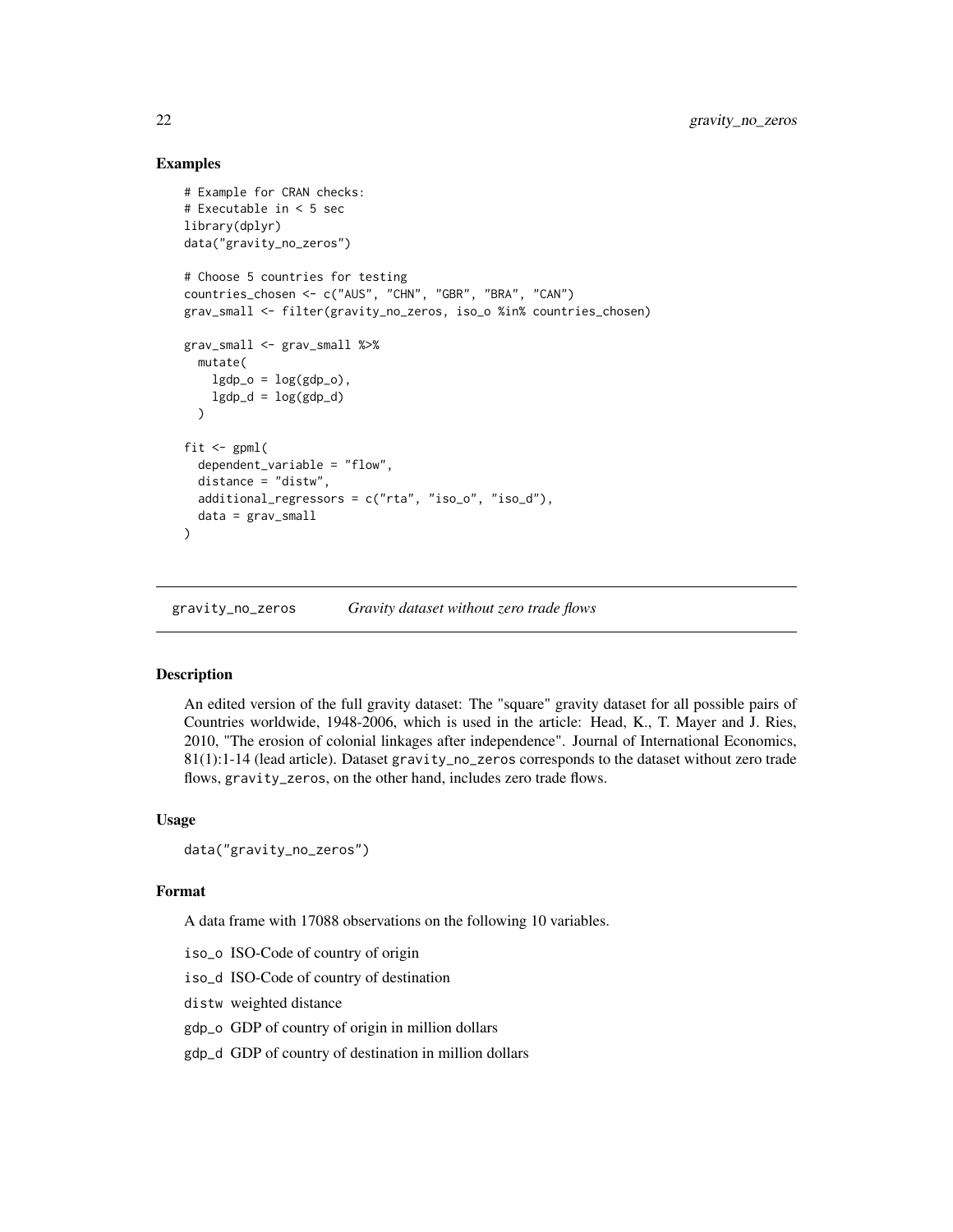## Examples

```
# Example for CRAN checks:
# Executable in < 5 sec
library(dplyr)
data("gravity_no_zeros")

# Choose 5 countries for testing
countries_chosen <- c("AUS", "CHN", "GBR", "BRA", "CAN")
grav_small <- filter(gravity_no_zeros, iso_o %in% countries_chosen)

grav_small <- grav_small %>%
  mutate(
    lgdp_o = log(gdp_o),
    lgdp_d = log(gdp_d)
  )

fit <- gpml(
  dependent_variable = "flow",
  distance = "distw",
  additional_regressors = c("rta", "iso_o", "iso_d"),
  data = grav_small
)
```

---

# gravity_no_zeros    *Gravity dataset without zero trade flows*

---

## Description

An edited version of the full gravity dataset: The "square" gravity dataset for all possible pairs of Countries worldwide, 1948-2006, which is used in the article: Head, K., T. Mayer and J. Ries, 2010, "The erosion of colonial linkages after independence". Journal of International Economics, 81(1):1-14 (lead article). Dataset gravity_no_zeros corresponds to the dataset without zero trade flows, gravity_zeros, on the other hand, includes zero trade flows.

## Usage

```
data("gravity_no_zeros")
```

## Format

A data frame with 17088 observations on the following 10 variables.

- iso_o ISO-Code of country of origin
- iso_d ISO-Code of country of destination
- distw weighted distance
- gdp_o GDP of country of origin in million dollars
- gdp_d GDP of country of destination in million dollars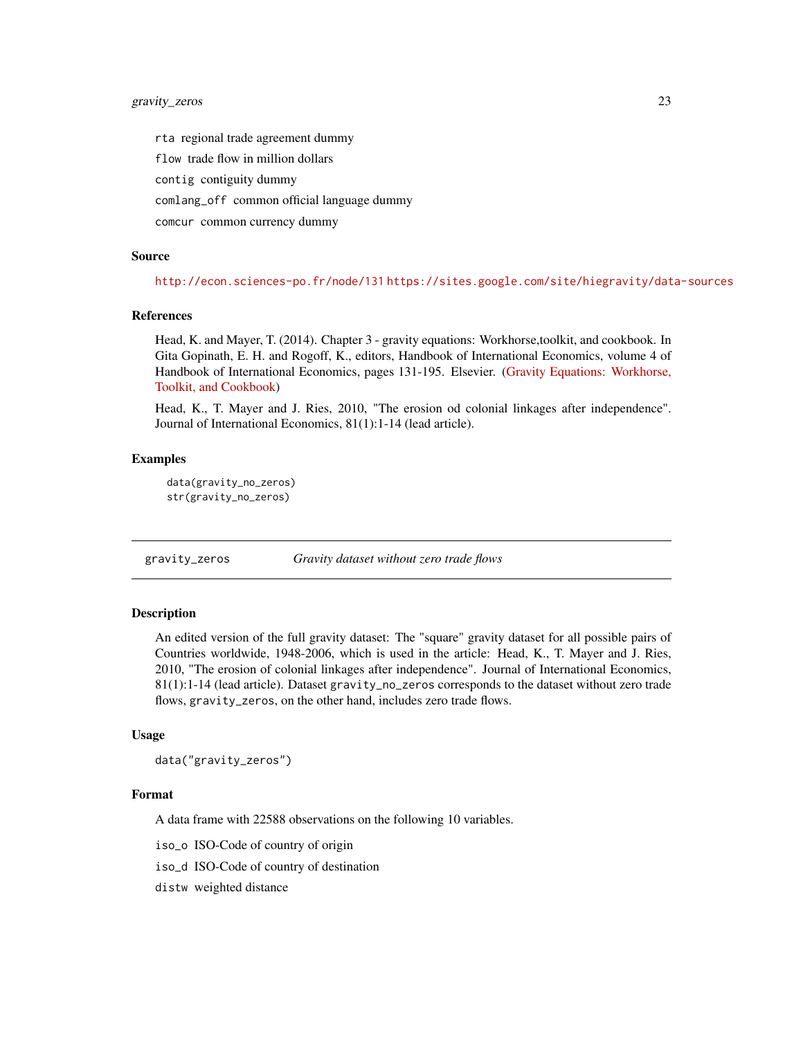rta regional trade agreement dummy

flow trade flow in million dollars

contig contiguity dummy

comlang_off common official language dummy

comcur common currency dummy

### Source

http://econ.sciences-po.fr/node/131 https://sites.google.com/site/hiegravity/data-sources

### References

Head, K. and Mayer, T. (2014). Chapter 3 - gravity equations: Workhorse,toolkit, and cookbook. In Gita Gopinath, E. H. and Rogoff, K., editors, Handbook of International Economics, volume 4 of Handbook of International Economics, pages 131-195. Elsevier. (Gravity Equations: Workhorse, Toolkit, and Cookbook)

Head, K., T. Mayer and J. Ries, 2010, "The erosion od colonial linkages after independence". Journal of International Economics, 81(1):1-14 (lead article).

### Examples

```
data(gravity_no_zeros)
str(gravity_no_zeros)
```

---

## gravity_zeros    *Gravity dataset without zero trade flows*

### Description

An edited version of the full gravity dataset: The "square" gravity dataset for all possible pairs of Countries worldwide, 1948-2006, which is used in the article: Head, K., T. Mayer and J. Ries, 2010, "The erosion of colonial linkages after independence". Journal of International Economics, 81(1):1-14 (lead article). Dataset gravity_no_zeros corresponds to the dataset without zero trade flows, gravity_zeros, on the other hand, includes zero trade flows.

### Usage

```
data("gravity_zeros")
```

### Format

A data frame with 22588 observations on the following 10 variables.

iso_o ISO-Code of country of origin

iso_d ISO-Code of country of destination

distw weighted distance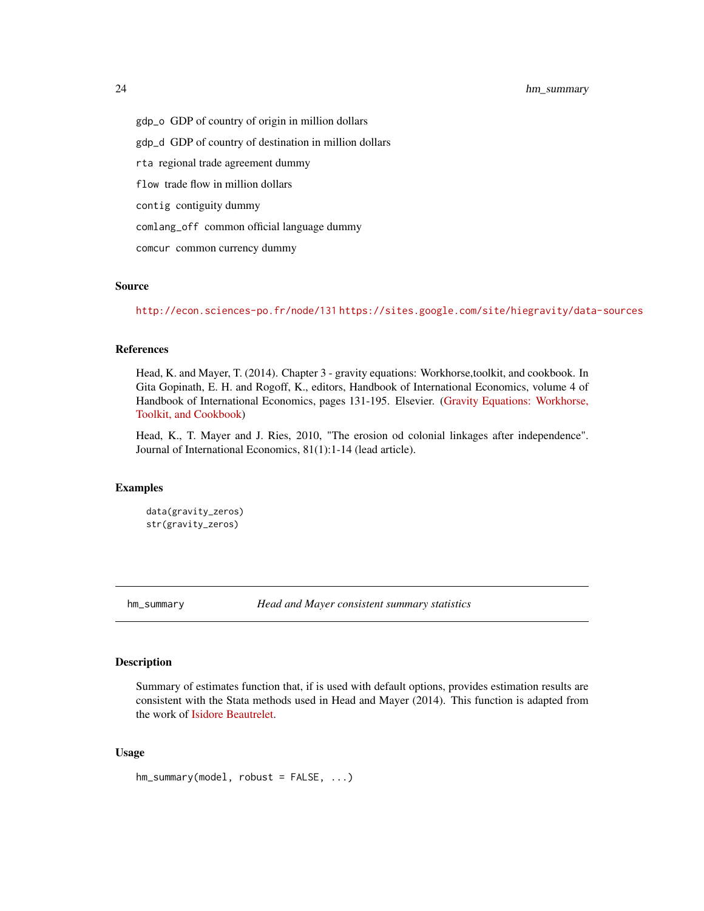gdp_o GDP of country of origin in million dollars

gdp_d GDP of country of destination in million dollars

rta regional trade agreement dummy

flow trade flow in million dollars

contig contiguity dummy

comlang_off common official language dummy

comcur common currency dummy

### Source

http://econ.sciences-po.fr/node/131 https://sites.google.com/site/hiegravity/data-sources

### References

Head, K. and Mayer, T. (2014). Chapter 3 - gravity equations: Workhorse,toolkit, and cookbook. In Gita Gopinath, E. H. and Rogoff, K., editors, Handbook of International Economics, volume 4 of Handbook of International Economics, pages 131-195. Elsevier. (Gravity Equations: Workhorse, Toolkit, and Cookbook)

Head, K., T. Mayer and J. Ries, 2010, "The erosion od colonial linkages after independence". Journal of International Economics, 81(1):1-14 (lead article).

### Examples

```
data(gravity_zeros)
str(gravity_zeros)
```

---

## hm_summary *Head and Mayer consistent summary statistics*

### Description

Summary of estimates function that, if is used with default options, provides estimation results are consistent with the Stata methods used in Head and Mayer (2014). This function is adapted from the work of Isidore Beautrelet.

### Usage

```
hm_summary(model, robust = FALSE, ...)
```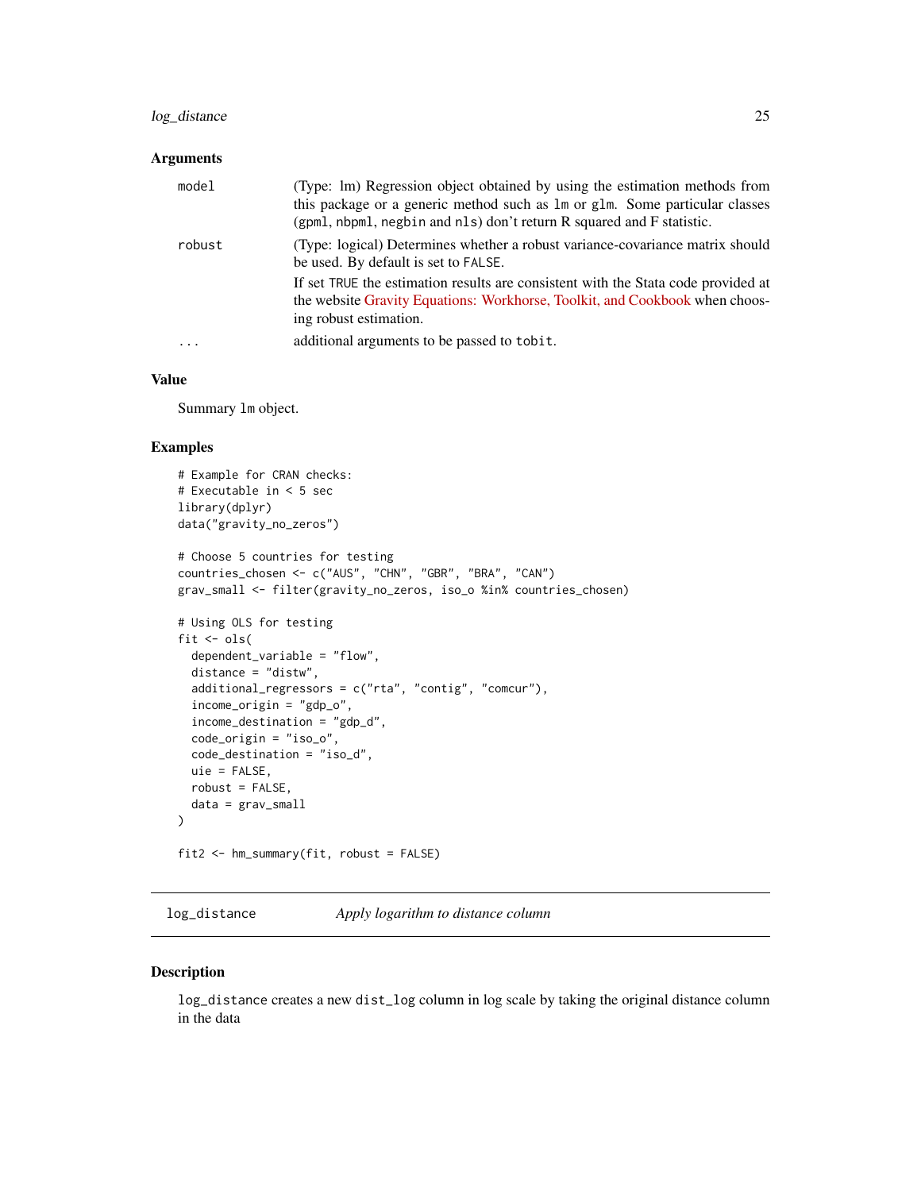### Arguments

| | |
|---|---|
| `model` | (Type: lm) Regression object obtained by using the estimation methods from this package or a generic method such as `lm` or `glm`. Some particular classes (`gpml`, `nbpml`, `negbin` and `nls`) don't return R squared and F statistic. |
| `robust` | (Type: logical) Determines whether a robust variance-covariance matrix should be used. By default is set to `FALSE`. If set `TRUE` the estimation results are consistent with the Stata code provided at the website Gravity Equations: Workhorse, Toolkit, and Cookbook when choosing robust estimation. |
| `...` | additional arguments to be passed to `tobit`. |

### Value

Summary `lm` object.

### Examples

```
# Example for CRAN checks:
# Executable in < 5 sec
library(dplyr)
data("gravity_no_zeros")

# Choose 5 countries for testing
countries_chosen <- c("AUS", "CHN", "GBR", "BRA", "CAN")
grav_small <- filter(gravity_no_zeros, iso_o %in% countries_chosen)

# Using OLS for testing
fit <- ols(
  dependent_variable = "flow",
  distance = "distw",
  additional_regressors = c("rta", "contig", "comcur"),
  income_origin = "gdp_o",
  income_destination = "gdp_d",
  code_origin = "iso_o",
  code_destination = "iso_d",
  uie = FALSE,
  robust = FALSE,
  data = grav_small
)

fit2 <- hm_summary(fit, robust = FALSE)
```

## log_distance    *Apply logarithm to distance column*

### Description

`log_distance` creates a new `dist_log` column in log scale by taking the original distance column in the data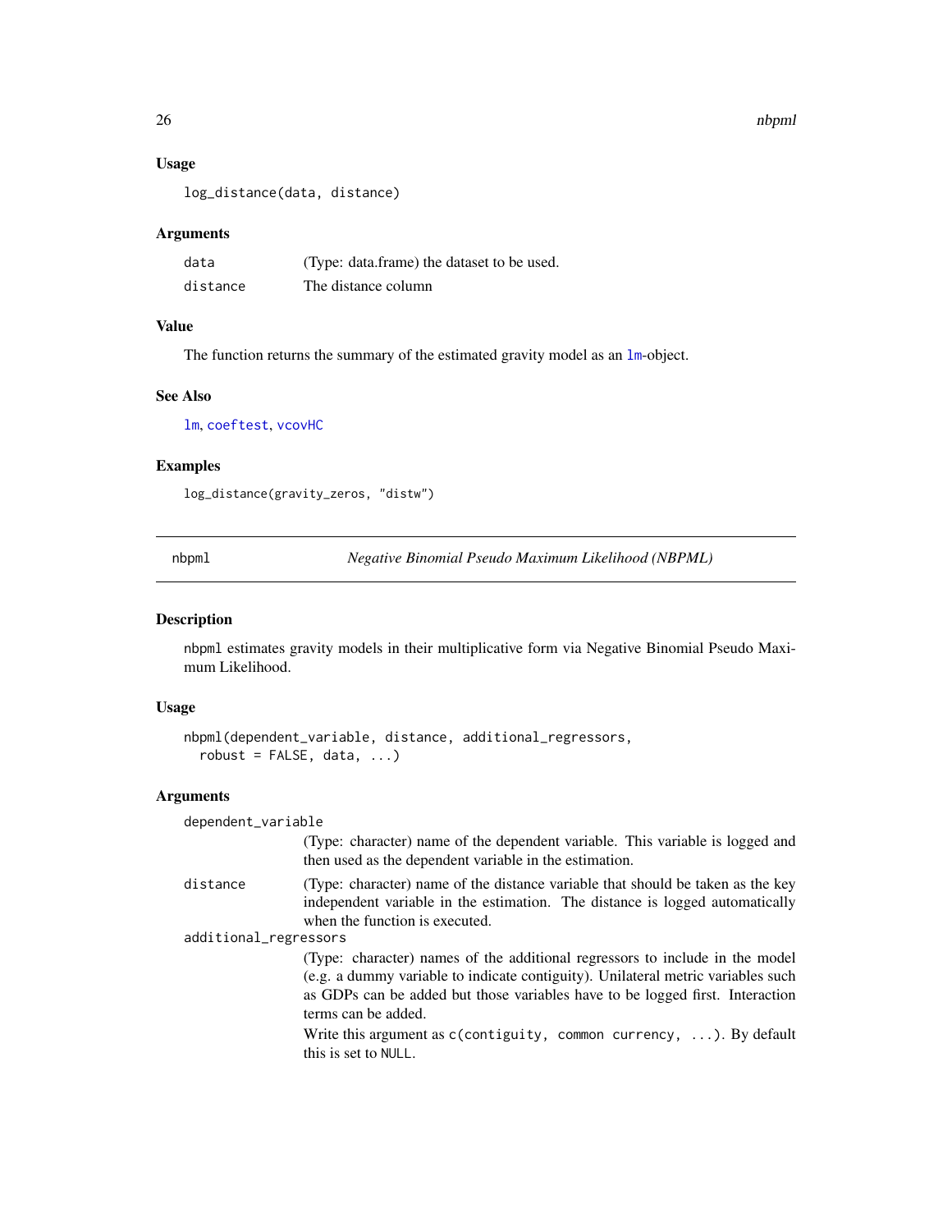### Usage

```
log_distance(data, distance)
```

### Arguments

| | |
|---|---|
| data | (Type: data.frame) the dataset to be used. |
| distance | The distance column |

### Value

The function returns the summary of the estimated gravity model as an lm-object.

### See Also

lm, coeftest, vcovHC

### Examples

```
log_distance(gravity_zeros, "distw")
```

---

## nbpml — *Negative Binomial Pseudo Maximum Likelihood (NBPML)*

### Description

nbpml estimates gravity models in their multiplicative form via Negative Binomial Pseudo Maximum Likelihood.

### Usage

```
nbpml(dependent_variable, distance, additional_regressors,
  robust = FALSE, data, ...)
```

### Arguments

dependent_variable
: (Type: character) name of the dependent variable. This variable is logged and then used as the dependent variable in the estimation.

distance
: (Type: character) name of the distance variable that should be taken as the key independent variable in the estimation. The distance is logged automatically when the function is executed.

additional_regressors
: (Type: character) names of the additional regressors to include in the model (e.g. a dummy variable to indicate contiguity). Unilateral metric variables such as GDPs can be added but those variables have to be logged first. Interaction terms can be added.

  Write this argument as `c(contiguity, common currency, ...)`. By default this is set to `NULL`.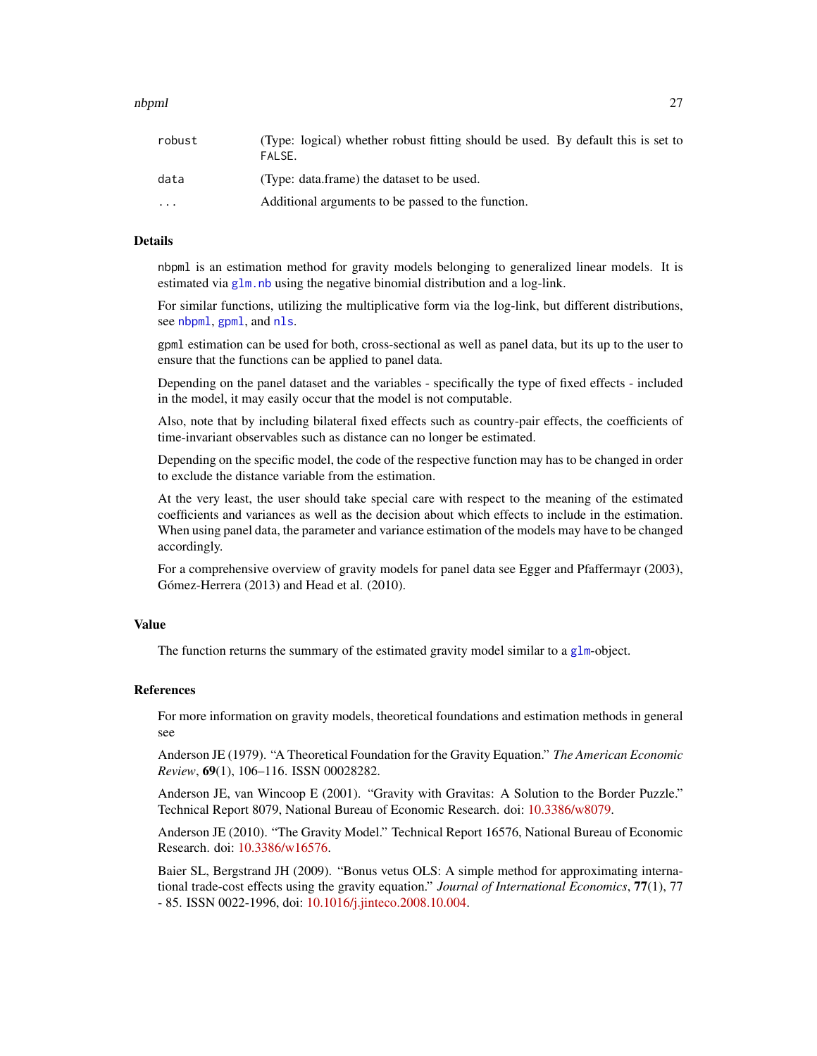| | |
|---|---|
| `robust` | (Type: logical) whether robust fitting should be used. By default this is set to `FALSE`. |
| `data` | (Type: data.frame) the dataset to be used. |
| `...` | Additional arguments to be passed to the function. |

## Details

`nbpml` is an estimation method for gravity models belonging to generalized linear models. It is estimated via `glm.nb` using the negative binomial distribution and a log-link.

For similar functions, utilizing the multiplicative form via the log-link, but different distributions, see `nbpml`, `gpml`, and `nls`.

`gpml` estimation can be used for both, cross-sectional as well as panel data, but its up to the user to ensure that the functions can be applied to panel data.

Depending on the panel dataset and the variables - specifically the type of fixed effects - included in the model, it may easily occur that the model is not computable.

Also, note that by including bilateral fixed effects such as country-pair effects, the coefficients of time-invariant observables such as distance can no longer be estimated.

Depending on the specific model, the code of the respective function may has to be changed in order to exclude the distance variable from the estimation.

At the very least, the user should take special care with respect to the meaning of the estimated coefficients and variances as well as the decision about which effects to include in the estimation. When using panel data, the parameter and variance estimation of the models may have to be changed accordingly.

For a comprehensive overview of gravity models for panel data see Egger and Pfaffermayr (2003), Gómez-Herrera (2013) and Head et al. (2010).

## Value

The function returns the summary of the estimated gravity model similar to a `glm`-object.

## References

For more information on gravity models, theoretical foundations and estimation methods in general see

Anderson JE (1979). "A Theoretical Foundation for the Gravity Equation." *The American Economic Review*, **69**(1), 106–116. ISSN 00028282.

Anderson JE, van Wincoop E (2001). "Gravity with Gravitas: A Solution to the Border Puzzle." Technical Report 8079, National Bureau of Economic Research. doi: 10.3386/w8079.

Anderson JE (2010). "The Gravity Model." Technical Report 16576, National Bureau of Economic Research. doi: 10.3386/w16576.

Baier SL, Bergstrand JH (2009). "Bonus vetus OLS: A simple method for approximating international trade-cost effects using the gravity equation." *Journal of International Economics*, **77**(1), 77 - 85. ISSN 0022-1996, doi: 10.1016/j.jinteco.2008.10.004.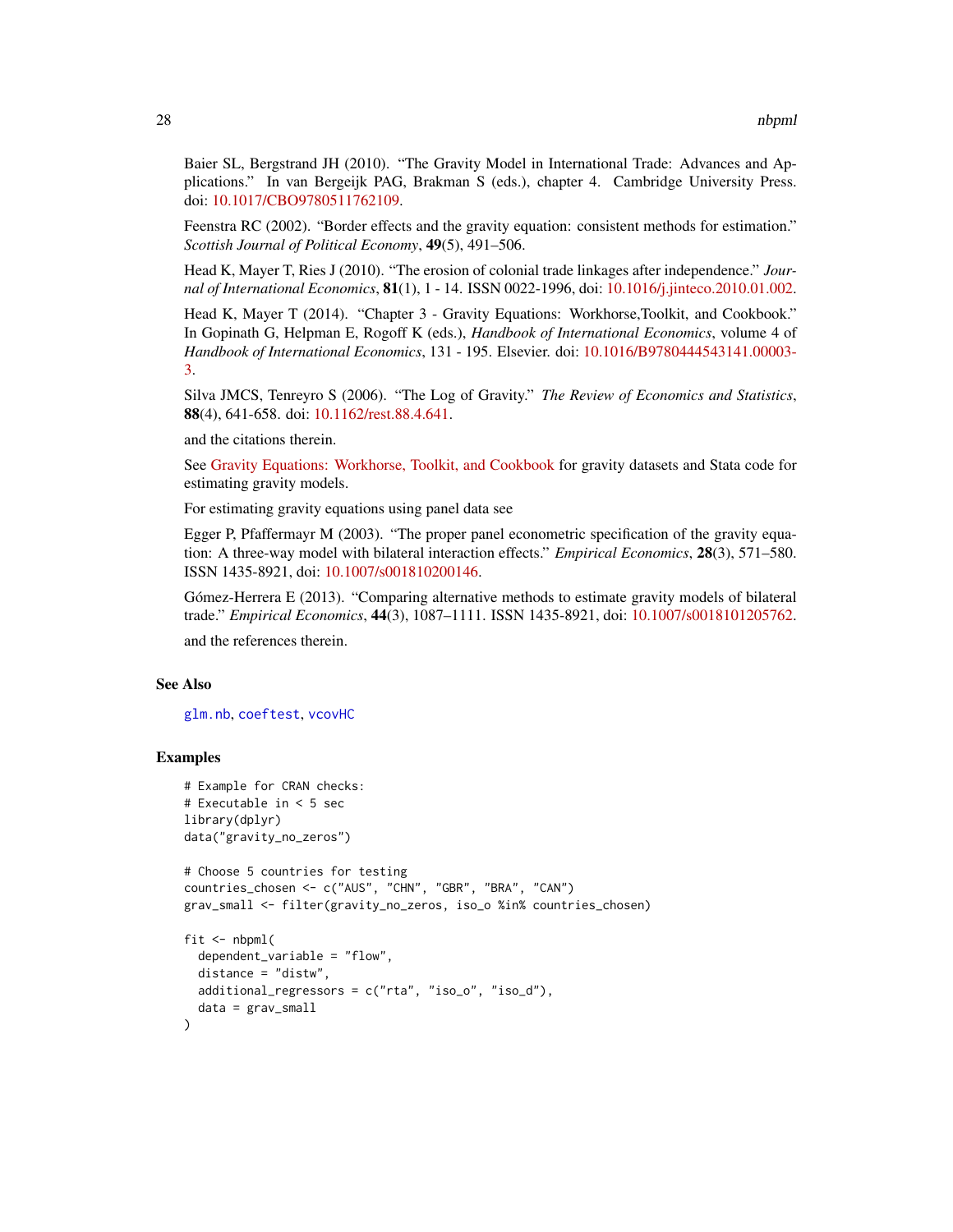Baier SL, Bergstrand JH (2010). "The Gravity Model in International Trade: Advances and Applications." In van Bergeijk PAG, Brakman S (eds.), chapter 4. Cambridge University Press. doi: 10.1017/CBO9780511762109.

Feenstra RC (2002). "Border effects and the gravity equation: consistent methods for estimation." *Scottish Journal of Political Economy*, **49**(5), 491–506.

Head K, Mayer T, Ries J (2010). "The erosion of colonial trade linkages after independence." *Journal of International Economics*, **81**(1), 1 - 14. ISSN 0022-1996, doi: 10.1016/j.jinteco.2010.01.002.

Head K, Mayer T (2014). "Chapter 3 - Gravity Equations: Workhorse,Toolkit, and Cookbook." In Gopinath G, Helpman E, Rogoff K (eds.), *Handbook of International Economics*, volume 4 of *Handbook of International Economics*, 131 - 195. Elsevier. doi: 10.1016/B9780444543141.00003-3.

Silva JMCS, Tenreyro S (2006). "The Log of Gravity." *The Review of Economics and Statistics*, **88**(4), 641-658. doi: 10.1162/rest.88.4.641.

and the citations therein.

See Gravity Equations: Workhorse, Toolkit, and Cookbook for gravity datasets and Stata code for estimating gravity models.

For estimating gravity equations using panel data see

Egger P, Pfaffermayr M (2003). "The proper panel econometric specification of the gravity equation: A three-way model with bilateral interaction effects." *Empirical Economics*, **28**(3), 571–580. ISSN 1435-8921, doi: 10.1007/s001810200146.

Gómez-Herrera E (2013). "Comparing alternative methods to estimate gravity models of bilateral trade." *Empirical Economics*, **44**(3), 1087–1111. ISSN 1435-8921, doi: 10.1007/s0018101205762.

and the references therein.

## See Also

`glm.nb`, `coeftest`, `vcovHC`

## Examples

```
# Example for CRAN checks:
# Executable in < 5 sec
library(dplyr)
data("gravity_no_zeros")

# Choose 5 countries for testing
countries_chosen <- c("AUS", "CHN", "GBR", "BRA", "CAN")
grav_small <- filter(gravity_no_zeros, iso_o %in% countries_chosen)

fit <- nbpml(
  dependent_variable = "flow",
  distance = "distw",
  additional_regressors = c("rta", "iso_o", "iso_d"),
  data = grav_small
)
```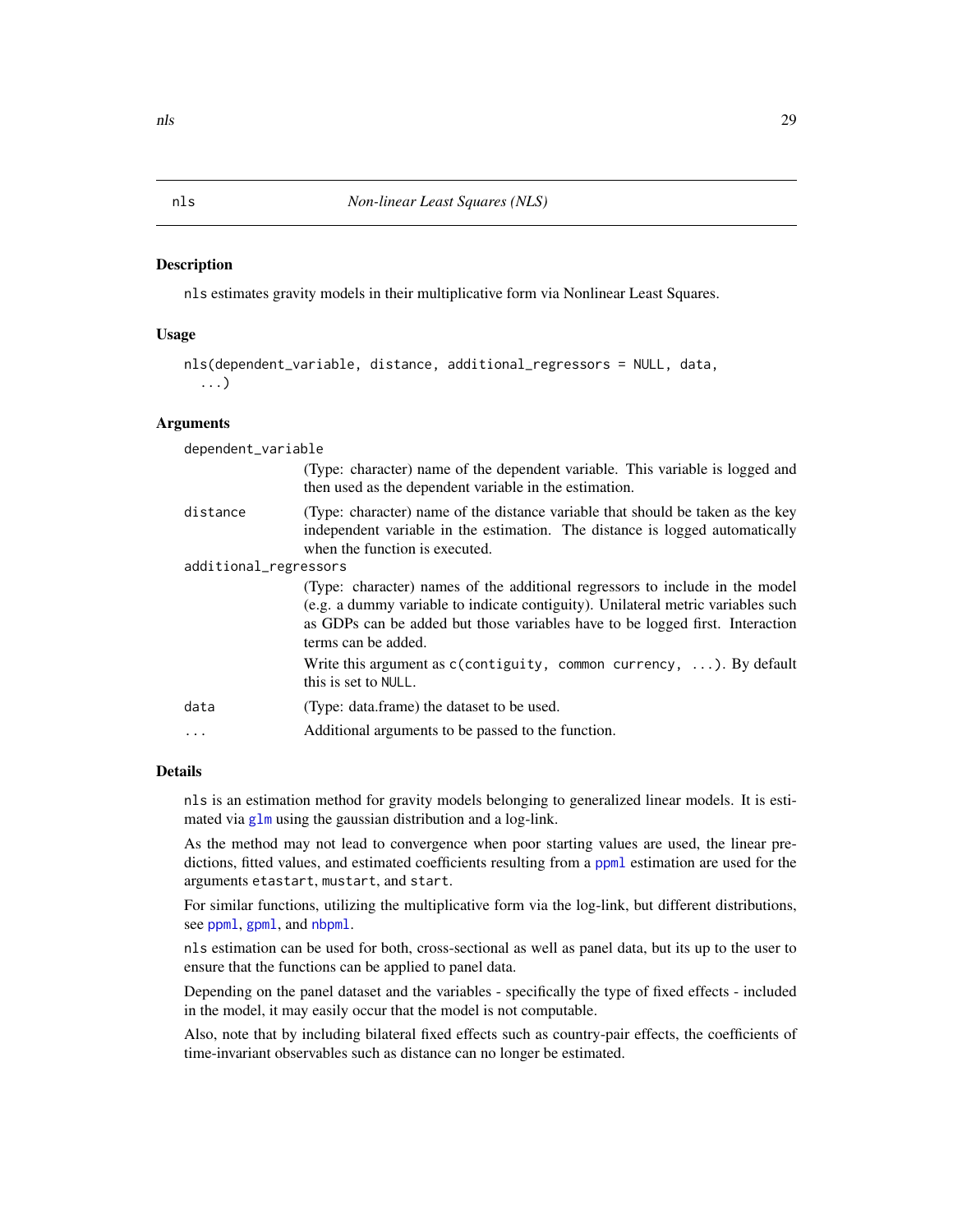# nls — *Non-linear Least Squares (NLS)*

## Description

`nls` estimates gravity models in their multiplicative form via Nonlinear Least Squares.

## Usage

```
nls(dependent_variable, distance, additional_regressors = NULL, data,
  ...)
```

## Arguments

`dependent_variable`
: (Type: character) name of the dependent variable. This variable is logged and then used as the dependent variable in the estimation.

`distance`
: (Type: character) name of the distance variable that should be taken as the key independent variable in the estimation. The distance is logged automatically when the function is executed.

`additional_regressors`
: (Type: character) names of the additional regressors to include in the model (e.g. a dummy variable to indicate contiguity). Unilateral metric variables such as GDPs can be added but those variables have to be logged first. Interaction terms can be added.

  Write this argument as `c(contiguity, common currency, ...)`. By default this is set to `NULL`.

`data`
: (Type: data.frame) the dataset to be used.

`...`
: Additional arguments to be passed to the function.

## Details

`nls` is an estimation method for gravity models belonging to generalized linear models. It is estimated via `glm` using the gaussian distribution and a log-link.

As the method may not lead to convergence when poor starting values are used, the linear predictions, fitted values, and estimated coefficients resulting from a `ppml` estimation are used for the arguments `etastart`, `mustart`, and `start`.

For similar functions, utilizing the multiplicative form via the log-link, but different distributions, see `ppml`, `gpml`, and `nbpml`.

`nls` estimation can be used for both, cross-sectional as well as panel data, but its up to the user to ensure that the functions can be applied to panel data.

Depending on the panel dataset and the variables - specifically the type of fixed effects - included in the model, it may easily occur that the model is not computable.

Also, note that by including bilateral fixed effects such as country-pair effects, the coefficients of time-invariant observables such as distance can no longer be estimated.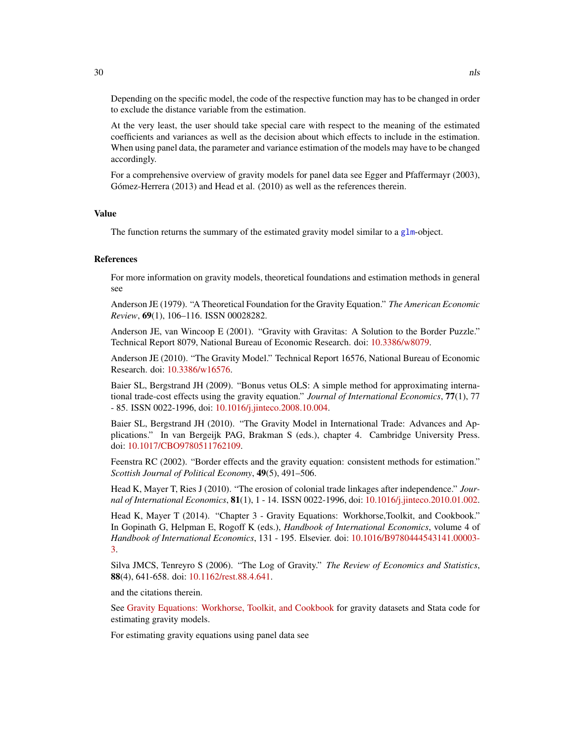Depending on the specific model, the code of the respective function may has to be changed in order to exclude the distance variable from the estimation.

At the very least, the user should take special care with respect to the meaning of the estimated coefficients and variances as well as the decision about which effects to include in the estimation. When using panel data, the parameter and variance estimation of the models may have to be changed accordingly.

For a comprehensive overview of gravity models for panel data see Egger and Pfaffermayr (2003), Gómez-Herrera (2013) and Head et al. (2010) as well as the references therein.

## Value

The function returns the summary of the estimated gravity model similar to a glm-object.

## References

For more information on gravity models, theoretical foundations and estimation methods in general see

Anderson JE (1979). "A Theoretical Foundation for the Gravity Equation." *The American Economic Review*, **69**(1), 106–116. ISSN 00028282.

Anderson JE, van Wincoop E (2001). "Gravity with Gravitas: A Solution to the Border Puzzle." Technical Report 8079, National Bureau of Economic Research. doi: 10.3386/w8079.

Anderson JE (2010). "The Gravity Model." Technical Report 16576, National Bureau of Economic Research. doi: 10.3386/w16576.

Baier SL, Bergstrand JH (2009). "Bonus vetus OLS: A simple method for approximating international trade-cost effects using the gravity equation." *Journal of International Economics*, **77**(1), 77 - 85. ISSN 0022-1996, doi: 10.1016/j.jinteco.2008.10.004.

Baier SL, Bergstrand JH (2010). "The Gravity Model in International Trade: Advances and Applications." In van Bergeijk PAG, Brakman S (eds.), chapter 4. Cambridge University Press. doi: 10.1017/CBO9780511762109.

Feenstra RC (2002). "Border effects and the gravity equation: consistent methods for estimation." *Scottish Journal of Political Economy*, **49**(5), 491–506.

Head K, Mayer T, Ries J (2010). "The erosion of colonial trade linkages after independence." *Journal of International Economics*, **81**(1), 1 - 14. ISSN 0022-1996, doi: 10.1016/j.jinteco.2010.01.002.

Head K, Mayer T (2014). "Chapter 3 - Gravity Equations: Workhorse,Toolkit, and Cookbook." In Gopinath G, Helpman E, Rogoff K (eds.), *Handbook of International Economics*, volume 4 of *Handbook of International Economics*, 131 - 195. Elsevier. doi: 10.1016/B9780444543141.00003-3.

Silva JMCS, Tenreyro S (2006). "The Log of Gravity." *The Review of Economics and Statistics*, **88**(4), 641-658. doi: 10.1162/rest.88.4.641.

and the citations therein.

See Gravity Equations: Workhorse, Toolkit, and Cookbook for gravity datasets and Stata code for estimating gravity models.

For estimating gravity equations using panel data see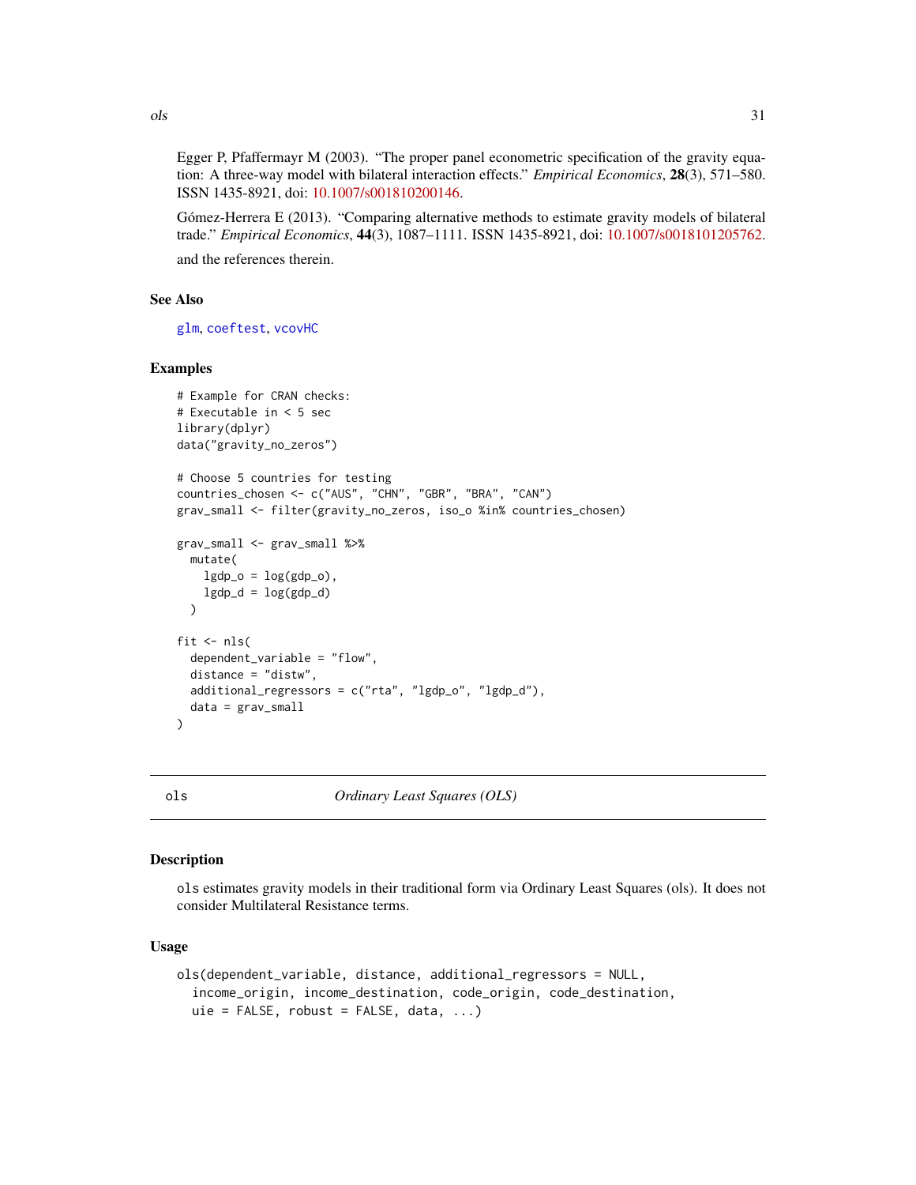Egger P, Pfaffermayr M (2003). "The proper panel econometric specification of the gravity equation: A three-way model with bilateral interaction effects." *Empirical Economics*, **28**(3), 571–580. ISSN 1435-8921, doi: 10.1007/s001810200146.

Gómez-Herrera E (2013). "Comparing alternative methods to estimate gravity models of bilateral trade." *Empirical Economics*, **44**(3), 1087–1111. ISSN 1435-8921, doi: 10.1007/s0018101205762.

and the references therein.

### See Also

`glm`, `coeftest`, `vcovHC`

### Examples

```
# Example for CRAN checks:
# Executable in < 5 sec
library(dplyr)
data("gravity_no_zeros")

# Choose 5 countries for testing
countries_chosen <- c("AUS", "CHN", "GBR", "BRA", "CAN")
grav_small <- filter(gravity_no_zeros, iso_o %in% countries_chosen)

grav_small <- grav_small %>%
  mutate(
    lgdp_o = log(gdp_o),
    lgdp_d = log(gdp_d)
  )

fit <- nls(
  dependent_variable = "flow",
  distance = "distw",
  additional_regressors = c("rta", "lgdp_o", "lgdp_d"),
  data = grav_small
)
```

---

## ols — *Ordinary Least Squares (OLS)*

---

### Description

`ols` estimates gravity models in their traditional form via Ordinary Least Squares (ols). It does not consider Multilateral Resistance terms.

### Usage

```
ols(dependent_variable, distance, additional_regressors = NULL,
  income_origin, income_destination, code_origin, code_destination,
  uie = FALSE, robust = FALSE, data, ...)
```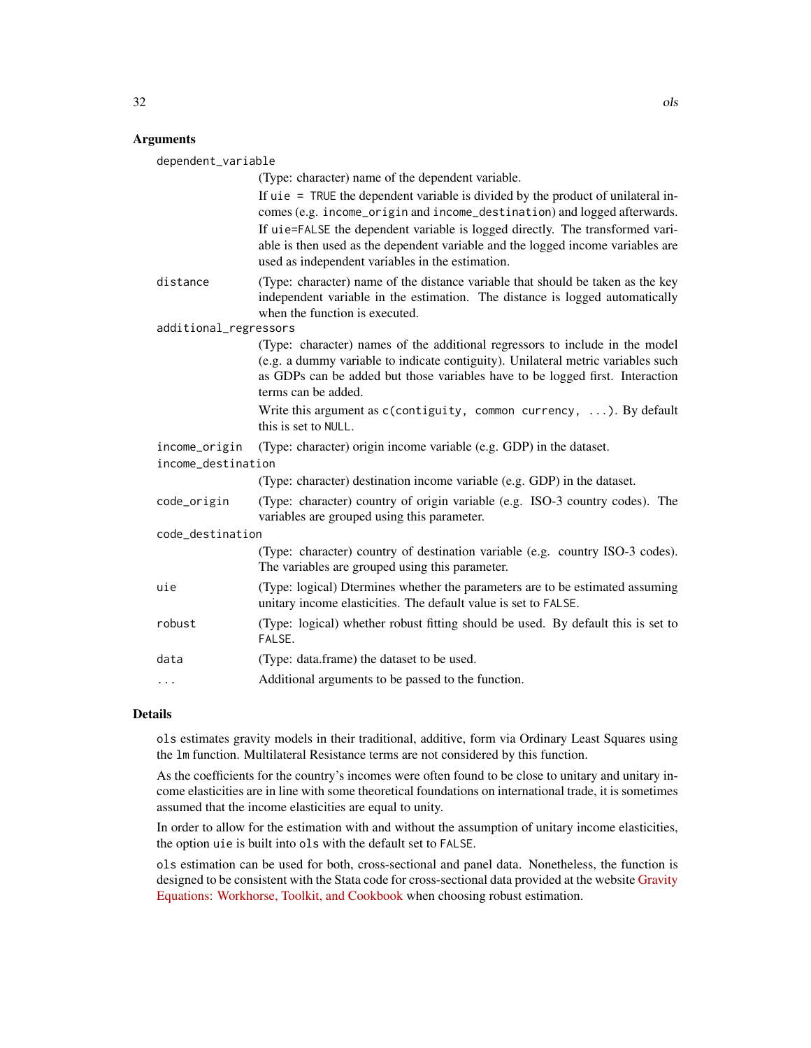## Arguments

`dependent_variable`
: (Type: character) name of the dependent variable.

  If `uie = TRUE` the dependent variable is divided by the product of unilateral incomes (e.g. `income_origin` and `income_destination`) and logged afterwards. If `uie=FALSE` the dependent variable is logged directly. The transformed variable is then used as the dependent variable and the logged income variables are used as independent variables in the estimation.

`distance`
: (Type: character) name of the distance variable that should be taken as the key independent variable in the estimation. The distance is logged automatically when the function is executed.

`additional_regressors`
: (Type: character) names of the additional regressors to include in the model (e.g. a dummy variable to indicate contiguity). Unilateral metric variables such as GDPs can be added but those variables have to be logged first. Interaction terms can be added.

  Write this argument as `c(contiguity, common currency, ...)`. By default this is set to `NULL`.

`income_origin`
: (Type: character) origin income variable (e.g. GDP) in the dataset.

`income_destination`
: (Type: character) destination income variable (e.g. GDP) in the dataset.

`code_origin`
: (Type: character) country of origin variable (e.g. ISO-3 country codes). The variables are grouped using this parameter.

`code_destination`
: (Type: character) country of destination variable (e.g. country ISO-3 codes). The variables are grouped using this parameter.

`uie`
: (Type: logical) Dtermines whether the parameters are to be estimated assuming unitary income elasticities. The default value is set to `FALSE`.

`robust`
: (Type: logical) whether robust fitting should be used. By default this is set to `FALSE`.

`data`
: (Type: data.frame) the dataset to be used.

`...`
: Additional arguments to be passed to the function.

## Details

`ols` estimates gravity models in their traditional, additive, form via Ordinary Least Squares using the `lm` function. Multilateral Resistance terms are not considered by this function.

As the coefficients for the country's incomes were often found to be close to unitary and unitary income elasticities are in line with some theoretical foundations on international trade, it is sometimes assumed that the income elasticities are equal to unity.

In order to allow for the estimation with and without the assumption of unitary income elasticities, the option `uie` is built into `ols` with the default set to `FALSE`.

`ols` estimation can be used for both, cross-sectional and panel data. Nonetheless, the function is designed to be consistent with the Stata code for cross-sectional data provided at the website Gravity Equations: Workhorse, Toolkit, and Cookbook when choosing robust estimation.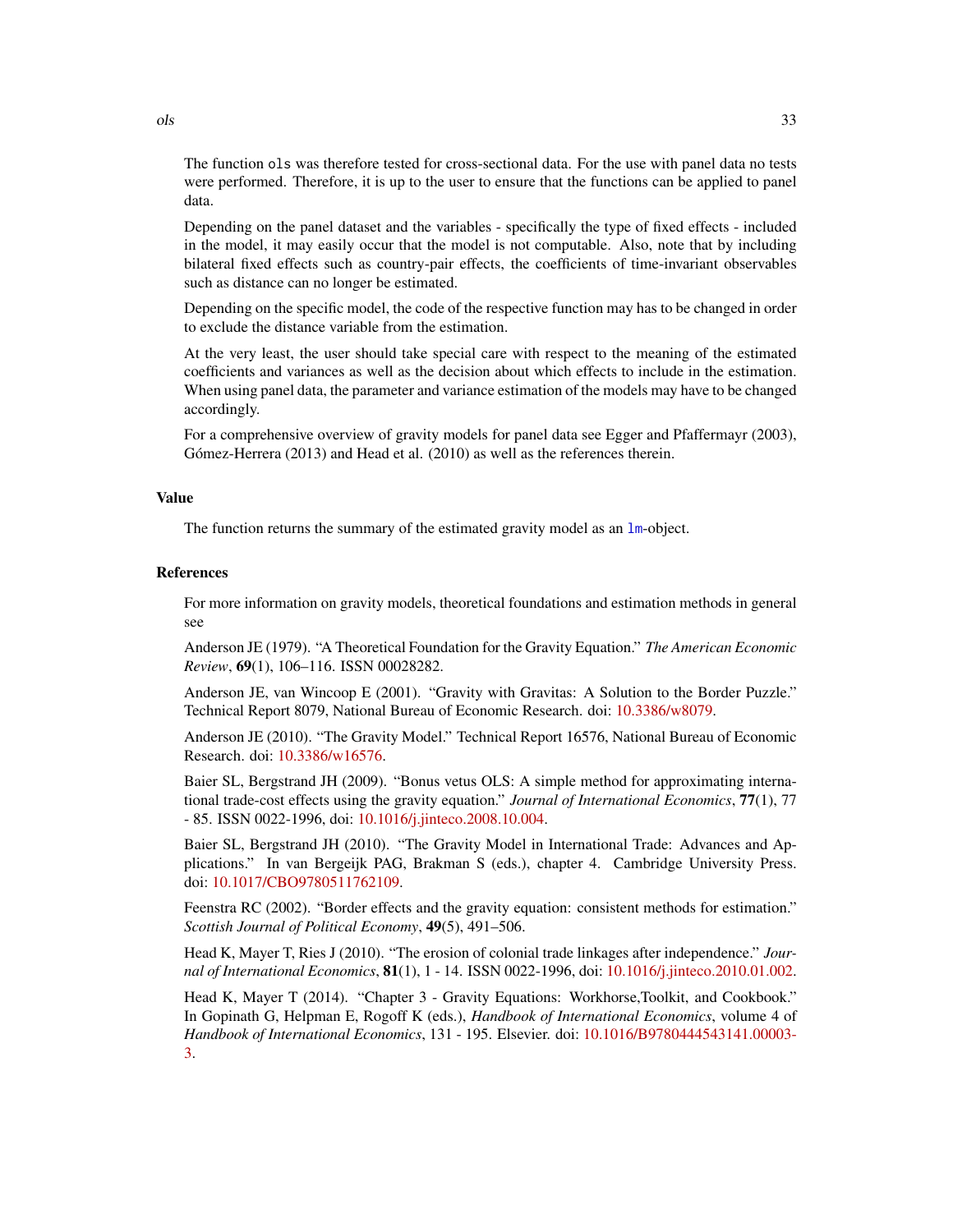The function `ols` was therefore tested for cross-sectional data. For the use with panel data no tests were performed. Therefore, it is up to the user to ensure that the functions can be applied to panel data.

Depending on the panel dataset and the variables - specifically the type of fixed effects - included in the model, it may easily occur that the model is not computable. Also, note that by including bilateral fixed effects such as country-pair effects, the coefficients of time-invariant observables such as distance can no longer be estimated.

Depending on the specific model, the code of the respective function may has to be changed in order to exclude the distance variable from the estimation.

At the very least, the user should take special care with respect to the meaning of the estimated coefficients and variances as well as the decision about which effects to include in the estimation. When using panel data, the parameter and variance estimation of the models may have to be changed accordingly.

For a comprehensive overview of gravity models for panel data see Egger and Pfaffermayr (2003), Gómez-Herrera (2013) and Head et al. (2010) as well as the references therein.

## Value

The function returns the summary of the estimated gravity model as an `lm`-object.

## References

For more information on gravity models, theoretical foundations and estimation methods in general see

Anderson JE (1979). "A Theoretical Foundation for the Gravity Equation." *The American Economic Review*, **69**(1), 106–116. ISSN 00028282.

Anderson JE, van Wincoop E (2001). "Gravity with Gravitas: A Solution to the Border Puzzle." Technical Report 8079, National Bureau of Economic Research. doi: 10.3386/w8079.

Anderson JE (2010). "The Gravity Model." Technical Report 16576, National Bureau of Economic Research. doi: 10.3386/w16576.

Baier SL, Bergstrand JH (2009). "Bonus vetus OLS: A simple method for approximating international trade-cost effects using the gravity equation." *Journal of International Economics*, **77**(1), 77 - 85. ISSN 0022-1996, doi: 10.1016/j.jinteco.2008.10.004.

Baier SL, Bergstrand JH (2010). "The Gravity Model in International Trade: Advances and Applications." In van Bergeijk PAG, Brakman S (eds.), chapter 4. Cambridge University Press. doi: 10.1017/CBO9780511762109.

Feenstra RC (2002). "Border effects and the gravity equation: consistent methods for estimation." *Scottish Journal of Political Economy*, **49**(5), 491–506.

Head K, Mayer T, Ries J (2010). "The erosion of colonial trade linkages after independence." *Journal of International Economics*, **81**(1), 1 - 14. ISSN 0022-1996, doi: 10.1016/j.jinteco.2010.01.002.

Head K, Mayer T (2014). "Chapter 3 - Gravity Equations: Workhorse,Toolkit, and Cookbook." In Gopinath G, Helpman E, Rogoff K (eds.), *Handbook of International Economics*, volume 4 of *Handbook of International Economics*, 131 - 195. Elsevier. doi: 10.1016/B9780444543141.00003-3.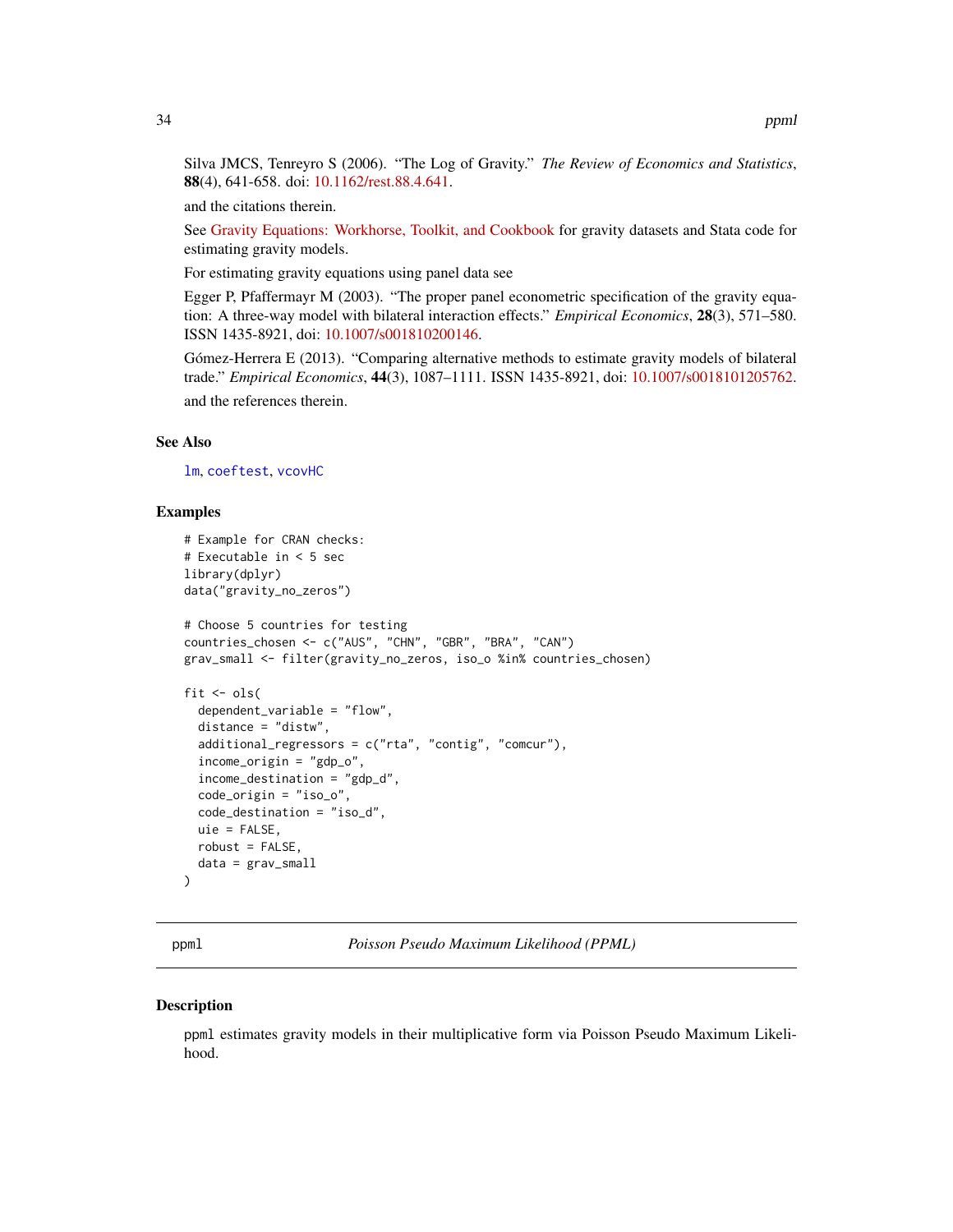Silva JMCS, Tenreyro S (2006). "The Log of Gravity." *The Review of Economics and Statistics*, **88**(4), 641-658. doi: 10.1162/rest.88.4.641.

and the citations therein.

See Gravity Equations: Workhorse, Toolkit, and Cookbook for gravity datasets and Stata code for estimating gravity models.

For estimating gravity equations using panel data see

Egger P, Pfaffermayr M (2003). "The proper panel econometric specification of the gravity equation: A three-way model with bilateral interaction effects." *Empirical Economics*, **28**(3), 571–580. ISSN 1435-8921, doi: 10.1007/s001810200146.

Gómez-Herrera E (2013). "Comparing alternative methods to estimate gravity models of bilateral trade." *Empirical Economics*, **44**(3), 1087–1111. ISSN 1435-8921, doi: 10.1007/s0018101205762.

and the references therein.

### See Also

lm, coeftest, vcovHC

### Examples

```
# Example for CRAN checks:
# Executable in < 5 sec
library(dplyr)
data("gravity_no_zeros")

# Choose 5 countries for testing
countries_chosen <- c("AUS", "CHN", "GBR", "BRA", "CAN")
grav_small <- filter(gravity_no_zeros, iso_o %in% countries_chosen)

fit <- ols(
  dependent_variable = "flow",
  distance = "distw",
  additional_regressors = c("rta", "contig", "comcur"),
  income_origin = "gdp_o",
  income_destination = "gdp_d",
  code_origin = "iso_o",
  code_destination = "iso_d",
  uie = FALSE,
  robust = FALSE,
  data = grav_small
)
```

---

## ppml — *Poisson Pseudo Maximum Likelihood (PPML)*

### Description

ppml estimates gravity models in their multiplicative form via Poisson Pseudo Maximum Likelihood.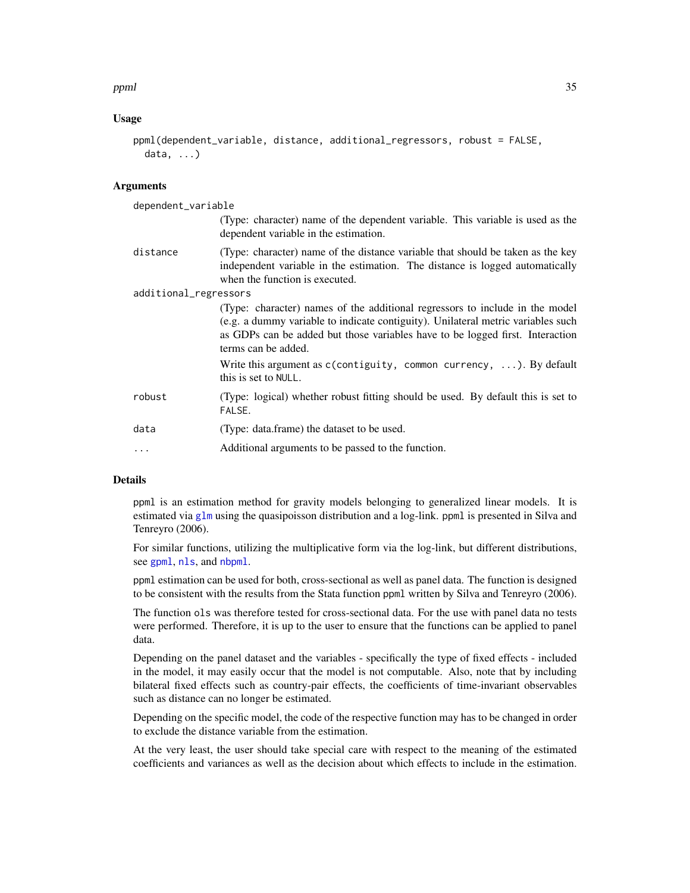### Usage

```
ppml(dependent_variable, distance, additional_regressors, robust = FALSE,
  data, ...)
```

### Arguments

| | |
|---|---|
| `dependent_variable` | (Type: character) name of the dependent variable. This variable is used as the dependent variable in the estimation. |
| `distance` | (Type: character) name of the distance variable that should be taken as the key independent variable in the estimation. The distance is logged automatically when the function is executed. |
| `additional_regressors` | (Type: character) names of the additional regressors to include in the model (e.g. a dummy variable to indicate contiguity). Unilateral metric variables such as GDPs can be added but those variables have to be logged first. Interaction terms can be added. Write this argument as `c(contiguity, common currency, ...)`. By default this is set to `NULL`. |
| `robust` | (Type: logical) whether robust fitting should be used. By default this is set to `FALSE`. |
| `data` | (Type: data.frame) the dataset to be used. |
| `...` | Additional arguments to be passed to the function. |

### Details

`ppml` is an estimation method for gravity models belonging to generalized linear models. It is estimated via `glm` using the quasipoisson distribution and a log-link. `ppml` is presented in Silva and Tenreyro (2006).

For similar functions, utilizing the multiplicative form via the log-link, but different distributions, see `gpml`, `nls`, and `nbpml`.

`ppml` estimation can be used for both, cross-sectional as well as panel data. The function is designed to be consistent with the results from the Stata function `ppml` written by Silva and Tenreyro (2006).

The function `ols` was therefore tested for cross-sectional data. For the use with panel data no tests were performed. Therefore, it is up to the user to ensure that the functions can be applied to panel data.

Depending on the panel dataset and the variables - specifically the type of fixed effects - included in the model, it may easily occur that the model is not computable. Also, note that by including bilateral fixed effects such as country-pair effects, the coefficients of time-invariant observables such as distance can no longer be estimated.

Depending on the specific model, the code of the respective function may has to be changed in order to exclude the distance variable from the estimation.

At the very least, the user should take special care with respect to the meaning of the estimated coefficients and variances as well as the decision about which effects to include in the estimation.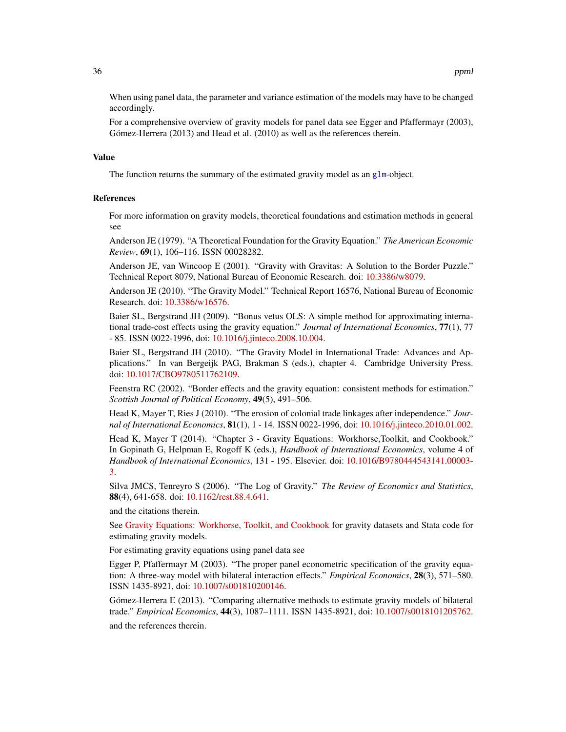When using panel data, the parameter and variance estimation of the models may have to be changed accordingly.

For a comprehensive overview of gravity models for panel data see Egger and Pfaffermayr (2003), Gómez-Herrera (2013) and Head et al. (2010) as well as the references therein.

## Value

The function returns the summary of the estimated gravity model as an glm-object.

## References

For more information on gravity models, theoretical foundations and estimation methods in general see

Anderson JE (1979). "A Theoretical Foundation for the Gravity Equation." *The American Economic Review*, **69**(1), 106–116. ISSN 00028282.

Anderson JE, van Wincoop E (2001). "Gravity with Gravitas: A Solution to the Border Puzzle." Technical Report 8079, National Bureau of Economic Research. doi: 10.3386/w8079.

Anderson JE (2010). "The Gravity Model." Technical Report 16576, National Bureau of Economic Research. doi: 10.3386/w16576.

Baier SL, Bergstrand JH (2009). "Bonus vetus OLS: A simple method for approximating international trade-cost effects using the gravity equation." *Journal of International Economics*, **77**(1), 77 - 85. ISSN 0022-1996, doi: 10.1016/j.jinteco.2008.10.004.

Baier SL, Bergstrand JH (2010). "The Gravity Model in International Trade: Advances and Applications." In van Bergeijk PAG, Brakman S (eds.), chapter 4. Cambridge University Press. doi: 10.1017/CBO9780511762109.

Feenstra RC (2002). "Border effects and the gravity equation: consistent methods for estimation." *Scottish Journal of Political Economy*, **49**(5), 491–506.

Head K, Mayer T, Ries J (2010). "The erosion of colonial trade linkages after independence." *Journal of International Economics*, **81**(1), 1 - 14. ISSN 0022-1996, doi: 10.1016/j.jinteco.2010.01.002.

Head K, Mayer T (2014). "Chapter 3 - Gravity Equations: Workhorse,Toolkit, and Cookbook." In Gopinath G, Helpman E, Rogoff K (eds.), *Handbook of International Economics*, volume 4 of *Handbook of International Economics*, 131 - 195. Elsevier. doi: 10.1016/B9780444543141.00003-3.

Silva JMCS, Tenreyro S (2006). "The Log of Gravity." *The Review of Economics and Statistics*, **88**(4), 641-658. doi: 10.1162/rest.88.4.641.

and the citations therein.

See Gravity Equations: Workhorse, Toolkit, and Cookbook for gravity datasets and Stata code for estimating gravity models.

For estimating gravity equations using panel data see

Egger P, Pfaffermayr M (2003). "The proper panel econometric specification of the gravity equation: A three-way model with bilateral interaction effects." *Empirical Economics*, **28**(3), 571–580. ISSN 1435-8921, doi: 10.1007/s001810200146.

Gómez-Herrera E (2013). "Comparing alternative methods to estimate gravity models of bilateral trade." *Empirical Economics*, **44**(3), 1087–1111. ISSN 1435-8921, doi: 10.1007/s0018101205762.

and the references therein.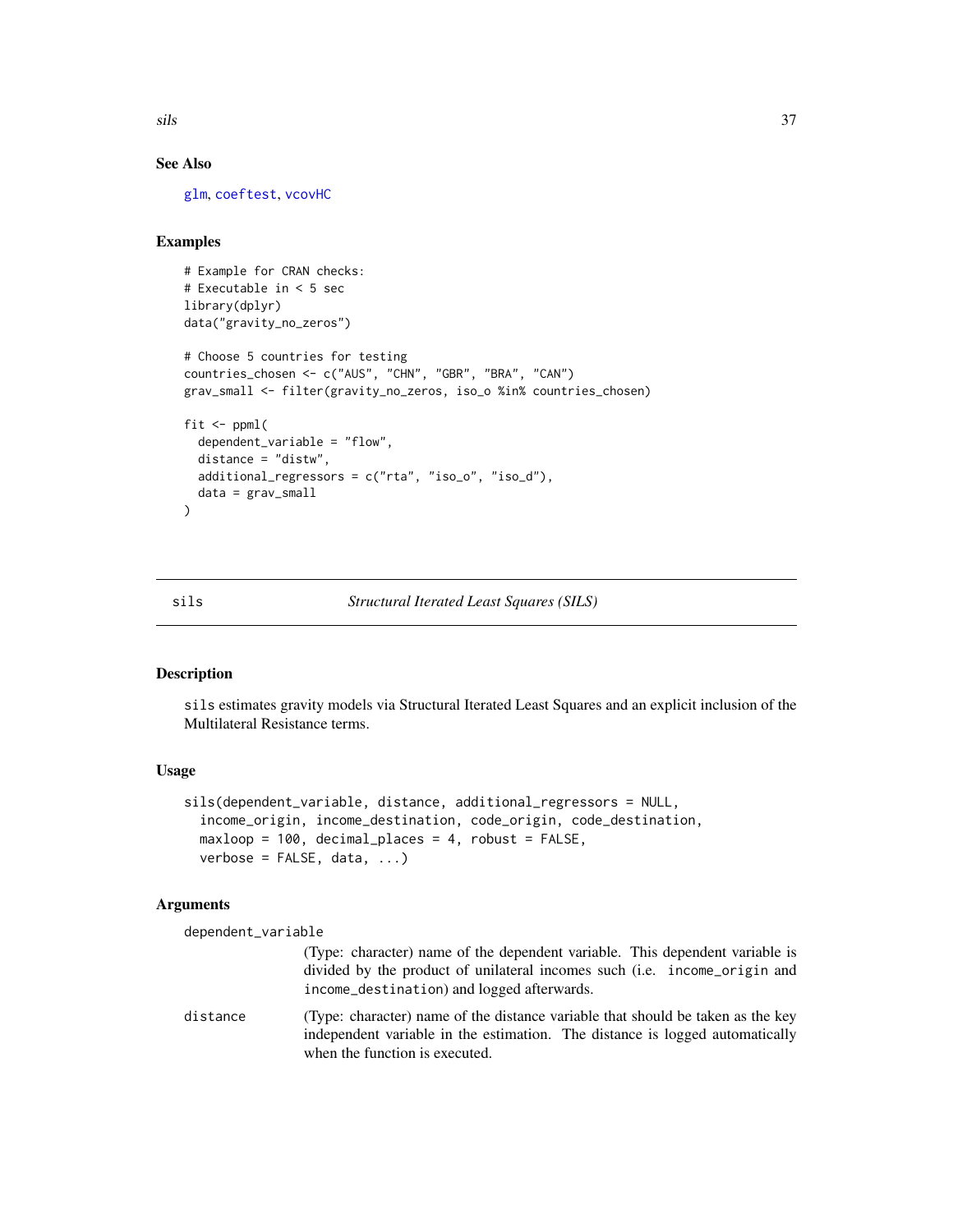## See Also

glm, coeftest, vcovHC

## Examples

```
# Example for CRAN checks:
# Executable in < 5 sec
library(dplyr)
data("gravity_no_zeros")

# Choose 5 countries for testing
countries_chosen <- c("AUS", "CHN", "GBR", "BRA", "CAN")
grav_small <- filter(gravity_no_zeros, iso_o %in% countries_chosen)

fit <- ppml(
  dependent_variable = "flow",
  distance = "distw",
  additional_regressors = c("rta", "iso_o", "iso_d"),
  data = grav_small
)
```

---

# sils — *Structural Iterated Least Squares (SILS)*

## Description

sils estimates gravity models via Structural Iterated Least Squares and an explicit inclusion of the Multilateral Resistance terms.

## Usage

```
sils(dependent_variable, distance, additional_regressors = NULL,
  income_origin, income_destination, code_origin, code_destination,
  maxloop = 100, decimal_places = 4, robust = FALSE,
  verbose = FALSE, data, ...)
```

## Arguments

dependent_variable
: (Type: character) name of the dependent variable. This dependent variable is divided by the product of unilateral incomes such (i.e. income_origin and income_destination) and logged afterwards.

distance
: (Type: character) name of the distance variable that should be taken as the key independent variable in the estimation. The distance is logged automatically when the function is executed.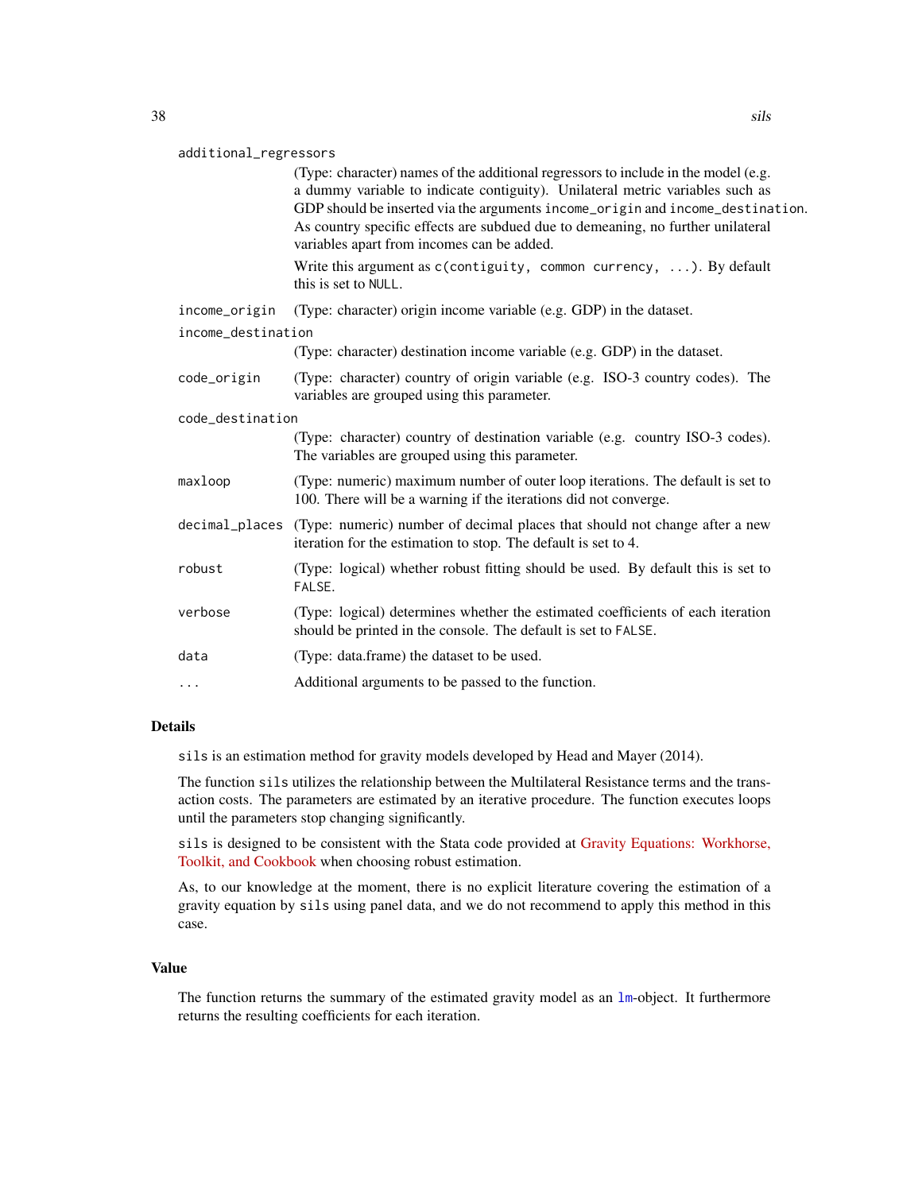`additional_regressors`
: (Type: character) names of the additional regressors to include in the model (e.g. a dummy variable to indicate contiguity). Unilateral metric variables such as GDP should be inserted via the arguments `income_origin` and `income_destination`. As country specific effects are subdued due to demeaning, no further unilateral variables apart from incomes can be added.

  Write this argument as `c(contiguity, common currency, ...)`. By default this is set to `NULL`.

`income_origin`
: (Type: character) origin income variable (e.g. GDP) in the dataset.

`income_destination`
: (Type: character) destination income variable (e.g. GDP) in the dataset.

`code_origin`
: (Type: character) country of origin variable (e.g. ISO-3 country codes). The variables are grouped using this parameter.

`code_destination`
: (Type: character) country of destination variable (e.g. country ISO-3 codes). The variables are grouped using this parameter.

`maxloop`
: (Type: numeric) maximum number of outer loop iterations. The default is set to 100. There will be a warning if the iterations did not converge.

`decimal_places`
: (Type: numeric) number of decimal places that should not change after a new iteration for the estimation to stop. The default is set to 4.

`robust`
: (Type: logical) whether robust fitting should be used. By default this is set to `FALSE`.

`verbose`
: (Type: logical) determines whether the estimated coefficients of each iteration should be printed in the console. The default is set to `FALSE`.

`data`
: (Type: data.frame) the dataset to be used.

`...`
: Additional arguments to be passed to the function.

## Details

`sils` is an estimation method for gravity models developed by Head and Mayer (2014).

The function `sils` utilizes the relationship between the Multilateral Resistance terms and the transaction costs. The parameters are estimated by an iterative procedure. The function executes loops until the parameters stop changing significantly.

`sils` is designed to be consistent with the Stata code provided at Gravity Equations: Workhorse, Toolkit, and Cookbook when choosing robust estimation.

As, to our knowledge at the moment, there is no explicit literature covering the estimation of a gravity equation by `sils` using panel data, and we do not recommend to apply this method in this case.

## Value

The function returns the summary of the estimated gravity model as an `lm`-object. It furthermore returns the resulting coefficients for each iteration.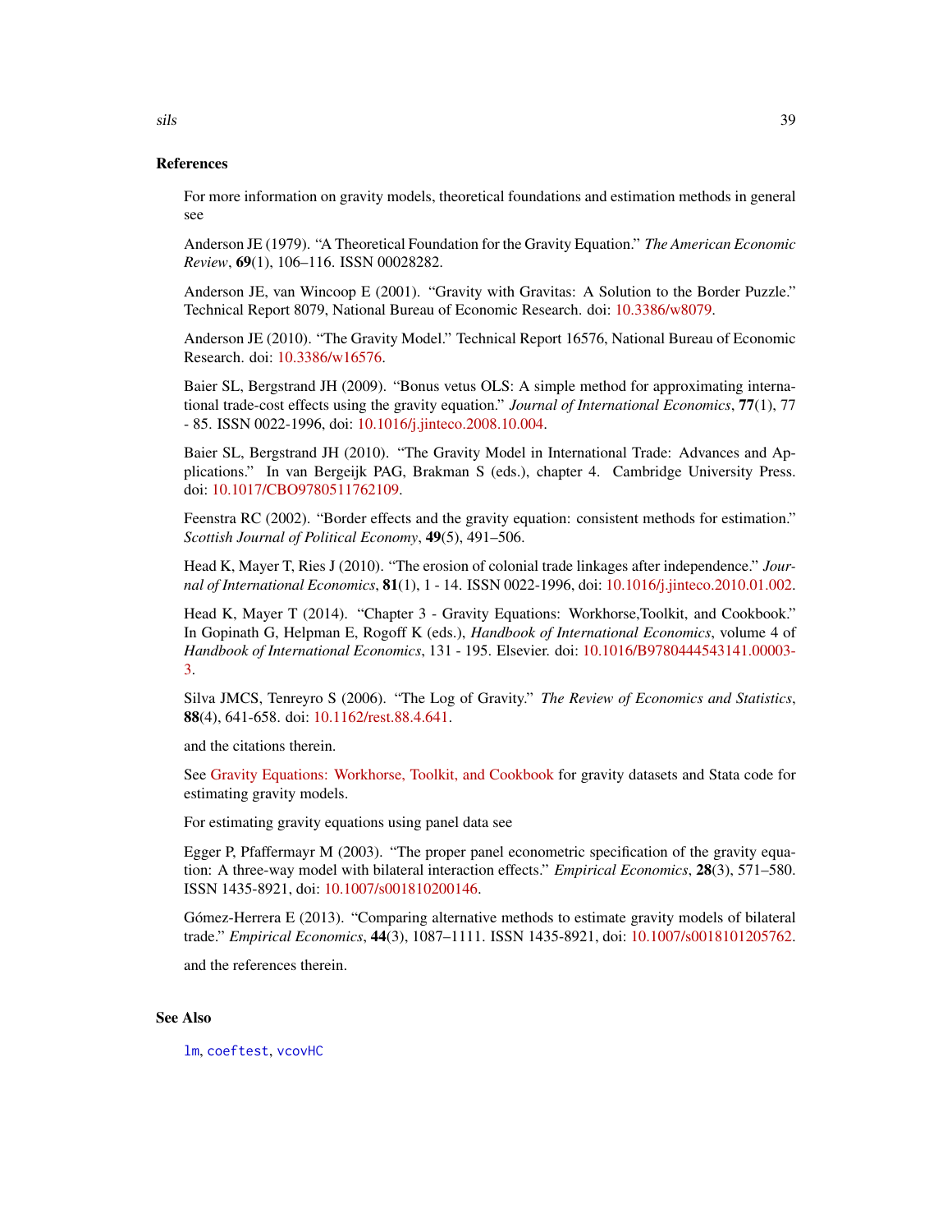## References

For more information on gravity models, theoretical foundations and estimation methods in general see

Anderson JE (1979). "A Theoretical Foundation for the Gravity Equation." *The American Economic Review*, **69**(1), 106–116. ISSN 00028282.

Anderson JE, van Wincoop E (2001). "Gravity with Gravitas: A Solution to the Border Puzzle." Technical Report 8079, National Bureau of Economic Research. doi: 10.3386/w8079.

Anderson JE (2010). "The Gravity Model." Technical Report 16576, National Bureau of Economic Research. doi: 10.3386/w16576.

Baier SL, Bergstrand JH (2009). "Bonus vetus OLS: A simple method for approximating international trade-cost effects using the gravity equation." *Journal of International Economics*, **77**(1), 77 - 85. ISSN 0022-1996, doi: 10.1016/j.jinteco.2008.10.004.

Baier SL, Bergstrand JH (2010). "The Gravity Model in International Trade: Advances and Applications." In van Bergeijk PAG, Brakman S (eds.), chapter 4. Cambridge University Press. doi: 10.1017/CBO9780511762109.

Feenstra RC (2002). "Border effects and the gravity equation: consistent methods for estimation." *Scottish Journal of Political Economy*, **49**(5), 491–506.

Head K, Mayer T, Ries J (2010). "The erosion of colonial trade linkages after independence." *Journal of International Economics*, **81**(1), 1 - 14. ISSN 0022-1996, doi: 10.1016/j.jinteco.2010.01.002.

Head K, Mayer T (2014). "Chapter 3 - Gravity Equations: Workhorse,Toolkit, and Cookbook." In Gopinath G, Helpman E, Rogoff K (eds.), *Handbook of International Economics*, volume 4 of *Handbook of International Economics*, 131 - 195. Elsevier. doi: 10.1016/B9780444543141.00003-3.

Silva JMCS, Tenreyro S (2006). "The Log of Gravity." *The Review of Economics and Statistics*, **88**(4), 641-658. doi: 10.1162/rest.88.4.641.

and the citations therein.

See Gravity Equations: Workhorse, Toolkit, and Cookbook for gravity datasets and Stata code for estimating gravity models.

For estimating gravity equations using panel data see

Egger P, Pfaffermayr M (2003). "The proper panel econometric specification of the gravity equation: A three-way model with bilateral interaction effects." *Empirical Economics*, **28**(3), 571–580. ISSN 1435-8921, doi: 10.1007/s001810200146.

Gómez-Herrera E (2013). "Comparing alternative methods to estimate gravity models of bilateral trade." *Empirical Economics*, **44**(3), 1087–1111. ISSN 1435-8921, doi: 10.1007/s0018101205762.

and the references therein.

## See Also

`lm`, `coeftest`, `vcovHC`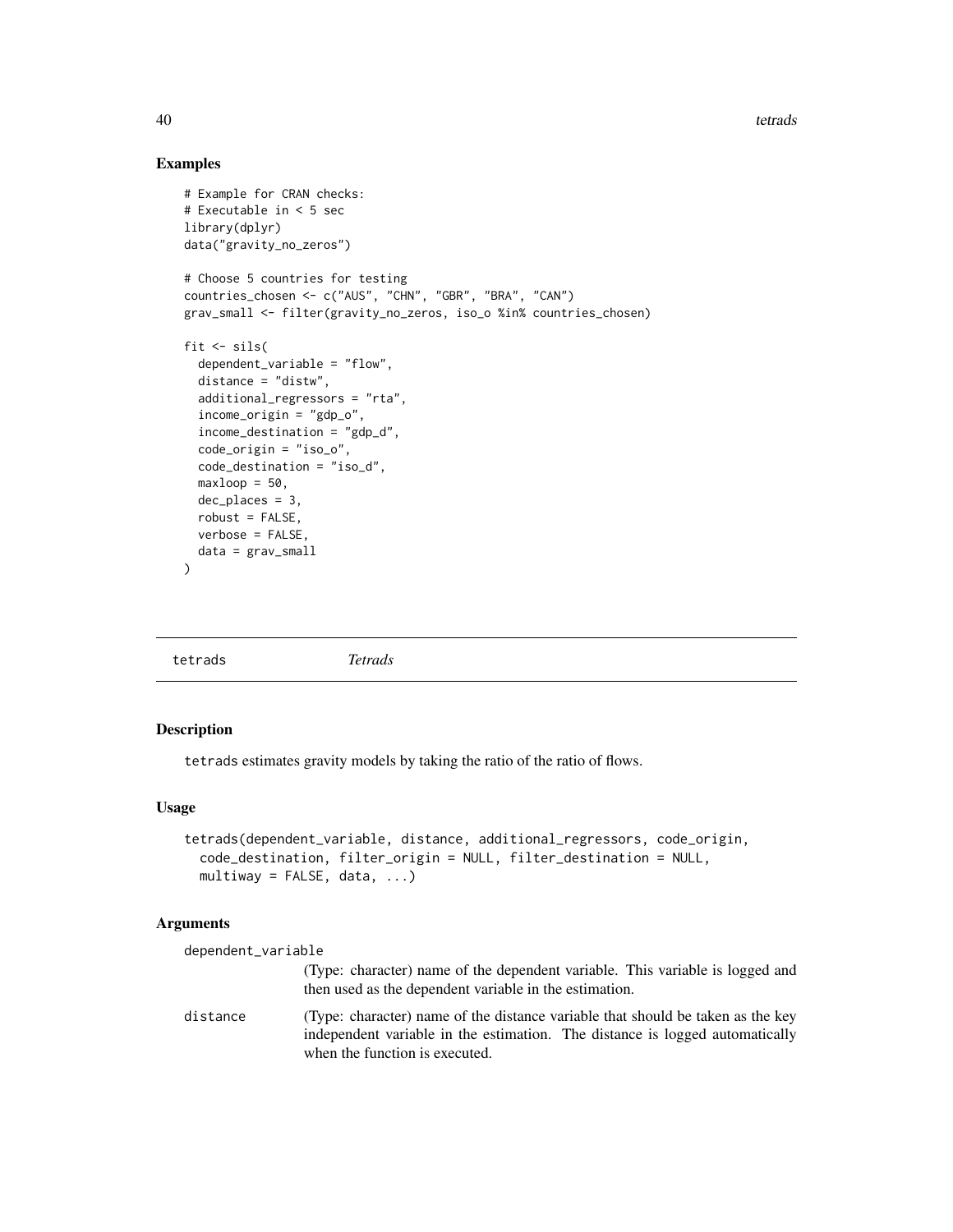## Examples

```
# Example for CRAN checks:
# Executable in < 5 sec
library(dplyr)
data("gravity_no_zeros")

# Choose 5 countries for testing
countries_chosen <- c("AUS", "CHN", "GBR", "BRA", "CAN")
grav_small <- filter(gravity_no_zeros, iso_o %in% countries_chosen)

fit <- sils(
  dependent_variable = "flow",
  distance = "distw",
  additional_regressors = "rta",
  income_origin = "gdp_o",
  income_destination = "gdp_d",
  code_origin = "iso_o",
  code_destination = "iso_d",
  maxloop = 50,
  dec_places = 3,
  robust = FALSE,
  verbose = FALSE,
  data = grav_small
)
```

---

# tetrads *Tetrads*

## Description

tetrads estimates gravity models by taking the ratio of the ratio of flows.

## Usage

```
tetrads(dependent_variable, distance, additional_regressors, code_origin,
  code_destination, filter_origin = NULL, filter_destination = NULL,
  multiway = FALSE, data, ...)
```

## Arguments

dependent_variable
: (Type: character) name of the dependent variable. This variable is logged and then used as the dependent variable in the estimation.

distance
: (Type: character) name of the distance variable that should be taken as the key independent variable in the estimation. The distance is logged automatically when the function is executed.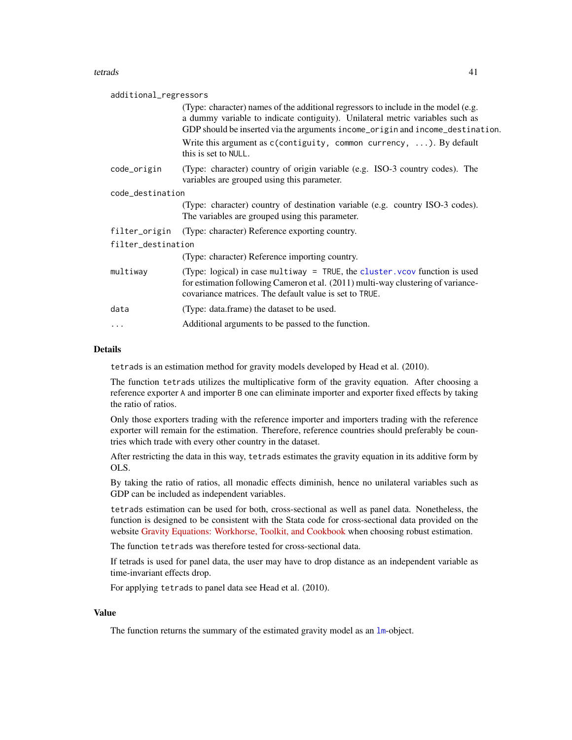`additional_regressors`
: (Type: character) names of the additional regressors to include in the model (e.g. a dummy variable to indicate contiguity). Unilateral metric variables such as GDP should be inserted via the arguments `income_origin` and `income_destination`.

  Write this argument as `c(contiguity, common currency, ...)`. By default this is set to `NULL`.

`code_origin`
: (Type: character) country of origin variable (e.g. ISO-3 country codes). The variables are grouped using this parameter.

`code_destination`
: (Type: character) country of destination variable (e.g. country ISO-3 codes). The variables are grouped using this parameter.

`filter_origin`
: (Type: character) Reference exporting country.

`filter_destination`
: (Type: character) Reference importing country.

`multiway`
: (Type: logical) in case `multiway = TRUE`, the `cluster.vcov` function is used for estimation following Cameron et al. (2011) multi-way clustering of variance-covariance matrices. The default value is set to `TRUE`.

`data`
: (Type: data.frame) the dataset to be used.

`...`
: Additional arguments to be passed to the function.

## Details

`tetrads` is an estimation method for gravity models developed by Head et al. (2010).

The function `tetrads` utilizes the multiplicative form of the gravity equation. After choosing a reference exporter `A` and importer `B` one can eliminate importer and exporter fixed effects by taking the ratio of ratios.

Only those exporters trading with the reference importer and importers trading with the reference exporter will remain for the estimation. Therefore, reference countries should preferably be countries which trade with every other country in the dataset.

After restricting the data in this way, `tetrads` estimates the gravity equation in its additive form by OLS.

By taking the ratio of ratios, all monadic effects diminish, hence no unilateral variables such as GDP can be included as independent variables.

`tetrads` estimation can be used for both, cross-sectional as well as panel data. Nonetheless, the function is designed to be consistent with the Stata code for cross-sectional data provided on the website Gravity Equations: Workhorse, Toolkit, and Cookbook when choosing robust estimation.

The function `tetrads` was therefore tested for cross-sectional data.

If tetrads is used for panel data, the user may have to drop distance as an independent variable as time-invariant effects drop.

For applying `tetrads` to panel data see Head et al. (2010).

## Value

The function returns the summary of the estimated gravity model as an `lm`-object.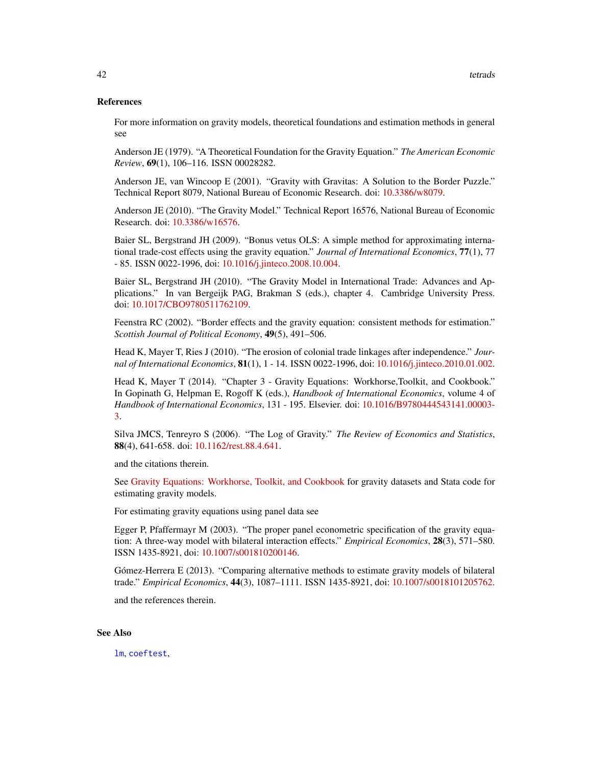### References

For more information on gravity models, theoretical foundations and estimation methods in general see

Anderson JE (1979). "A Theoretical Foundation for the Gravity Equation." *The American Economic Review*, **69**(1), 106–116. ISSN 00028282.

Anderson JE, van Wincoop E (2001). "Gravity with Gravitas: A Solution to the Border Puzzle." Technical Report 8079, National Bureau of Economic Research. doi: 10.3386/w8079.

Anderson JE (2010). "The Gravity Model." Technical Report 16576, National Bureau of Economic Research. doi: 10.3386/w16576.

Baier SL, Bergstrand JH (2009). "Bonus vetus OLS: A simple method for approximating international trade-cost effects using the gravity equation." *Journal of International Economics*, **77**(1), 77 - 85. ISSN 0022-1996, doi: 10.1016/j.jinteco.2008.10.004.

Baier SL, Bergstrand JH (2010). "The Gravity Model in International Trade: Advances and Applications." In van Bergeijk PAG, Brakman S (eds.), chapter 4. Cambridge University Press. doi: 10.1017/CBO9780511762109.

Feenstra RC (2002). "Border effects and the gravity equation: consistent methods for estimation." *Scottish Journal of Political Economy*, **49**(5), 491–506.

Head K, Mayer T, Ries J (2010). "The erosion of colonial trade linkages after independence." *Journal of International Economics*, **81**(1), 1 - 14. ISSN 0022-1996, doi: 10.1016/j.jinteco.2010.01.002.

Head K, Mayer T (2014). "Chapter 3 - Gravity Equations: Workhorse,Toolkit, and Cookbook." In Gopinath G, Helpman E, Rogoff K (eds.), *Handbook of International Economics*, volume 4 of *Handbook of International Economics*, 131 - 195. Elsevier. doi: 10.1016/B9780444543141.00003-3.

Silva JMCS, Tenreyro S (2006). "The Log of Gravity." *The Review of Economics and Statistics*, **88**(4), 641-658. doi: 10.1162/rest.88.4.641.

and the citations therein.

See Gravity Equations: Workhorse, Toolkit, and Cookbook for gravity datasets and Stata code for estimating gravity models.

For estimating gravity equations using panel data see

Egger P, Pfaffermayr M (2003). "The proper panel econometric specification of the gravity equation: A three-way model with bilateral interaction effects." *Empirical Economics*, **28**(3), 571–580. ISSN 1435-8921, doi: 10.1007/s001810200146.

Gómez-Herrera E (2013). "Comparing alternative methods to estimate gravity models of bilateral trade." *Empirical Economics*, **44**(3), 1087–1111. ISSN 1435-8921, doi: 10.1007/s0018101205762.

and the references therein.

### See Also

`lm`, `coeftest`,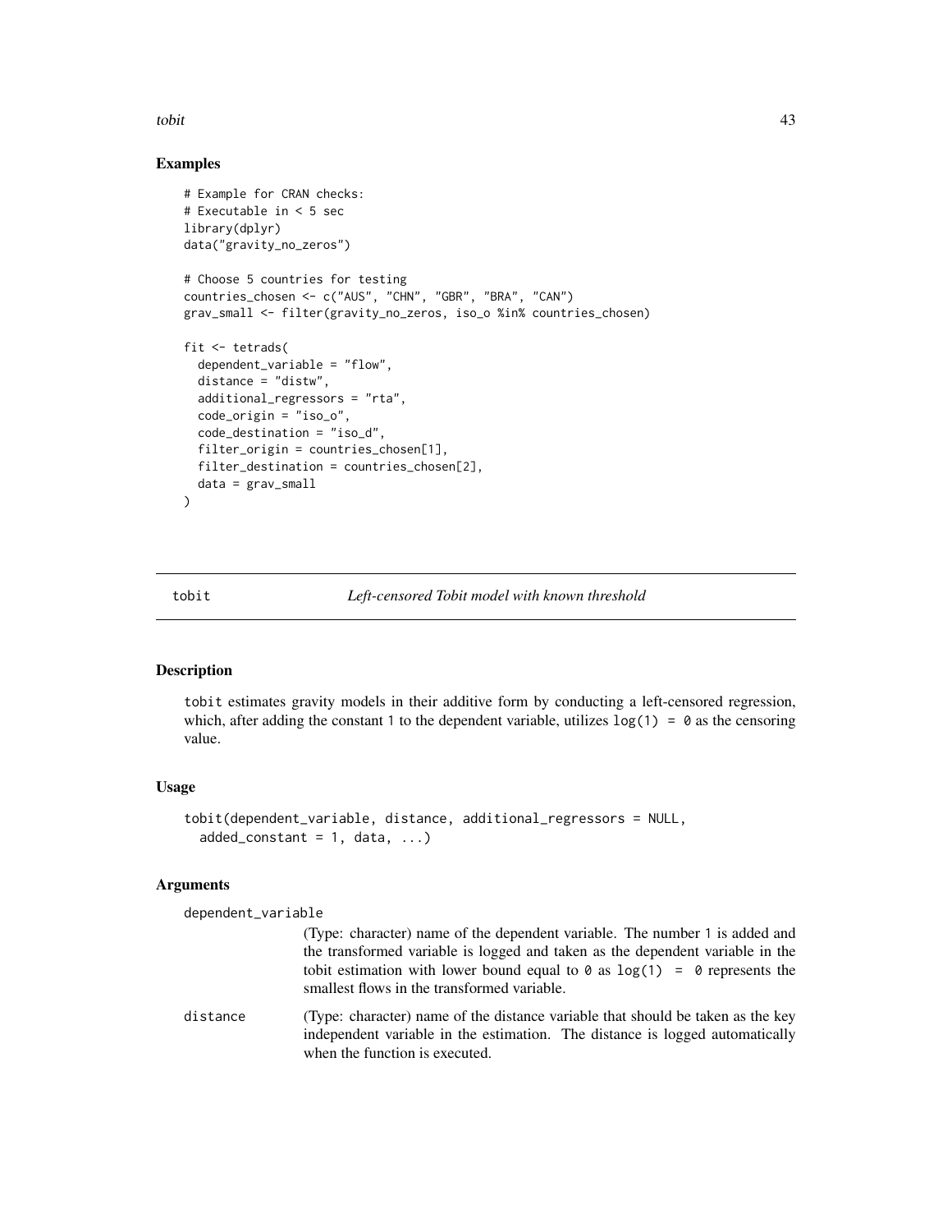## Examples

```
# Example for CRAN checks:
# Executable in < 5 sec
library(dplyr)
data("gravity_no_zeros")

# Choose 5 countries for testing
countries_chosen <- c("AUS", "CHN", "GBR", "BRA", "CAN")
grav_small <- filter(gravity_no_zeros, iso_o %in% countries_chosen)

fit <- tetrads(
  dependent_variable = "flow",
  distance = "distw",
  additional_regressors = "rta",
  code_origin = "iso_o",
  code_destination = "iso_d",
  filter_origin = countries_chosen[1],
  filter_destination = countries_chosen[2],
  data = grav_small
)
```

---

# tobit — *Left-censored Tobit model with known threshold*

---

## Description

`tobit` estimates gravity models in their additive form by conducting a left-censored regression, which, after adding the constant `1` to the dependent variable, utilizes `log(1) = 0` as the censoring value.

## Usage

```
tobit(dependent_variable, distance, additional_regressors = NULL,
  added_constant = 1, data, ...)
```

## Arguments

`dependent_variable`
: (Type: character) name of the dependent variable. The number `1` is added and the transformed variable is logged and taken as the dependent variable in the tobit estimation with lower bound equal to `0` as `log(1) = 0` represents the smallest flows in the transformed variable.

`distance`
: (Type: character) name of the distance variable that should be taken as the key independent variable in the estimation. The distance is logged automatically when the function is executed.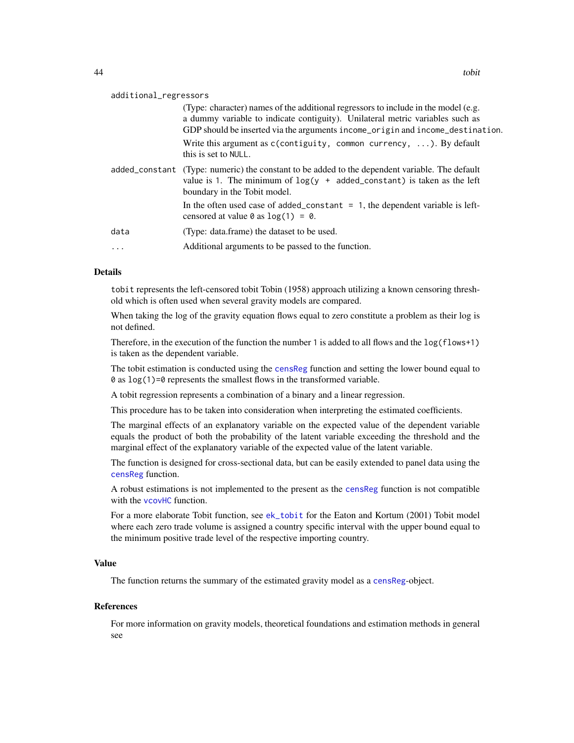`additional_regressors`
: (Type: character) names of the additional regressors to include in the model (e.g. a dummy variable to indicate contiguity). Unilateral metric variables such as GDP should be inserted via the arguments `income_origin` and `income_destination`.

  Write this argument as `c(contiguity, common currency, ...)`. By default this is set to `NULL`.

`added_constant`
: (Type: numeric) the constant to be added to the dependent variable. The default value is 1. The minimum of `log(y + added_constant)` is taken as the left boundary in the Tobit model.

  In the often used case of `added_constant = 1`, the dependent variable is left-censored at value `0` as `log(1) = 0`.

`data`
: (Type: data.frame) the dataset to be used.

`...`
: Additional arguments to be passed to the function.

## Details

`tobit` represents the left-censored tobit Tobin (1958) approach utilizing a known censoring threshold which is often used when several gravity models are compared.

When taking the log of the gravity equation flows equal to zero constitute a problem as their log is not defined.

Therefore, in the execution of the function the number 1 is added to all flows and the `log(flows+1)` is taken as the dependent variable.

The tobit estimation is conducted using the `censReg` function and setting the lower bound equal to `0` as `log(1)=0` represents the smallest flows in the transformed variable.

A tobit regression represents a combination of a binary and a linear regression.

This procedure has to be taken into consideration when interpreting the estimated coefficients.

The marginal effects of an explanatory variable on the expected value of the dependent variable equals the product of both the probability of the latent variable exceeding the threshold and the marginal effect of the explanatory variable of the expected value of the latent variable.

The function is designed for cross-sectional data, but can be easily extended to panel data using the `censReg` function.

A robust estimations is not implemented to the present as the `censReg` function is not compatible with the `vcovHC` function.

For a more elaborate Tobit function, see `ek_tobit` for the Eaton and Kortum (2001) Tobit model where each zero trade volume is assigned a country specific interval with the upper bound equal to the minimum positive trade level of the respective importing country.

## Value

The function returns the summary of the estimated gravity model as a `censReg`-object.

## References

For more information on gravity models, theoretical foundations and estimation methods in general see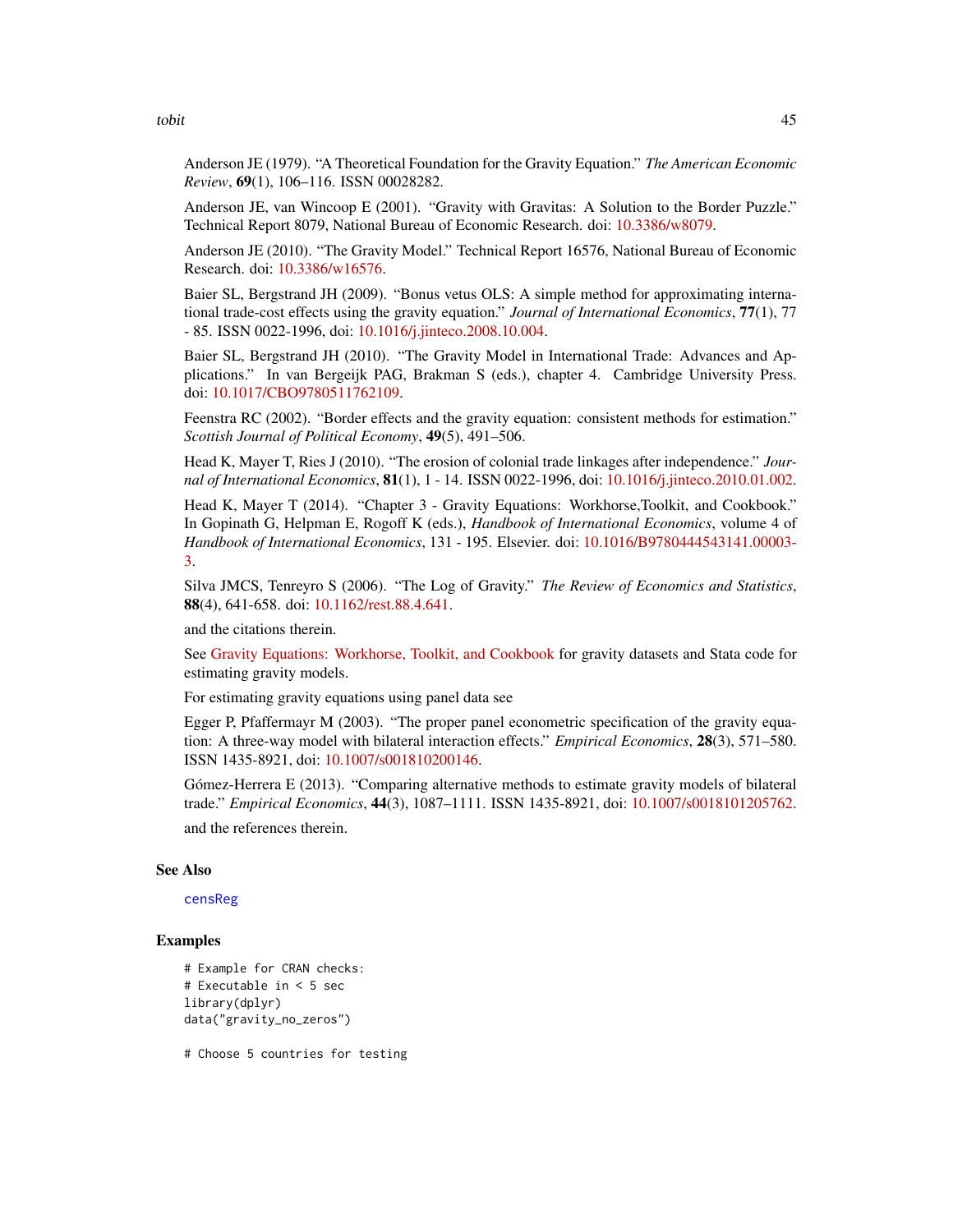Anderson JE (1979). "A Theoretical Foundation for the Gravity Equation." *The American Economic Review*, **69**(1), 106–116. ISSN 00028282.

Anderson JE, van Wincoop E (2001). "Gravity with Gravitas: A Solution to the Border Puzzle." Technical Report 8079, National Bureau of Economic Research. doi: 10.3386/w8079.

Anderson JE (2010). "The Gravity Model." Technical Report 16576, National Bureau of Economic Research. doi: 10.3386/w16576.

Baier SL, Bergstrand JH (2009). "Bonus vetus OLS: A simple method for approximating international trade-cost effects using the gravity equation." *Journal of International Economics*, **77**(1), 77 - 85. ISSN 0022-1996, doi: 10.1016/j.jinteco.2008.10.004.

Baier SL, Bergstrand JH (2010). "The Gravity Model in International Trade: Advances and Applications." In van Bergeijk PAG, Brakman S (eds.), chapter 4. Cambridge University Press. doi: 10.1017/CBO9780511762109.

Feenstra RC (2002). "Border effects and the gravity equation: consistent methods for estimation." *Scottish Journal of Political Economy*, **49**(5), 491–506.

Head K, Mayer T, Ries J (2010). "The erosion of colonial trade linkages after independence." *Journal of International Economics*, **81**(1), 1 - 14. ISSN 0022-1996, doi: 10.1016/j.jinteco.2010.01.002.

Head K, Mayer T (2014). "Chapter 3 - Gravity Equations: Workhorse,Toolkit, and Cookbook." In Gopinath G, Helpman E, Rogoff K (eds.), *Handbook of International Economics*, volume 4 of *Handbook of International Economics*, 131 - 195. Elsevier. doi: 10.1016/B9780444543141.00003-3.

Silva JMCS, Tenreyro S (2006). "The Log of Gravity." *The Review of Economics and Statistics*, **88**(4), 641-658. doi: 10.1162/rest.88.4.641.

and the citations therein.

See Gravity Equations: Workhorse, Toolkit, and Cookbook for gravity datasets and Stata code for estimating gravity models.

For estimating gravity equations using panel data see

Egger P, Pfaffermayr M (2003). "The proper panel econometric specification of the gravity equation: A three-way model with bilateral interaction effects." *Empirical Economics*, **28**(3), 571–580. ISSN 1435-8921, doi: 10.1007/s001810200146.

Gómez-Herrera E (2013). "Comparing alternative methods to estimate gravity models of bilateral trade." *Empirical Economics*, **44**(3), 1087–1111. ISSN 1435-8921, doi: 10.1007/s0018101205762.

and the references therein.

## See Also

`censReg`

## Examples

```
# Example for CRAN checks:
# Executable in < 5 sec
library(dplyr)
data("gravity_no_zeros")

# Choose 5 countries for testing
```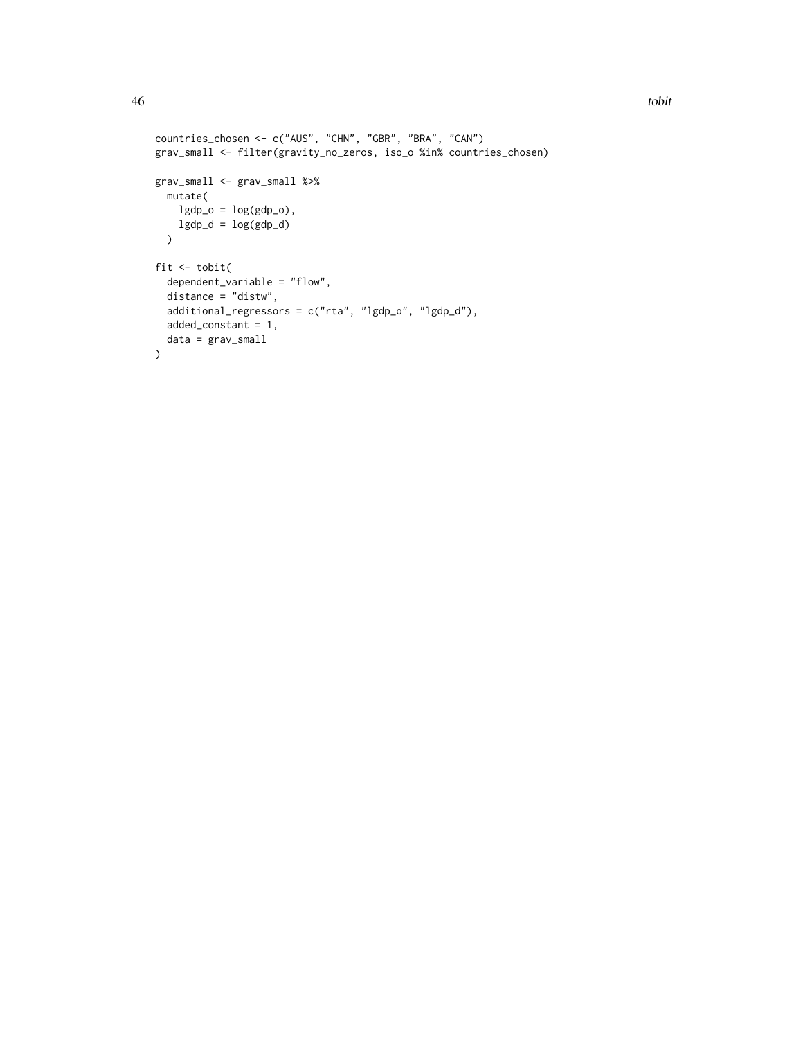```
countries_chosen <- c("AUS", "CHN", "GBR", "BRA", "CAN")
grav_small <- filter(gravity_no_zeros, iso_o %in% countries_chosen)

grav_small <- grav_small %>%
  mutate(
    lgdp_o = log(gdp_o),
    lgdp_d = log(gdp_d)
  )

fit <- tobit(
  dependent_variable = "flow",
  distance = "distw",
  additional_regressors = c("rta", "lgdp_o", "lgdp_d"),
  added_constant = 1,
  data = grav_small
)
```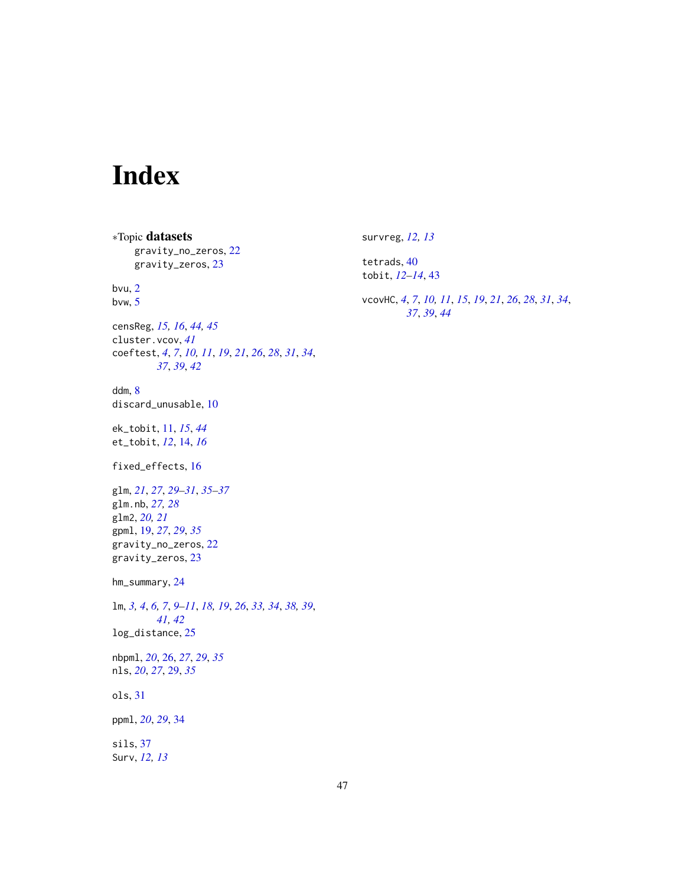# Index

*Topic **datasets**
- gravity_no_zeros, 22
- gravity_zeros, 23

bvu, 2
bvw, 5

censReg, *15, 16*, *44, 45*
cluster.vcov, *41*
coeftest, *4*, *7*, *10, 11*, *19*, *21*, *26*, *28*, *31*, *34*, *37*, *39*, *42*

ddm, 8
discard_unusable, 10

ek_tobit, 11, *15*, *44*
et_tobit, *12*, 14, *16*

fixed_effects, 16

glm, *21*, *27*, *29–31*, *35–37*
glm.nb, *27, 28*
glm2, *20, 21*
gpml, 19, *27*, *29*, *35*
gravity_no_zeros, 22
gravity_zeros, 23

hm_summary, 24

lm, *3, 4*, *6, 7*, *9–11*, *18, 19*, *26*, *33, 34*, *38, 39*, *41, 42*
log_distance, 25

nbpml, *20*, 26, *27*, *29*, *35*
nls, *20*, *27*, 29, *35*

ols, 31

ppml, *20*, *29*, 34

sils, 37
Surv, *12, 13*
survreg, *12, 13*

tetrads, 40
tobit, *12–14*, 43

vcovHC, *4*, *7*, *10, 11*, *15*, *19*, *21*, *26*, *28*, *31*, *34*, *37*, *39*, *44*